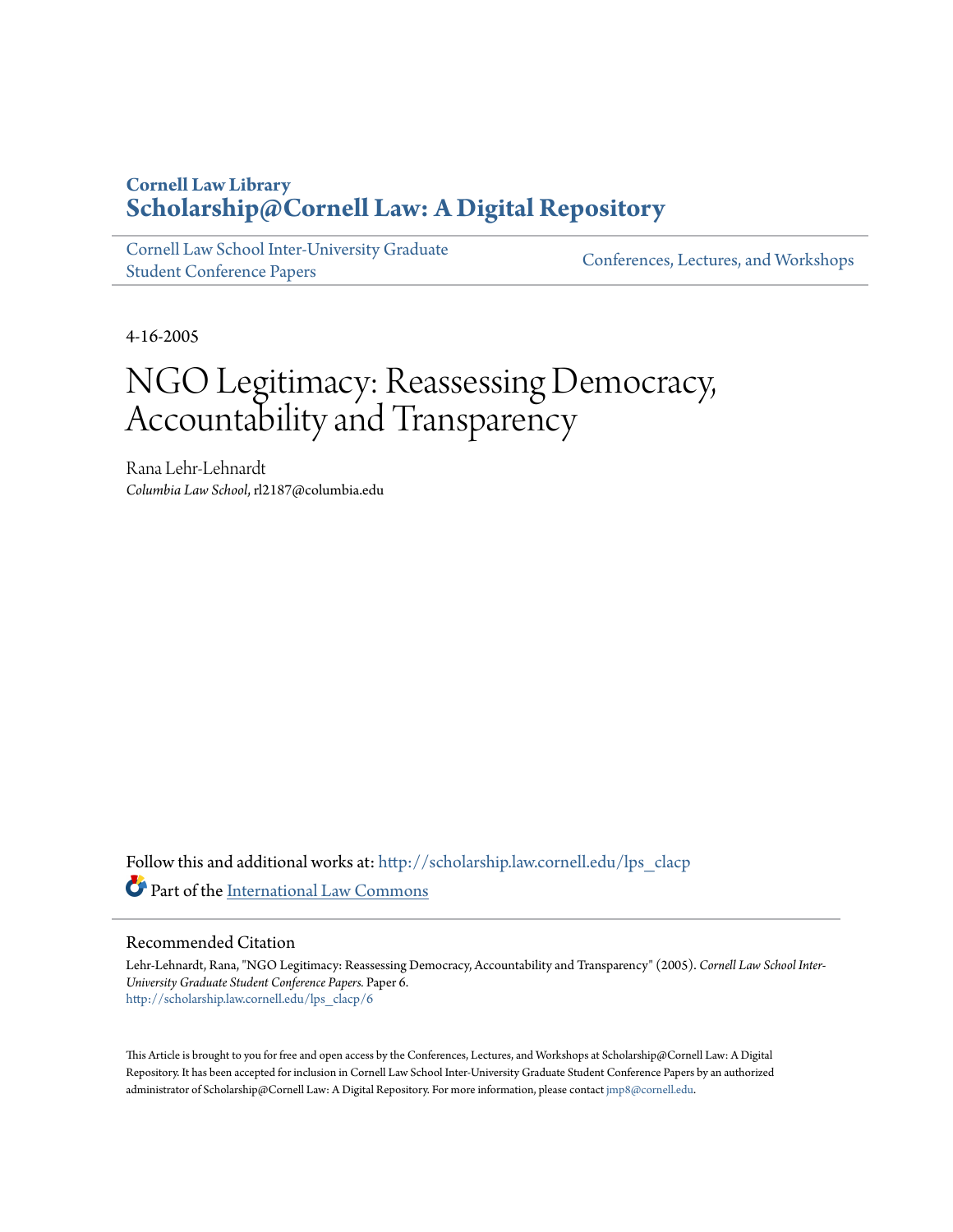**Cornell Law Library**
**Scholarship@Cornell Law: A Digital Repository**

Cornell Law School Inter-University Graduate Student Conference Papers

Conferences, Lectures, and Workshops

4-16-2005

# NGO Legitimacy: Reassessing Democracy, Accountability and Transparency

Rana Lehr-Lehnardt
*Columbia Law School*, rl2187@columbia.edu

Follow this and additional works at: http://scholarship.law.cornell.edu/lps_clacp

Part of the International Law Commons

## Recommended Citation

Lehr-Lehnardt, Rana, "NGO Legitimacy: Reassessing Democracy, Accountability and Transparency" (2005). *Cornell Law School Inter-University Graduate Student Conference Papers.* Paper 6.
http://scholarship.law.cornell.edu/lps_clacp/6

This Article is brought to you for free and open access by the Conferences, Lectures, and Workshops at Scholarship@Cornell Law: A Digital Repository. It has been accepted for inclusion in Cornell Law School Inter-University Graduate Student Conference Papers by an authorized administrator of Scholarship@Cornell Law: A Digital Repository. For more information, please contact jmp8@cornell.edu.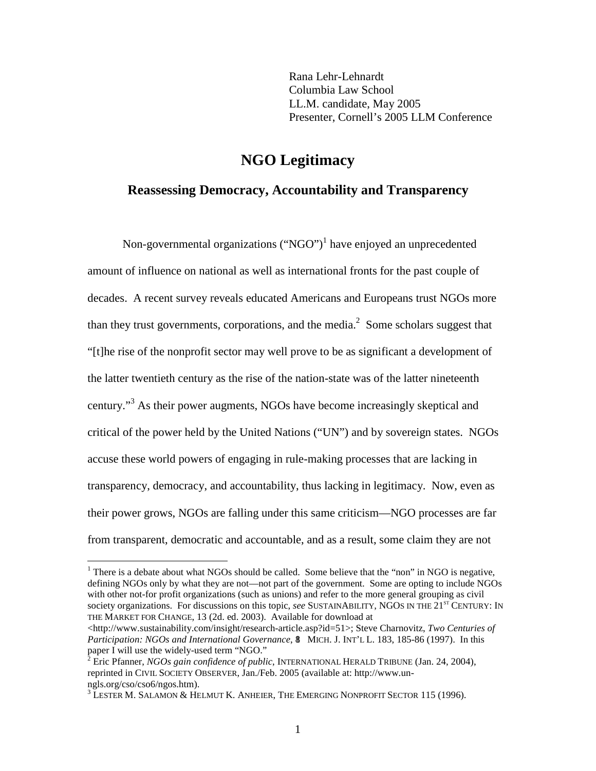Rana Lehr-Lehnardt
Columbia Law School
LL.M. candidate, May 2005
Presenter, Cornell's 2005 LLM Conference

# NGO Legitimacy

## Reassessing Democracy, Accountability and Transparency

Non-governmental organizations ("NGO")[1] have enjoyed an unprecedented amount of influence on national as well as international fronts for the past couple of decades. A recent survey reveals educated Americans and Europeans trust NGOs more than they trust governments, corporations, and the media.[2] Some scholars suggest that "[t]he rise of the nonprofit sector may well prove to be as significant a development of the latter twentieth century as the rise of the nation-state was of the latter nineteenth century."[3] As their power augments, NGOs have become increasingly skeptical and critical of the power held by the United Nations ("UN") and by sovereign states. NGOs accuse these world powers of engaging in rule-making processes that are lacking in transparency, democracy, and accountability, thus lacking in legitimacy. Now, even as their power grows, NGOs are falling under this same criticism—NGO processes are far from transparent, democratic and accountable, and as a result, some claim they are not

---

[1] There is a debate about what NGOs should be called. Some believe that the "non" in NGO is negative, defining NGOs only by what they are not—not part of the government. Some are opting to include NGOs with other not-for profit organizations (such as unions) and refer to the more general grouping as civil society organizations. For discussions on this topic, *see* SUSTAINABILITY, NGOS IN THE 21ST CENTURY: IN THE MARKET FOR CHANGE, 13 (2d. ed. 2003). Available for download at <http://www.sustainability.com/insight/research-article.asp?id=51>; Steve Charnovitz, *Two Centuries of Participation: NGOs and International Governance*, 18 MICH. J. INT'L L. 183, 185-86 (1997). In this paper I will use the widely-used term "NGO."

[2] Eric Pfanner, *NGOs gain confidence of public*, INTERNATIONAL HERALD TRIBUNE (Jan. 24, 2004), reprinted in CIVIL SOCIETY OBSERVER, Jan./Feb. 2005 (available at: http://www.un-ngls.org/cso/cso6/ngos.htm).

[3] LESTER M. SALAMON & HELMUT K. ANHEIER, THE EMERGING NONPROFIT SECTOR 115 (1996).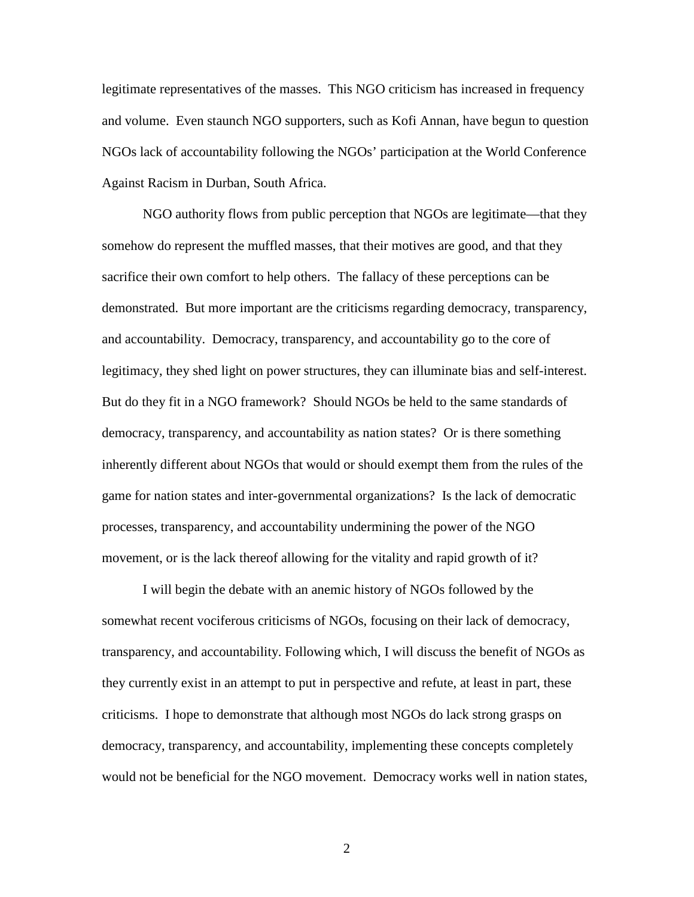legitimate representatives of the masses. This NGO criticism has increased in frequency and volume. Even staunch NGO supporters, such as Kofi Annan, have begun to question NGOs lack of accountability following the NGOs' participation at the World Conference Against Racism in Durban, South Africa.

NGO authority flows from public perception that NGOs are legitimate—that they somehow do represent the muffled masses, that their motives are good, and that they sacrifice their own comfort to help others. The fallacy of these perceptions can be demonstrated. But more important are the criticisms regarding democracy, transparency, and accountability. Democracy, transparency, and accountability go to the core of legitimacy, they shed light on power structures, they can illuminate bias and self-interest. But do they fit in a NGO framework? Should NGOs be held to the same standards of democracy, transparency, and accountability as nation states? Or is there something inherently different about NGOs that would or should exempt them from the rules of the game for nation states and inter-governmental organizations? Is the lack of democratic processes, transparency, and accountability undermining the power of the NGO movement, or is the lack thereof allowing for the vitality and rapid growth of it?

I will begin the debate with an anemic history of NGOs followed by the somewhat recent vociferous criticisms of NGOs, focusing on their lack of democracy, transparency, and accountability. Following which, I will discuss the benefit of NGOs as they currently exist in an attempt to put in perspective and refute, at least in part, these criticisms. I hope to demonstrate that although most NGOs do lack strong grasps on democracy, transparency, and accountability, implementing these concepts completely would not be beneficial for the NGO movement. Democracy works well in nation states,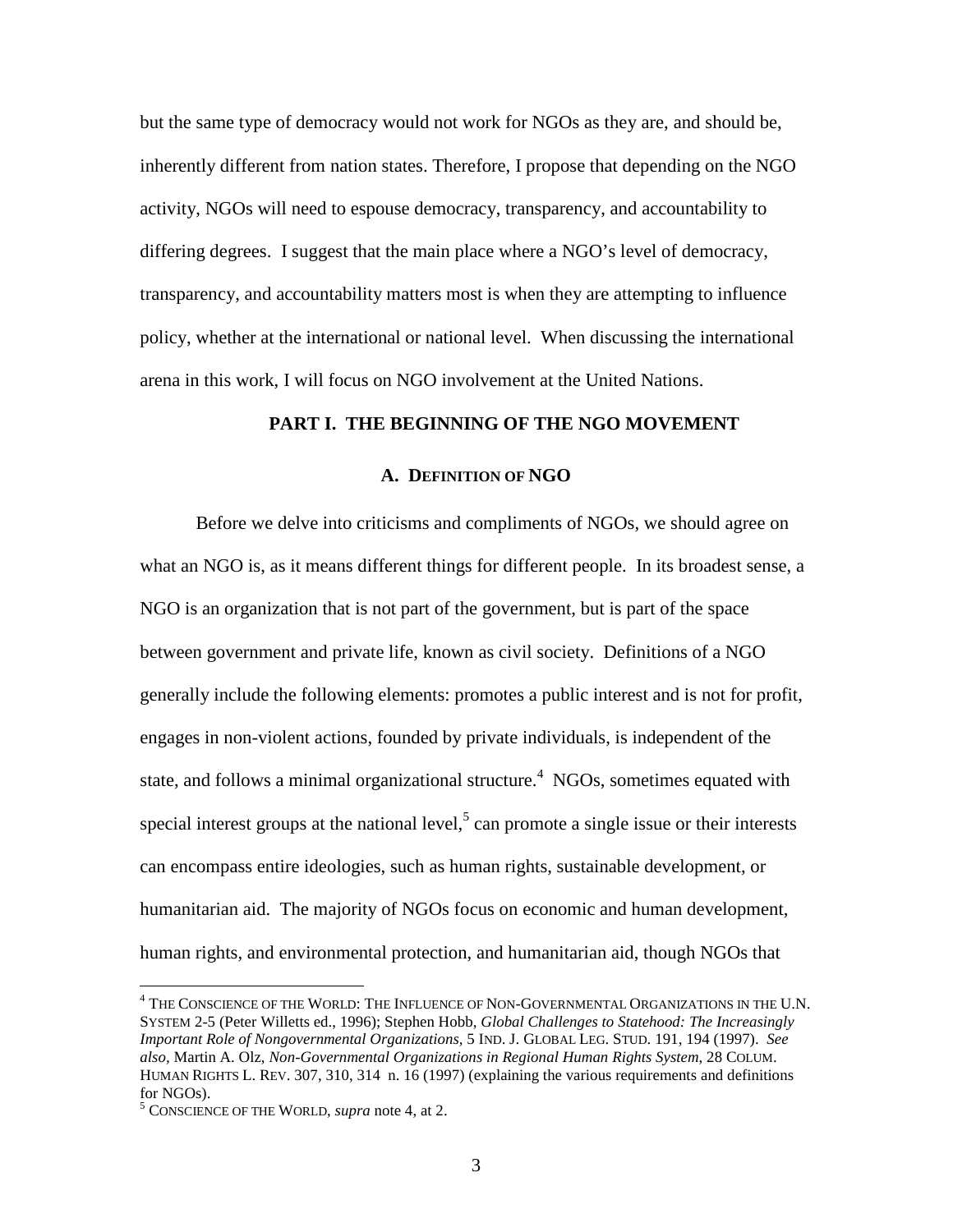but the same type of democracy would not work for NGOs as they are, and should be, inherently different from nation states. Therefore, I propose that depending on the NGO activity, NGOs will need to espouse democracy, transparency, and accountability to differing degrees. I suggest that the main place where a NGO's level of democracy, transparency, and accountability matters most is when they are attempting to influence policy, whether at the international or national level. When discussing the international arena in this work, I will focus on NGO involvement at the United Nations.

## PART I. THE BEGINNING OF THE NGO MOVEMENT

### A. DEFINITION OF NGO

Before we delve into criticisms and compliments of NGOs, we should agree on what an NGO is, as it means different things for different people. In its broadest sense, a NGO is an organization that is not part of the government, but is part of the space between government and private life, known as civil society. Definitions of a NGO generally include the following elements: promotes a public interest and is not for profit, engages in non-violent actions, founded by private individuals, is independent of the state, and follows a minimal organizational structure.[4] NGOs, sometimes equated with special interest groups at the national level,[5] can promote a single issue or their interests can encompass entire ideologies, such as human rights, sustainable development, or humanitarian aid. The majority of NGOs focus on economic and human development, human rights, and environmental protection, and humanitarian aid, though NGOs that

---

[4] THE CONSCIENCE OF THE WORLD: THE INFLUENCE OF NON-GOVERNMENTAL ORGANIZATIONS IN THE U.N. SYSTEM 2-5 (Peter Willetts ed., 1996); Stephen Hobb, *Global Challenges to Statehood: The Increasingly Important Role of Nongovernmental Organizations*, 5 IND. J. GLOBAL LEG. STUD. 191, 194 (1997). *See also*, Martin A. Olz, *Non-Governmental Organizations in Regional Human Rights System*, 28 COLUM. HUMAN RIGHTS L. REV. 307, 310, 314 n. 16 (1997) (explaining the various requirements and definitions for NGOs).

[5] CONSCIENCE OF THE WORLD, *supra* note 4, at 2.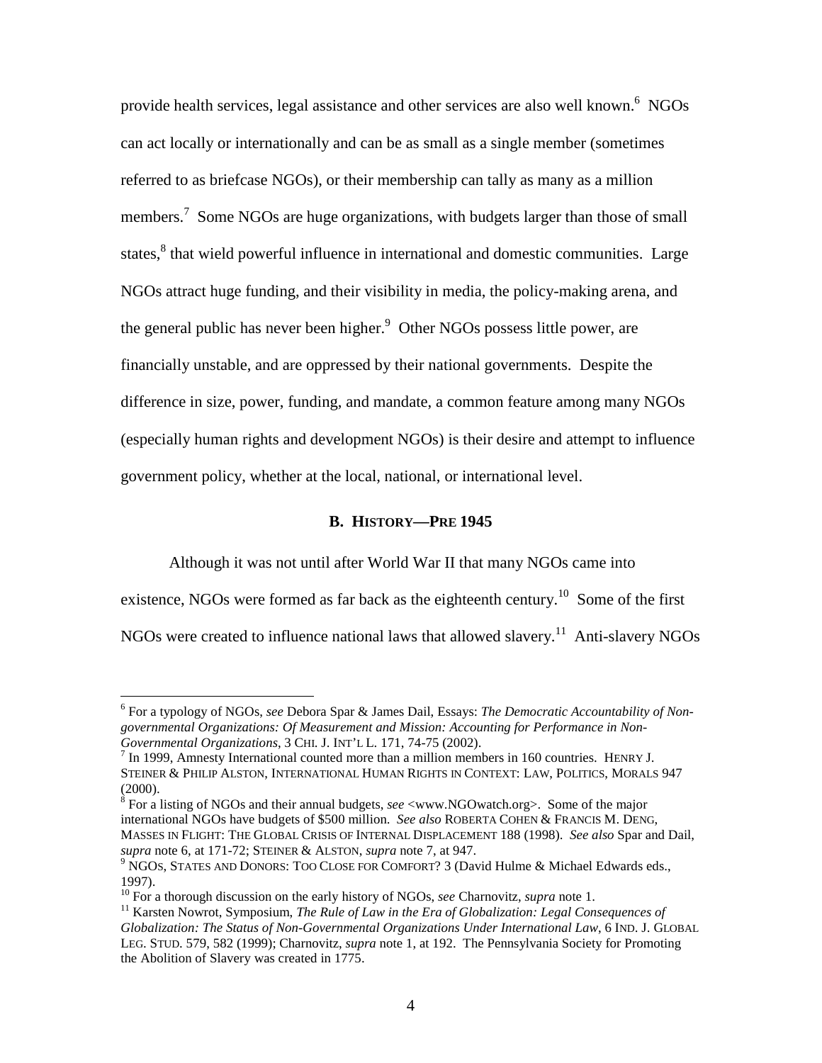provide health services, legal assistance and other services are also well known.[6] NGOs can act locally or internationally and can be as small as a single member (sometimes referred to as briefcase NGOs), or their membership can tally as many as a million members.[7] Some NGOs are huge organizations, with budgets larger than those of small states,[8] that wield powerful influence in international and domestic communities. Large NGOs attract huge funding, and their visibility in media, the policy-making arena, and the general public has never been higher.[9] Other NGOs possess little power, are financially unstable, and are oppressed by their national governments. Despite the difference in size, power, funding, and mandate, a common feature among many NGOs (especially human rights and development NGOs) is their desire and attempt to influence government policy, whether at the local, national, or international level.

### B. History—Pre 1945

Although it was not until after World War II that many NGOs came into existence, NGOs were formed as far back as the eighteenth century.[10] Some of the first NGOs were created to influence national laws that allowed slavery.[11] Anti-slavery NGOs

---

[6] For a typology of NGOs, *see* Debora Spar & James Dail, Essays: *The Democratic Accountability of Non-governmental Organizations: Of Measurement and Mission: Accounting for Performance in Non-Governmental Organizations*, 3 Chi. J. Int'l L. 171, 74-75 (2002).

[7] In 1999, Amnesty International counted more than a million members in 160 countries. Henry J. Steiner & Philip Alston, International Human Rights in Context: Law, Politics, Morals 947 (2000).

[8] For a listing of NGOs and their annual budgets, *see* <www.NGOwatch.org>. Some of the major international NGOs have budgets of $500 million. *See also* Roberta Cohen & Francis M. Deng, Masses in Flight: The Global Crisis of Internal Displacement 188 (1998). *See also* Spar and Dail, *supra* note 6, at 171-72; Steiner & Alston, *supra* note 7, at 947.

[9] NGOs, States and Donors: Too Close for Comfort? 3 (David Hulme & Michael Edwards eds., 1997).

[10] For a thorough discussion on the early history of NGOs, *see* Charnovitz, *supra* note 1.

[11] Karsten Nowrot, Symposium, *The Rule of Law in the Era of Globalization: Legal Consequences of Globalization: The Status of Non-Governmental Organizations Under International Law*, 6 Ind. J. Global Leg. Stud. 579, 582 (1999); Charnovitz, *supra* note 1, at 192. The Pennsylvania Society for Promoting the Abolition of Slavery was created in 1775.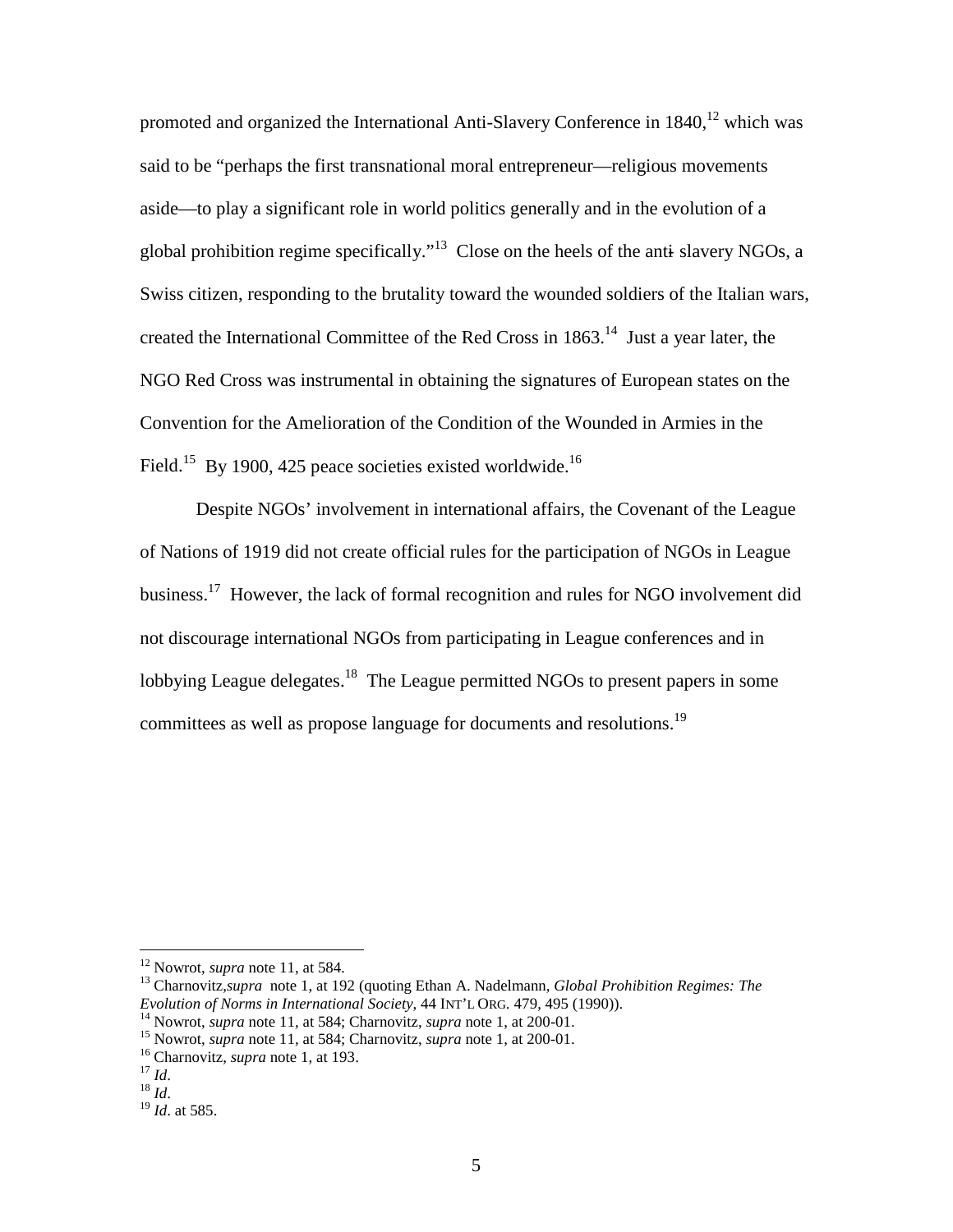promoted and organized the International Anti-Slavery Conference in 1840,[12] which was said to be "perhaps the first transnational moral entrepreneur—religious movements aside—to play a significant role in world politics generally and in the evolution of a global prohibition regime specifically."[13] Close on the heels of the anti-slavery NGOs, a Swiss citizen, responding to the brutality toward the wounded soldiers of the Italian wars, created the International Committee of the Red Cross in 1863.[14] Just a year later, the NGO Red Cross was instrumental in obtaining the signatures of European states on the Convention for the Amelioration of the Condition of the Wounded in Armies in the Field.[15] By 1900, 425 peace societies existed worldwide.[16]

Despite NGOs' involvement in international affairs, the Covenant of the League of Nations of 1919 did not create official rules for the participation of NGOs in League business.[17] However, the lack of formal recognition and rules for NGO involvement did not discourage international NGOs from participating in League conferences and in lobbying League delegates.[18] The League permitted NGOs to present papers in some committees as well as propose language for documents and resolutions.[19]

---

[12] Nowrot, *supra* note 11, at 584.

[13] Charnovitz, *supra* note 1, at 192 (quoting Ethan A. Nadelmann, *Global Prohibition Regimes: The Evolution of Norms in International Society*, 44 INT'L ORG. 479, 495 (1990)).

[14] Nowrot, *supra* note 11, at 584; Charnovitz, *supra* note 1, at 200-01.

[15] Nowrot, *supra* note 11, at 584; Charnovitz, *supra* note 1, at 200-01.

[16] Charnovitz, *supra* note 1, at 193.

[17] *Id*.

[18] *Id*.

[19] *Id*. at 585.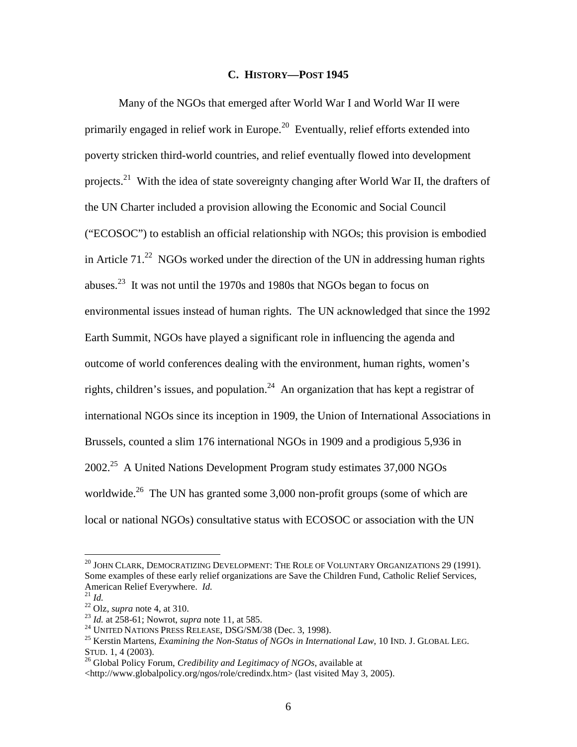### C. HISTORY—POST 1945

Many of the NGOs that emerged after World War I and World War II were primarily engaged in relief work in Europe.[20] Eventually, relief efforts extended into poverty stricken third-world countries, and relief eventually flowed into development projects.[21] With the idea of state sovereignty changing after World War II, the drafters of the UN Charter included a provision allowing the Economic and Social Council ("ECOSOC") to establish an official relationship with NGOs; this provision is embodied in Article 71.[22] NGOs worked under the direction of the UN in addressing human rights abuses.[23] It was not until the 1970s and 1980s that NGOs began to focus on environmental issues instead of human rights. The UN acknowledged that since the 1992 Earth Summit, NGOs have played a significant role in influencing the agenda and outcome of world conferences dealing with the environment, human rights, women's rights, children's issues, and population.[24] An organization that has kept a registrar of international NGOs since its inception in 1909, the Union of International Associations in Brussels, counted a slim 176 international NGOs in 1909 and a prodigious 5,936 in 2002.[25] A United Nations Development Program study estimates 37,000 NGOs worldwide.[26] The UN has granted some 3,000 non-profit groups (some of which are local or national NGOs) consultative status with ECOSOC or association with the UN

---

[20] JOHN CLARK, DEMOCRATIZING DEVELOPMENT: THE ROLE OF VOLUNTARY ORGANIZATIONS 29 (1991). Some examples of these early relief organizations are Save the Children Fund, Catholic Relief Services, American Relief Everywhere. *Id.*

[21] *Id.*

[22] Olz, *supra* note 4, at 310.

[23] *Id.* at 258-61; Nowrot, *supra* note 11, at 585.

[24] UNITED NATIONS PRESS RELEASE, DSG/SM/38 (Dec. 3, 1998).

[25] Kerstin Martens, *Examining the Non-Status of NGOs in International Law*, 10 IND. J. GLOBAL LEG. STUD. 1, 4 (2003).

[26] Global Policy Forum, *Credibility and Legitimacy of NGOs*, available at <http://www.globalpolicy.org/ngos/role/credindx.htm> (last visited May 3, 2005).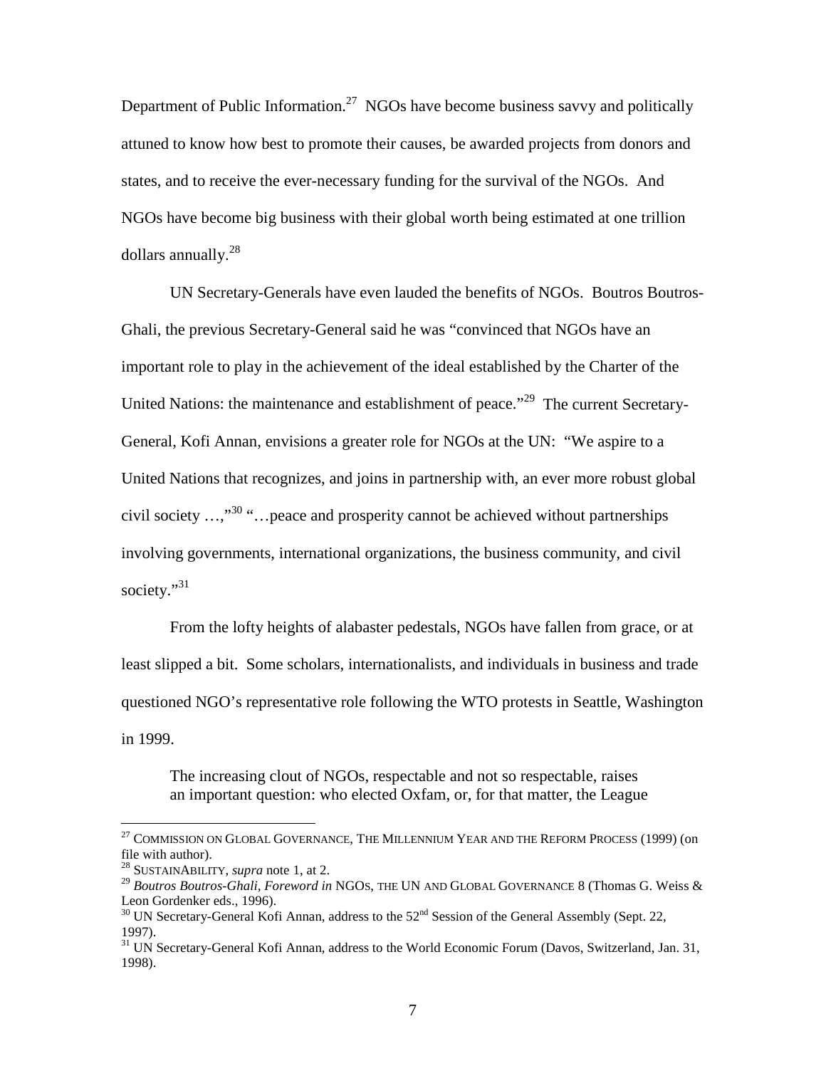Department of Public Information.[27] NGOs have become business savvy and politically attuned to know how best to promote their causes, be awarded projects from donors and states, and to receive the ever-necessary funding for the survival of the NGOs. And NGOs have become big business with their global worth being estimated at one trillion dollars annually.[28]

UN Secretary-Generals have even lauded the benefits of NGOs. Boutros Boutros-Ghali, the previous Secretary-General said he was "convinced that NGOs have an important role to play in the achievement of the ideal established by the Charter of the United Nations: the maintenance and establishment of peace."[29] The current Secretary-General, Kofi Annan, envisions a greater role for NGOs at the UN: "We aspire to a United Nations that recognizes, and joins in partnership with, an ever more robust global civil society …,"[30] "…peace and prosperity cannot be achieved without partnerships involving governments, international organizations, the business community, and civil society."[31]

From the lofty heights of alabaster pedestals, NGOs have fallen from grace, or at least slipped a bit. Some scholars, internationalists, and individuals in business and trade questioned NGO's representative role following the WTO protests in Seattle, Washington in 1999.

> The increasing clout of NGOs, respectable and not so respectable, raises an important question: who elected Oxfam, or, for that matter, the League

---

[27] Commission on Global Governance, The Millennium Year and the Reform Process (1999) (on file with author).

[28] SustainAbility, *supra* note 1, at 2.

[29] *Boutros Boutros-Ghali, Foreword in* NGOs, the UN and Global Governance 8 (Thomas G. Weiss & Leon Gordenker eds., 1996).

[30] UN Secretary-General Kofi Annan, address to the 52nd Session of the General Assembly (Sept. 22, 1997).

[31] UN Secretary-General Kofi Annan, address to the World Economic Forum (Davos, Switzerland, Jan. 31, 1998).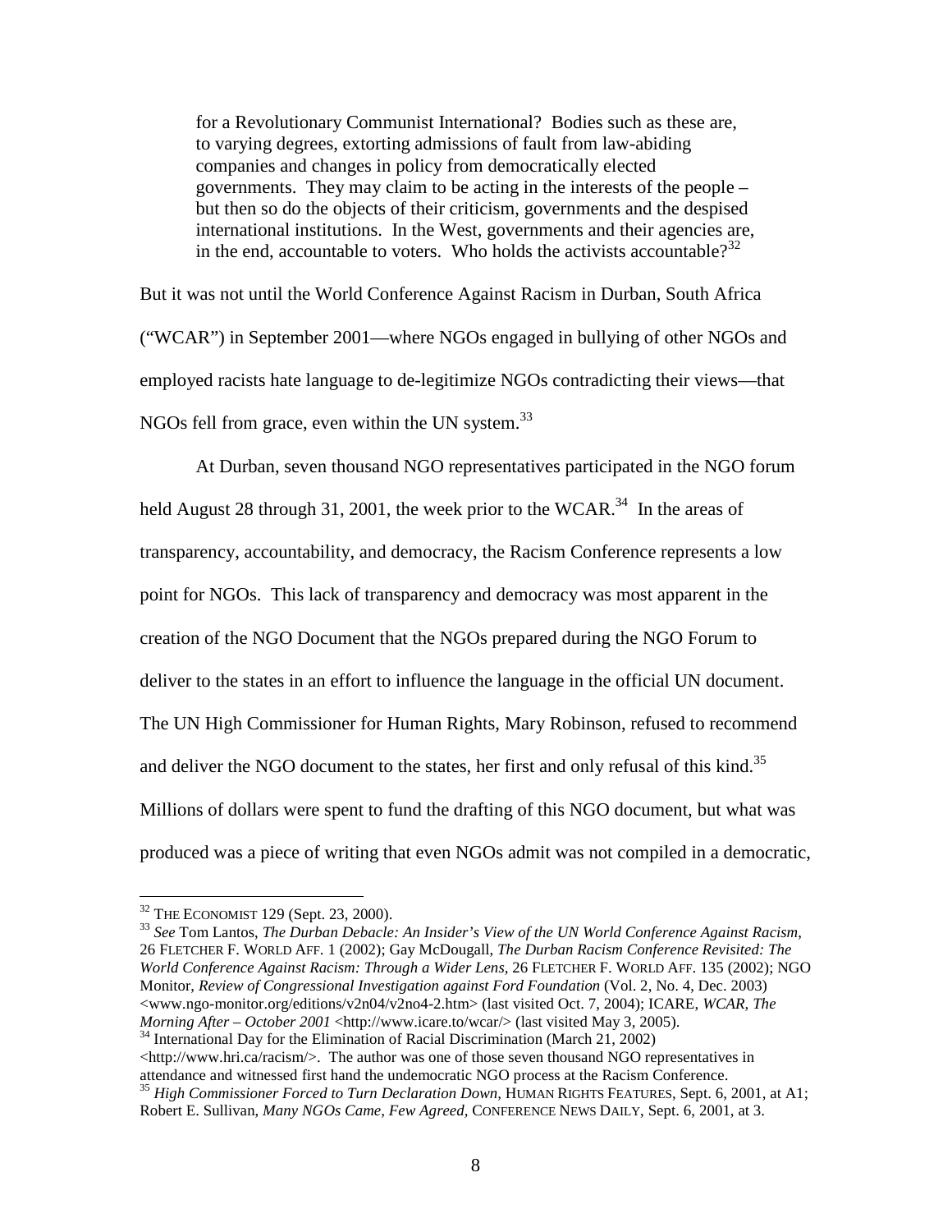> for a Revolutionary Communist International? Bodies such as these are, to varying degrees, extorting admissions of fault from law-abiding companies and changes in policy from democratically elected governments. They may claim to be acting in the interests of the people – but then so do the objects of their criticism, governments and the despised international institutions. In the West, governments and their agencies are, in the end, accountable to voters. Who holds the activists accountable?[32]

But it was not until the World Conference Against Racism in Durban, South Africa ("WCAR") in September 2001—where NGOs engaged in bullying of other NGOs and employed racists hate language to de-legitimize NGOs contradicting their views—that NGOs fell from grace, even within the UN system.[33]

At Durban, seven thousand NGO representatives participated in the NGO forum held August 28 through 31, 2001, the week prior to the WCAR.[34] In the areas of transparency, accountability, and democracy, the Racism Conference represents a low point for NGOs. This lack of transparency and democracy was most apparent in the creation of the NGO Document that the NGOs prepared during the NGO Forum to deliver to the states in an effort to influence the language in the official UN document. The UN High Commissioner for Human Rights, Mary Robinson, refused to recommend and deliver the NGO document to the states, her first and only refusal of this kind.[35] Millions of dollars were spent to fund the drafting of this NGO document, but what was produced was a piece of writing that even NGOs admit was not compiled in a democratic,

---

[32] THE ECONOMIST 129 (Sept. 23, 2000).

[33] *See* Tom Lantos, *The Durban Debacle: An Insider's View of the UN World Conference Against Racism*, 26 FLETCHER F. WORLD AFF. 1 (2002); Gay McDougall, *The Durban Racism Conference Revisited: The World Conference Against Racism: Through a Wider Lens*, 26 FLETCHER F. WORLD AFF. 135 (2002); NGO Monitor, *Review of Congressional Investigation against Ford Foundation* (Vol. 2, No. 4, Dec. 2003) <www.ngo-monitor.org/editions/v2n04/v2no4-2.htm> (last visited Oct. 7, 2004); ICARE, *WCAR, The Morning After – October 2001* <http://www.icare.to/wcar/> (last visited May 3, 2005).

[34] International Day for the Elimination of Racial Discrimination (March 21, 2002) <http://www.hri.ca/racism/>. The author was one of those seven thousand NGO representatives in attendance and witnessed first hand the undemocratic NGO process at the Racism Conference.

[35] *High Commissioner Forced to Turn Declaration Down,* HUMAN RIGHTS FEATURES, Sept. 6, 2001, at A1; Robert E. Sullivan, *Many NGOs Came, Few Agreed*, CONFERENCE NEWS DAILY, Sept. 6, 2001, at 3.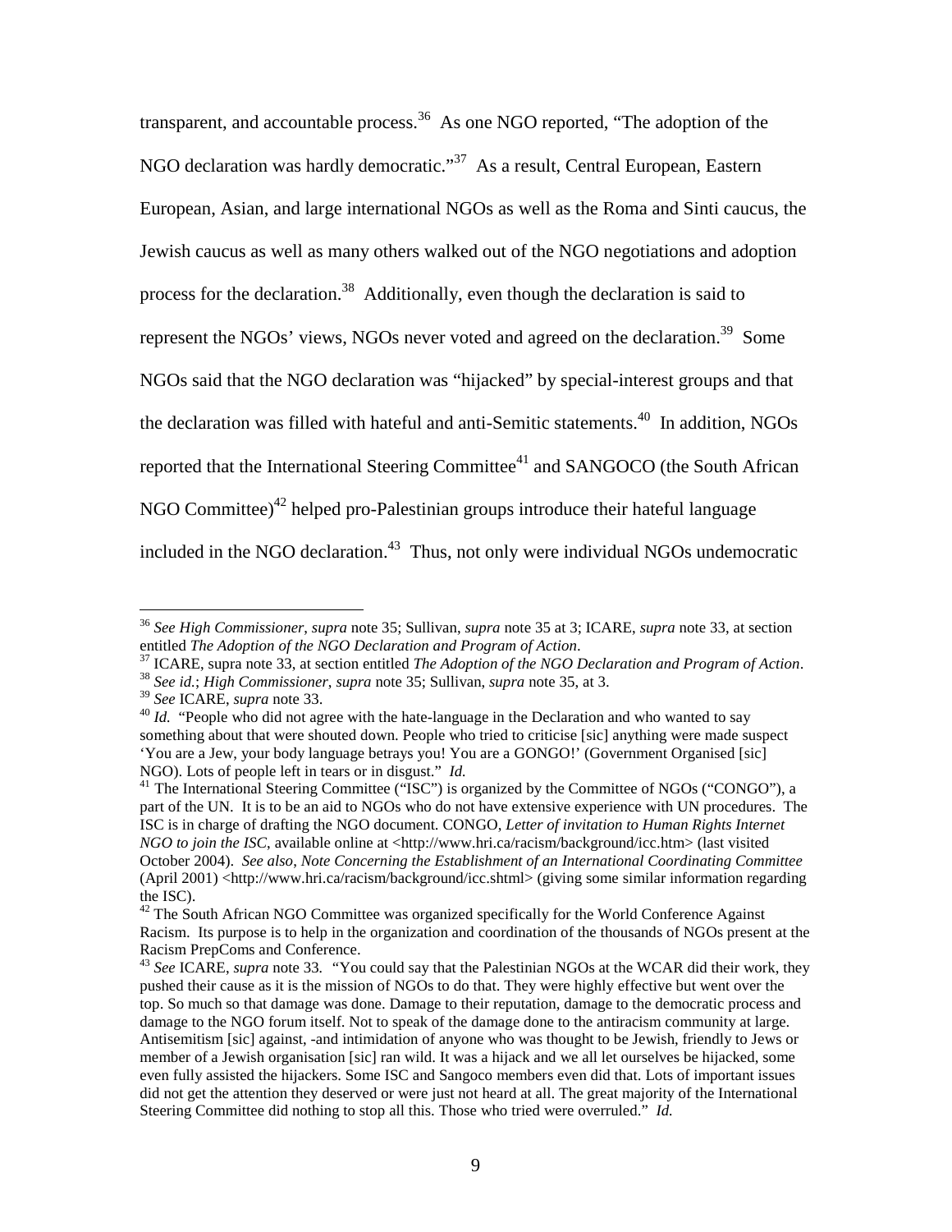transparent, and accountable process.[36] As one NGO reported, "The adoption of the NGO declaration was hardly democratic."[37] As a result, Central European, Eastern European, Asian, and large international NGOs as well as the Roma and Sinti caucus, the Jewish caucus as well as many others walked out of the NGO negotiations and adoption process for the declaration.[38] Additionally, even though the declaration is said to represent the NGOs' views, NGOs never voted and agreed on the declaration.[39] Some NGOs said that the NGO declaration was "hijacked" by special-interest groups and that the declaration was filled with hateful and anti-Semitic statements.[40] In addition, NGOs reported that the International Steering Committee[41] and SANGOCO (the South African NGO Committee)[42] helped pro-Palestinian groups introduce their hateful language included in the NGO declaration.[43] Thus, not only were individual NGOs undemocratic

---

[36] *See High Commissioner*, *supra* note 35; Sullivan, *supra* note 35 at 3; ICARE, *supra* note 33, at section entitled *The Adoption of the NGO Declaration and Program of Action*.

[37] ICARE, supra note 33, at section entitled *The Adoption of the NGO Declaration and Program of Action*.

[38] *See id.*; *High Commissioner*, *supra* note 35; Sullivan, *supra* note 35, at 3.

[39] *See* ICARE, *supra* note 33.

[40] *Id.* "People who did not agree with the hate-language in the Declaration and who wanted to say something about that were shouted down. People who tried to criticise [sic] anything were made suspect 'You are a Jew, your body language betrays you! You are a GONGO!' (Government Organised [sic] NGO). Lots of people left in tears or in disgust." *Id.*

[41] The International Steering Committee ("ISC") is organized by the Committee of NGOs ("CONGO"), a part of the UN. It is to be an aid to NGOs who do not have extensive experience with UN procedures. The ISC is in charge of drafting the NGO document. CONGO, *Letter of invitation to Human Rights Internet NGO to join the ISC*, available online at <http://www.hri.ca/racism/background/icc.htm> (last visited October 2004). *See also*, *Note Concerning the Establishment of an International Coordinating Committee* (April 2001) <http://www.hri.ca/racism/background/icc.shtml> (giving some similar information regarding the ISC).

[42] The South African NGO Committee was organized specifically for the World Conference Against Racism. Its purpose is to help in the organization and coordination of the thousands of NGOs present at the Racism PrepComs and Conference.

[43] *See* ICARE, *supra* note 33. "You could say that the Palestinian NGOs at the WCAR did their work, they pushed their cause as it is the mission of NGOs to do that. They were highly effective but went over the top. So much so that damage was done. Damage to their reputation, damage to the democratic process and damage to the NGO forum itself. Not to speak of the damage done to the antiracism community at large. Antisemitism [sic] against, -and intimidation of anyone who was thought to be Jewish, friendly to Jews or member of a Jewish organisation [sic] ran wild. It was a hijack and we all let ourselves be hijacked, some even fully assisted the hijackers. Some ISC and Sangoco members even did that. Lots of important issues did not get the attention they deserved or were just not heard at all. The great majority of the International Steering Committee did nothing to stop all this. Those who tried were overruled." *Id.*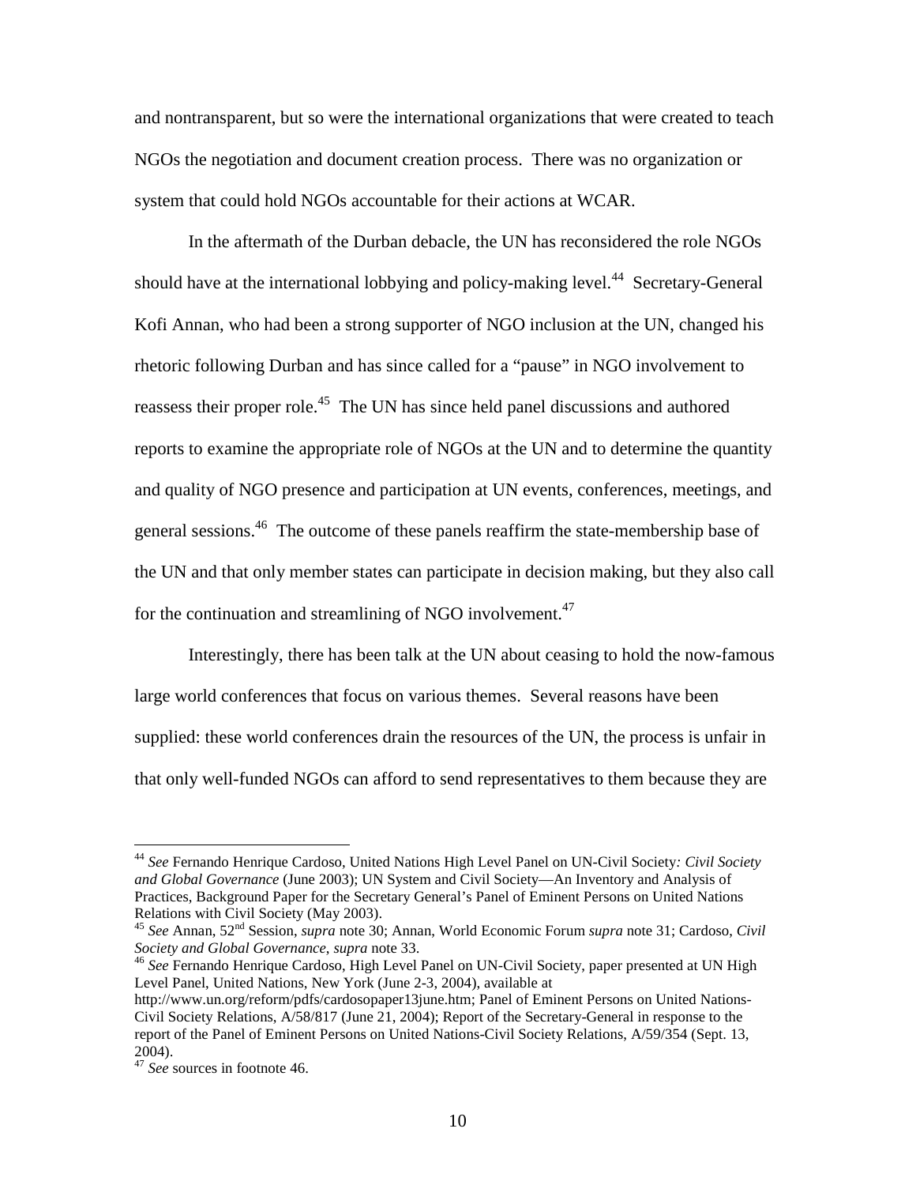and nontransparent, but so were the international organizations that were created to teach NGOs the negotiation and document creation process. There was no organization or system that could hold NGOs accountable for their actions at WCAR.

In the aftermath of the Durban debacle, the UN has reconsidered the role NGOs should have at the international lobbying and policy-making level.[44] Secretary-General Kofi Annan, who had been a strong supporter of NGO inclusion at the UN, changed his rhetoric following Durban and has since called for a "pause" in NGO involvement to reassess their proper role.[45] The UN has since held panel discussions and authored reports to examine the appropriate role of NGOs at the UN and to determine the quantity and quality of NGO presence and participation at UN events, conferences, meetings, and general sessions.[46] The outcome of these panels reaffirm the state-membership base of the UN and that only member states can participate in decision making, but they also call for the continuation and streamlining of NGO involvement.[47]

Interestingly, there has been talk at the UN about ceasing to hold the now-famous large world conferences that focus on various themes. Several reasons have been supplied: these world conferences drain the resources of the UN, the process is unfair in that only well-funded NGOs can afford to send representatives to them because they are

---

[44] *See* Fernando Henrique Cardoso, United Nations High Level Panel on UN-Civil Society*: Civil Society and Global Governance* (June 2003); UN System and Civil Society—An Inventory and Analysis of Practices, Background Paper for the Secretary General's Panel of Eminent Persons on United Nations Relations with Civil Society (May 2003).

[45] *See* Annan, 52nd Session, *supra* note 30; Annan, World Economic Forum *supra* note 31; Cardoso, *Civil Society and Global Governance, supra* note 33.

[46] *See* Fernando Henrique Cardoso, High Level Panel on UN-Civil Society, paper presented at UN High Level Panel, United Nations, New York (June 2-3, 2004), available at http://www.un.org/reform/pdfs/cardosopaper13june.htm; Panel of Eminent Persons on United Nations-Civil Society Relations, A/58/817 (June 21, 2004); Report of the Secretary-General in response to the report of the Panel of Eminent Persons on United Nations-Civil Society Relations, A/59/354 (Sept. 13, 2004).

[47] *See* sources in footnote 46.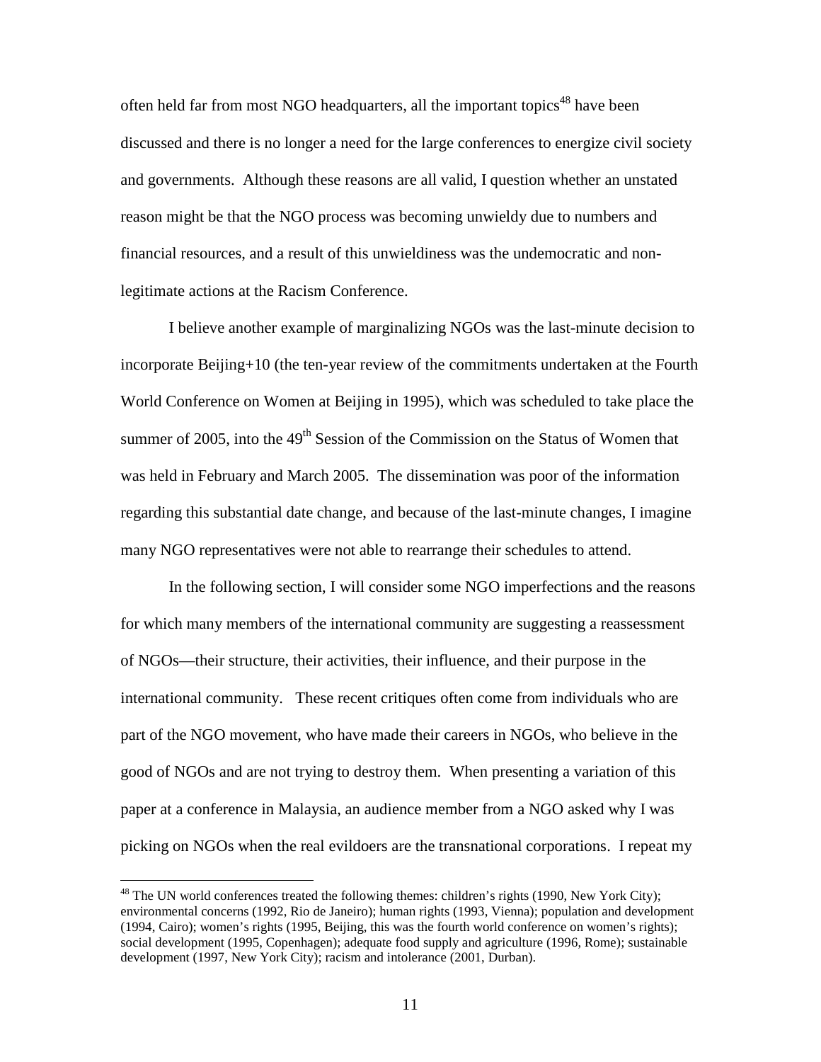often held far from most NGO headquarters, all the important topics[48] have been discussed and there is no longer a need for the large conferences to energize civil society and governments. Although these reasons are all valid, I question whether an unstated reason might be that the NGO process was becoming unwieldy due to numbers and financial resources, and a result of this unwieldiness was the undemocratic and non-legitimate actions at the Racism Conference.

I believe another example of marginalizing NGOs was the last-minute decision to incorporate Beijing+10 (the ten-year review of the commitments undertaken at the Fourth World Conference on Women at Beijing in 1995), which was scheduled to take place the summer of 2005, into the 49th Session of the Commission on the Status of Women that was held in February and March 2005. The dissemination was poor of the information regarding this substantial date change, and because of the last-minute changes, I imagine many NGO representatives were not able to rearrange their schedules to attend.

In the following section, I will consider some NGO imperfections and the reasons for which many members of the international community are suggesting a reassessment of NGOs—their structure, their activities, their influence, and their purpose in the international community. These recent critiques often come from individuals who are part of the NGO movement, who have made their careers in NGOs, who believe in the good of NGOs and are not trying to destroy them. When presenting a variation of this paper at a conference in Malaysia, an audience member from a NGO asked why I was picking on NGOs when the real evildoers are the transnational corporations. I repeat my

---

[48] The UN world conferences treated the following themes: children's rights (1990, New York City); environmental concerns (1992, Rio de Janeiro); human rights (1993, Vienna); population and development (1994, Cairo); women's rights (1995, Beijing, this was the fourth world conference on women's rights); social development (1995, Copenhagen); adequate food supply and agriculture (1996, Rome); sustainable development (1997, New York City); racism and intolerance (2001, Durban).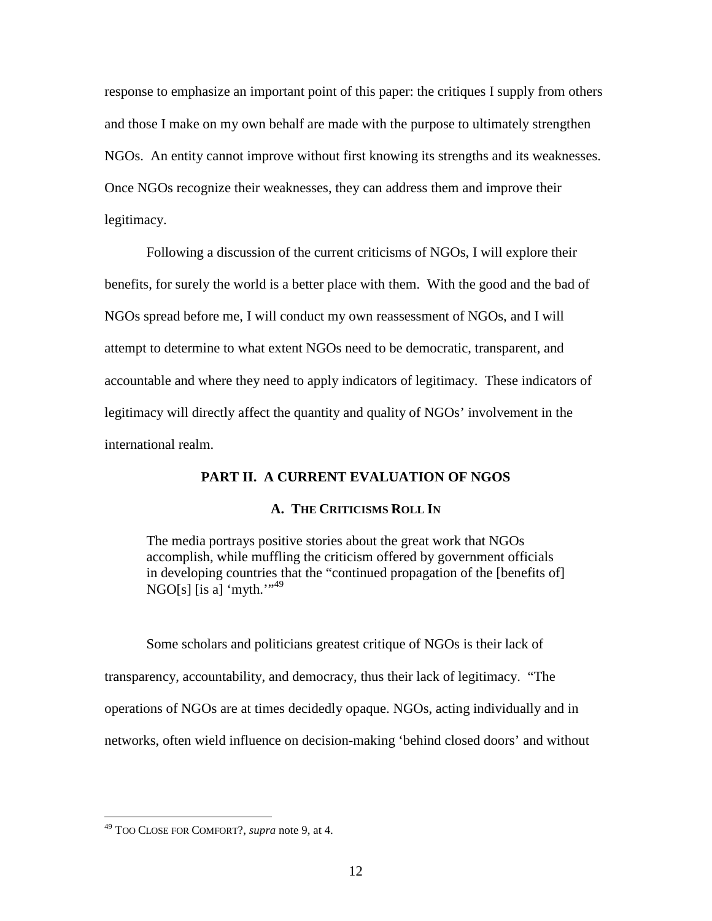response to emphasize an important point of this paper: the critiques I supply from others and those I make on my own behalf are made with the purpose to ultimately strengthen NGOs. An entity cannot improve without first knowing its strengths and its weaknesses. Once NGOs recognize their weaknesses, they can address them and improve their legitimacy.

Following a discussion of the current criticisms of NGOs, I will explore their benefits, for surely the world is a better place with them. With the good and the bad of NGOs spread before me, I will conduct my own reassessment of NGOs, and I will attempt to determine to what extent NGOs need to be democratic, transparent, and accountable and where they need to apply indicators of legitimacy. These indicators of legitimacy will directly affect the quantity and quality of NGOs' involvement in the international realm.

## PART II. A CURRENT EVALUATION OF NGOS

### A. THE CRITICISMS ROLL IN

> The media portrays positive stories about the great work that NGOs accomplish, while muffling the criticism offered by government officials in developing countries that the "continued propagation of the [benefits of] NGO[s] [is a] 'myth.'"[49]

Some scholars and politicians greatest critique of NGOs is their lack of transparency, accountability, and democracy, thus their lack of legitimacy. "The operations of NGOs are at times decidedly opaque. NGOs, acting individually and in networks, often wield influence on decision-making 'behind closed doors' and without

---

[49] TOO CLOSE FOR COMFORT?, *supra* note 9, at 4.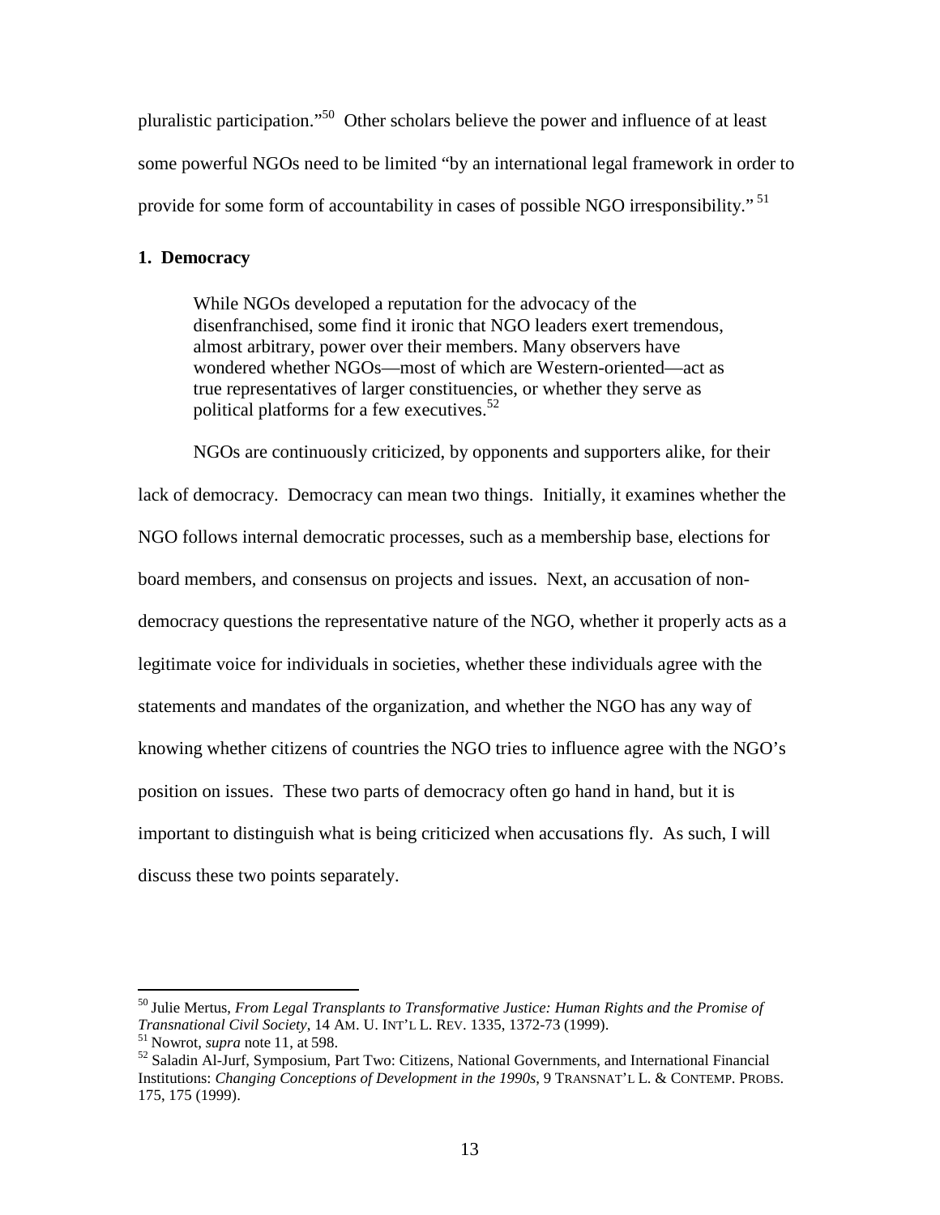pluralistic participation."[50] Other scholars believe the power and influence of at least some powerful NGOs need to be limited "by an international legal framework in order to provide for some form of accountability in cases of possible NGO irresponsibility."[51]

**1. Democracy**

> While NGOs developed a reputation for the advocacy of the disenfranchised, some find it ironic that NGO leaders exert tremendous, almost arbitrary, power over their members. Many observers have wondered whether NGOs—most of which are Western-oriented—act as true representatives of larger constituencies, or whether they serve as political platforms for a few executives.[52]

NGOs are continuously criticized, by opponents and supporters alike, for their lack of democracy. Democracy can mean two things. Initially, it examines whether the NGO follows internal democratic processes, such as a membership base, elections for board members, and consensus on projects and issues. Next, an accusation of non-democracy questions the representative nature of the NGO, whether it properly acts as a legitimate voice for individuals in societies, whether these individuals agree with the statements and mandates of the organization, and whether the NGO has any way of knowing whether citizens of countries the NGO tries to influence agree with the NGO's position on issues. These two parts of democracy often go hand in hand, but it is important to distinguish what is being criticized when accusations fly. As such, I will discuss these two points separately.

---

[50] Julie Mertus, *From Legal Transplants to Transformative Justice: Human Rights and the Promise of Transnational Civil Society*, 14 AM. U. INT'L L. REV. 1335, 1372-73 (1999).

[51] Nowrot, *supra* note 11, at 598.

[52] Saladin Al-Jurf, Symposium, Part Two: Citizens, National Governments, and International Financial Institutions: *Changing Conceptions of Development in the 1990s*, 9 TRANSNAT'L L. & CONTEMP. PROBS. 175, 175 (1999).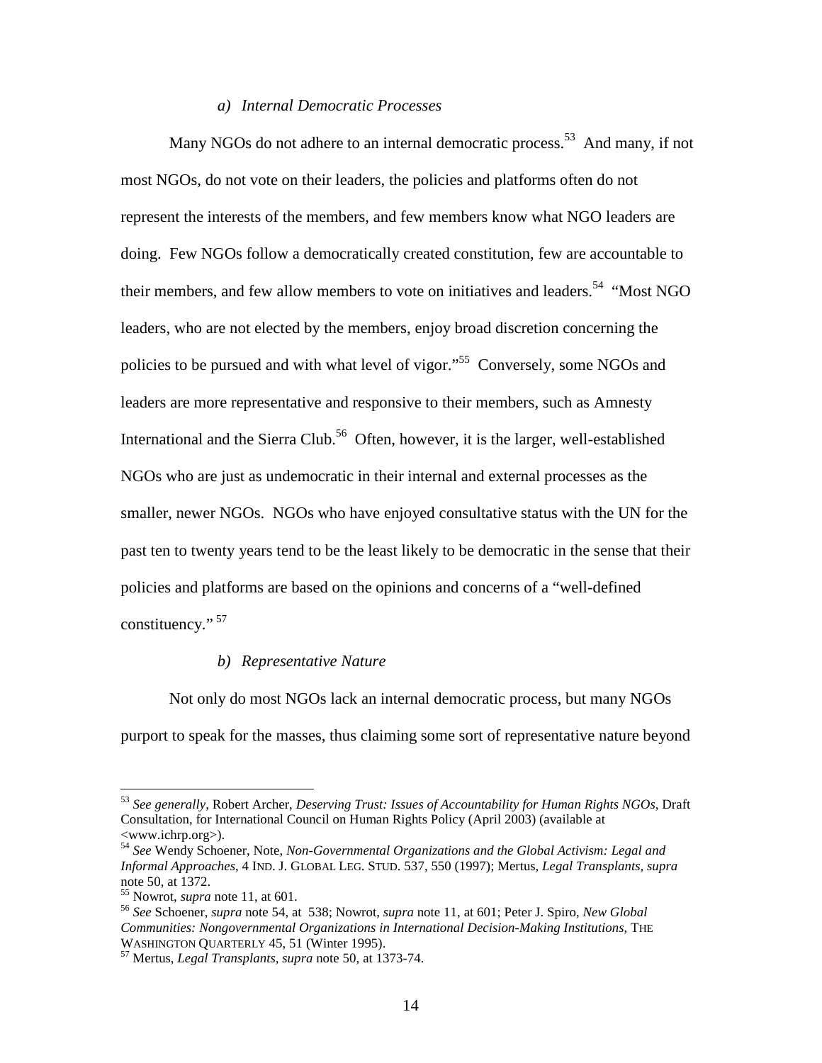#### *a) Internal Democratic Processes*

Many NGOs do not adhere to an internal democratic process.[53] And many, if not most NGOs, do not vote on their leaders, the policies and platforms often do not represent the interests of the members, and few members know what NGO leaders are doing. Few NGOs follow a democratically created constitution, few are accountable to their members, and few allow members to vote on initiatives and leaders.[54] "Most NGO leaders, who are not elected by the members, enjoy broad discretion concerning the policies to be pursued and with what level of vigor."[55] Conversely, some NGOs and leaders are more representative and responsive to their members, such as Amnesty International and the Sierra Club.[56] Often, however, it is the larger, well-established NGOs who are just as undemocratic in their internal and external processes as the smaller, newer NGOs. NGOs who have enjoyed consultative status with the UN for the past ten to twenty years tend to be the least likely to be democratic in the sense that their policies and platforms are based on the opinions and concerns of a "well-defined constituency." [57]

#### *b) Representative Nature*

Not only do most NGOs lack an internal democratic process, but many NGOs purport to speak for the masses, thus claiming some sort of representative nature beyond

---

[53] *See generally*, Robert Archer, *Deserving Trust: Issues of Accountability for Human Rights NGOs*, Draft Consultation, for International Council on Human Rights Policy (April 2003) (available at <www.ichrp.org>).

[54] *See* Wendy Schoener, Note, *Non-Governmental Organizations and the Global Activism: Legal and Informal Approaches*, 4 IND. J. GLOBAL LEG. STUD. 537, 550 (1997); Mertus, *Legal Transplants, supra* note 50, at 1372.

[55] Nowrot, *supra* note 11, at 601.

[56] *See* Schoener, *supra* note 54, at 538; Nowrot, *supra* note 11, at 601; Peter J. Spiro, *New Global Communities: Nongovernmental Organizations in International Decision-Making Institutions*, THE WASHINGTON QUARTERLY 45, 51 (Winter 1995).

[57] Mertus, *Legal Transplants, supra* note 50, at 1373-74.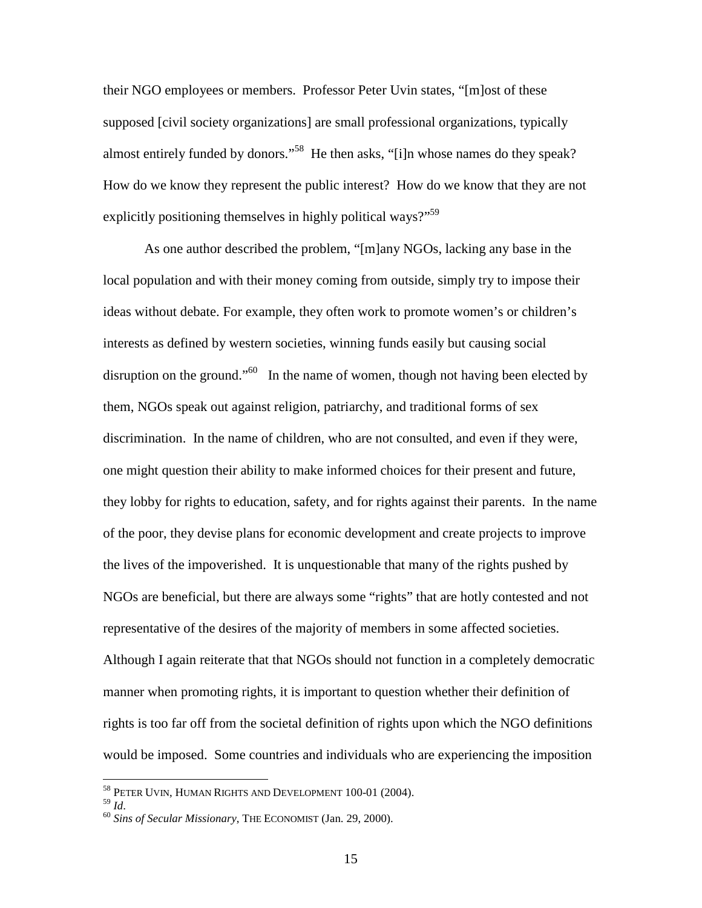their NGO employees or members. Professor Peter Uvin states, "[m]ost of these supposed [civil society organizations] are small professional organizations, typically almost entirely funded by donors."[58] He then asks, "[i]n whose names do they speak? How do we know they represent the public interest? How do we know that they are not explicitly positioning themselves in highly political ways?"[59]

As one author described the problem, "[m]any NGOs, lacking any base in the local population and with their money coming from outside, simply try to impose their ideas without debate. For example, they often work to promote women's or children's interests as defined by western societies, winning funds easily but causing social disruption on the ground."[60] In the name of women, though not having been elected by them, NGOs speak out against religion, patriarchy, and traditional forms of sex discrimination. In the name of children, who are not consulted, and even if they were, one might question their ability to make informed choices for their present and future, they lobby for rights to education, safety, and for rights against their parents. In the name of the poor, they devise plans for economic development and create projects to improve the lives of the impoverished. It is unquestionable that many of the rights pushed by NGOs are beneficial, but there are always some "rights" that are hotly contested and not representative of the desires of the majority of members in some affected societies. Although I again reiterate that that NGOs should not function in a completely democratic manner when promoting rights, it is important to question whether their definition of rights is too far off from the societal definition of rights upon which the NGO definitions would be imposed. Some countries and individuals who are experiencing the imposition

[58] PETER UVIN, HUMAN RIGHTS AND DEVELOPMENT 100-01 (2004).
[59] *Id*.
[60] *Sins of Secular Missionary*, THE ECONOMIST (Jan. 29, 2000).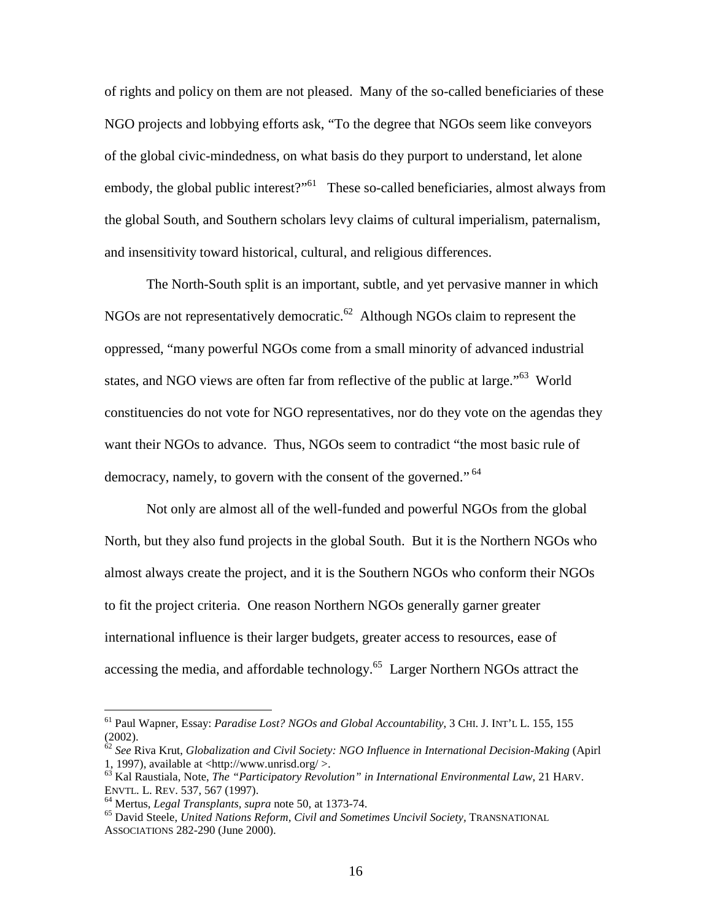of rights and policy on them are not pleased. Many of the so-called beneficiaries of these NGO projects and lobbying efforts ask, "To the degree that NGOs seem like conveyors of the global civic-mindedness, on what basis do they purport to understand, let alone embody, the global public interest?"[61] These so-called beneficiaries, almost always from the global South, and Southern scholars levy claims of cultural imperialism, paternalism, and insensitivity toward historical, cultural, and religious differences.

The North-South split is an important, subtle, and yet pervasive manner in which NGOs are not representatively democratic.[62] Although NGOs claim to represent the oppressed, "many powerful NGOs come from a small minority of advanced industrial states, and NGO views are often far from reflective of the public at large."[63] World constituencies do not vote for NGO representatives, nor do they vote on the agendas they want their NGOs to advance. Thus, NGOs seem to contradict "the most basic rule of democracy, namely, to govern with the consent of the governed."[64]

Not only are almost all of the well-funded and powerful NGOs from the global North, but they also fund projects in the global South. But it is the Northern NGOs who almost always create the project, and it is the Southern NGOs who conform their NGOs to fit the project criteria. One reason Northern NGOs generally garner greater international influence is their larger budgets, greater access to resources, ease of accessing the media, and affordable technology.[65] Larger Northern NGOs attract the

---

[61] Paul Wapner, Essay: *Paradise Lost? NGOs and Global Accountability*, 3 CHI. J. INT'L L. 155, 155 (2002).

[62] *See* Riva Krut, *Globalization and Civil Society: NGO Influence in International Decision-Making* (Apirl 1, 1997), available at <http://www.unrisd.org/ >.

[63] Kal Raustiala, Note, *The "Participatory Revolution" in International Environmental Law*, 21 HARV. ENVTL. L. REV. 537, 567 (1997).

[64] Mertus, *Legal Transplants*, *supra* note 50, at 1373-74.

[65] David Steele, *United Nations Reform, Civil and Sometimes Uncivil Society,* TRANSNATIONAL ASSOCIATIONS 282-290 (June 2000).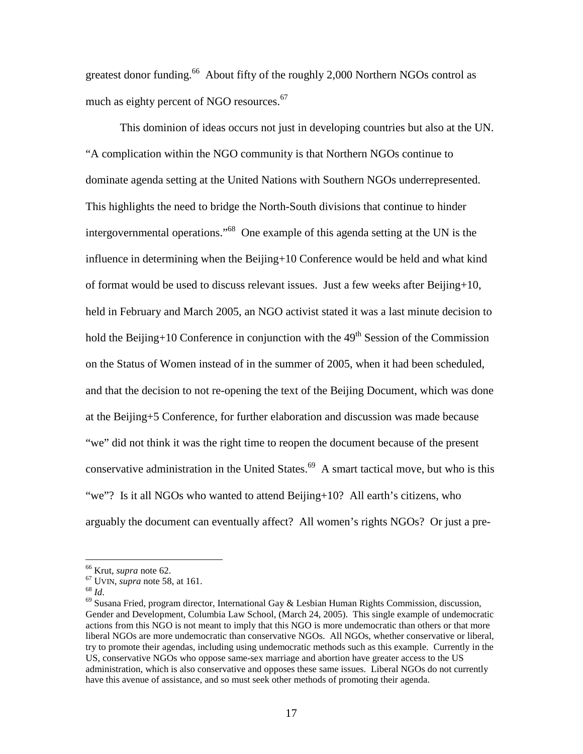greatest donor funding.[66] About fifty of the roughly 2,000 Northern NGOs control as much as eighty percent of NGO resources.[67]

This dominion of ideas occurs not just in developing countries but also at the UN. "A complication within the NGO community is that Northern NGOs continue to dominate agenda setting at the United Nations with Southern NGOs underrepresented. This highlights the need to bridge the North-South divisions that continue to hinder intergovernmental operations."[68] One example of this agenda setting at the UN is the influence in determining when the Beijing+10 Conference would be held and what kind of format would be used to discuss relevant issues. Just a few weeks after Beijing+10, held in February and March 2005, an NGO activist stated it was a last minute decision to hold the Beijing+10 Conference in conjunction with the 49th Session of the Commission on the Status of Women instead of in the summer of 2005, when it had been scheduled, and that the decision to not re-opening the text of the Beijing Document, which was done at the Beijing+5 Conference, for further elaboration and discussion was made because "we" did not think it was the right time to reopen the document because of the present conservative administration in the United States.[69] A smart tactical move, but who is this "we"? Is it all NGOs who wanted to attend Beijing+10? All earth's citizens, who arguably the document can eventually affect? All women's rights NGOs? Or just a pre-

---

[66] Krut, *supra* note 62.

[67] UVIN, *supra* note 58, at 161.

[68] *Id*.

[69] Susana Fried, program director, International Gay & Lesbian Human Rights Commission, discussion, Gender and Development, Columbia Law School, (March 24, 2005). This single example of undemocratic actions from this NGO is not meant to imply that this NGO is more undemocratic than others or that more liberal NGOs are more undemocratic than conservative NGOs. All NGOs, whether conservative or liberal, try to promote their agendas, including using undemocratic methods such as this example. Currently in the US, conservative NGOs who oppose same-sex marriage and abortion have greater access to the US administration, which is also conservative and opposes these same issues. Liberal NGOs do not currently have this avenue of assistance, and so must seek other methods of promoting their agenda.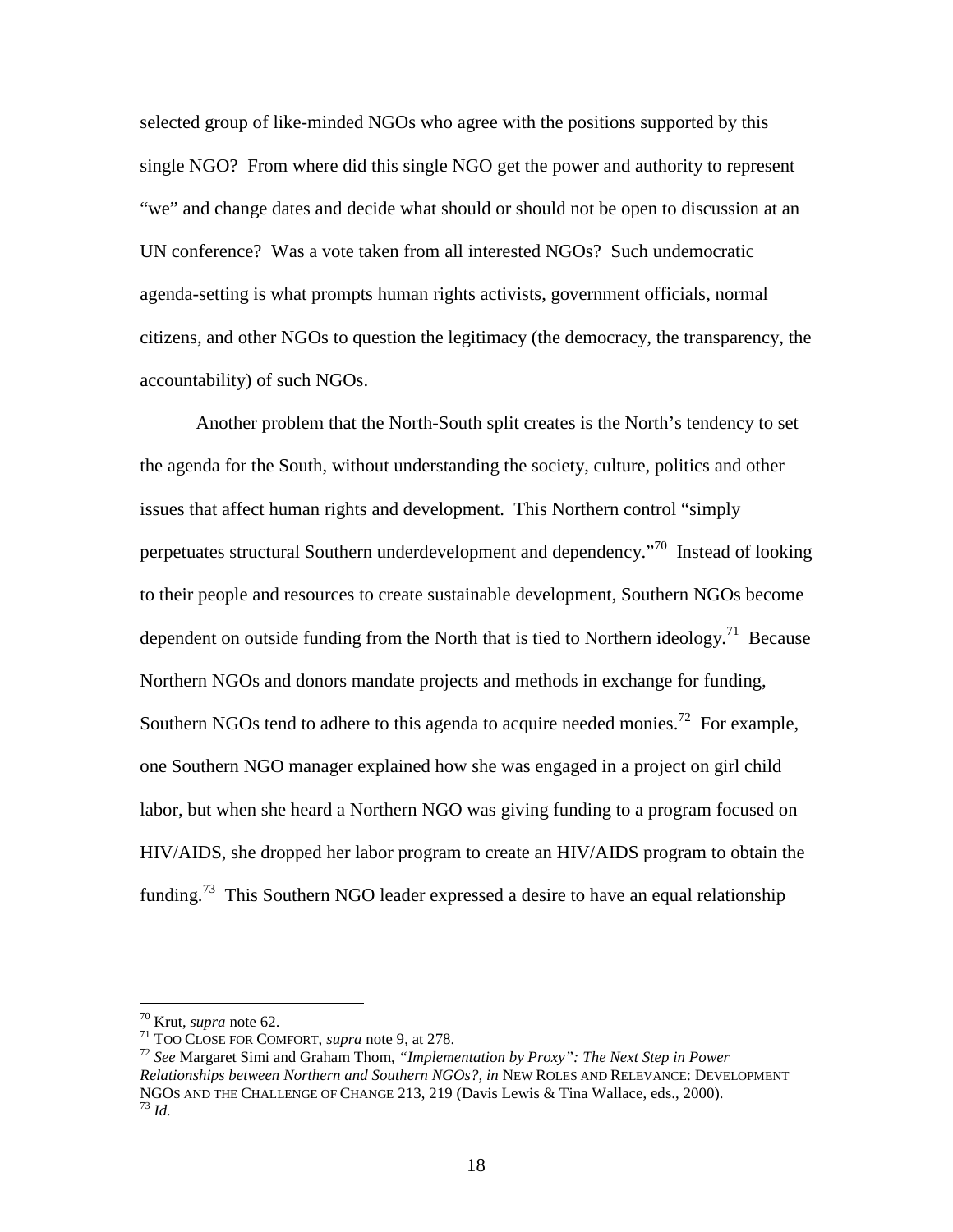selected group of like-minded NGOs who agree with the positions supported by this single NGO? From where did this single NGO get the power and authority to represent "we" and change dates and decide what should or should not be open to discussion at an UN conference? Was a vote taken from all interested NGOs? Such undemocratic agenda-setting is what prompts human rights activists, government officials, normal citizens, and other NGOs to question the legitimacy (the democracy, the transparency, the accountability) of such NGOs.

Another problem that the North-South split creates is the North's tendency to set the agenda for the South, without understanding the society, culture, politics and other issues that affect human rights and development. This Northern control "simply perpetuates structural Southern underdevelopment and dependency."[70] Instead of looking to their people and resources to create sustainable development, Southern NGOs become dependent on outside funding from the North that is tied to Northern ideology.[71] Because Northern NGOs and donors mandate projects and methods in exchange for funding, Southern NGOs tend to adhere to this agenda to acquire needed monies.[72] For example, one Southern NGO manager explained how she was engaged in a project on girl child labor, but when she heard a Northern NGO was giving funding to a program focused on HIV/AIDS, she dropped her labor program to create an HIV/AIDS program to obtain the funding.[73] This Southern NGO leader expressed a desire to have an equal relationship

---

[70] Krut, *supra* note 62.

[71] Too Close for Comfort, *supra* note 9, at 278.

[72] *See* Margaret Simi and Graham Thom, *"Implementation by Proxy": The Next Step in Power Relationships between Northern and Southern NGOs?, in* New Roles and Relevance: Development NGOs and the Challenge of Change 213, 219 (Davis Lewis & Tina Wallace, eds., 2000).

[73] *Id.*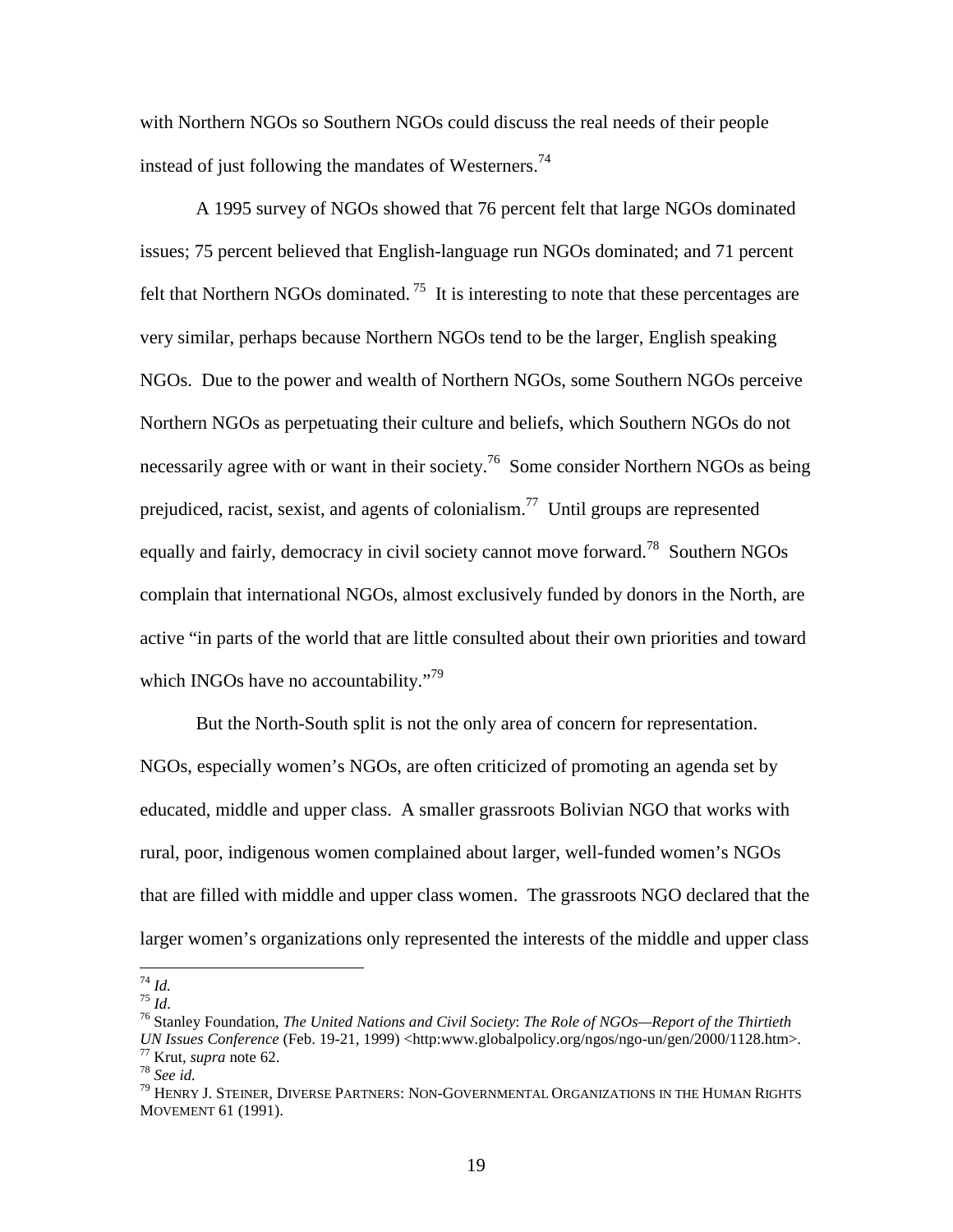with Northern NGOs so Southern NGOs could discuss the real needs of their people instead of just following the mandates of Westerners.[74]

A 1995 survey of NGOs showed that 76 percent felt that large NGOs dominated issues; 75 percent believed that English-language run NGOs dominated; and 71 percent felt that Northern NGOs dominated.[75] It is interesting to note that these percentages are very similar, perhaps because Northern NGOs tend to be the larger, English speaking NGOs. Due to the power and wealth of Northern NGOs, some Southern NGOs perceive Northern NGOs as perpetuating their culture and beliefs, which Southern NGOs do not necessarily agree with or want in their society.[76] Some consider Northern NGOs as being prejudiced, racist, sexist, and agents of colonialism.[77] Until groups are represented equally and fairly, democracy in civil society cannot move forward.[78] Southern NGOs complain that international NGOs, almost exclusively funded by donors in the North, are active "in parts of the world that are little consulted about their own priorities and toward which INGOs have no accountability."[79]

But the North-South split is not the only area of concern for representation. NGOs, especially women's NGOs, are often criticized of promoting an agenda set by educated, middle and upper class. A smaller grassroots Bolivian NGO that works with rural, poor, indigenous women complained about larger, well-funded women's NGOs that are filled with middle and upper class women. The grassroots NGO declared that the larger women's organizations only represented the interests of the middle and upper class

---

[74] *Id.*
[75] *Id*.
[76] Stanley Foundation, *The United Nations and Civil Society*: *The Role of NGOs—Report of the Thirtieth UN Issues Conference* (Feb. 19-21, 1999) <http:www.globalpolicy.org/ngos/ngo-un/gen/2000/1128.htm>.
[77] Krut, *supra* note 62.
[78] *See id.*
[79] HENRY J. STEINER, DIVERSE PARTNERS: NON-GOVERNMENTAL ORGANIZATIONS IN THE HUMAN RIGHTS MOVEMENT 61 (1991).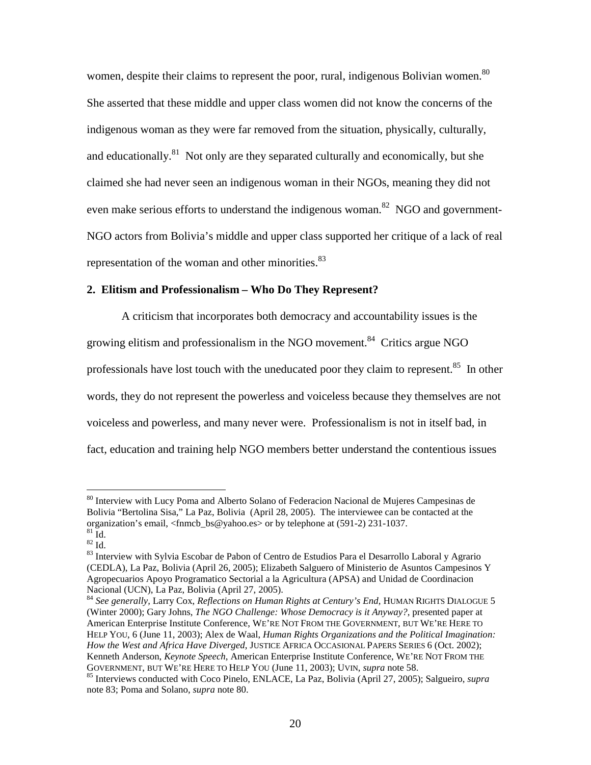women, despite their claims to represent the poor, rural, indigenous Bolivian women.[80] She asserted that these middle and upper class women did not know the concerns of the indigenous woman as they were far removed from the situation, physically, culturally, and educationally.[81] Not only are they separated culturally and economically, but she claimed she had never seen an indigenous woman in their NGOs, meaning they did not even make serious efforts to understand the indigenous woman.[82] NGO and government-NGO actors from Bolivia's middle and upper class supported her critique of a lack of real representation of the woman and other minorities.[83]

**2. Elitism and Professionalism – Who Do They Represent?**

A criticism that incorporates both democracy and accountability issues is the growing elitism and professionalism in the NGO movement.[84] Critics argue NGO professionals have lost touch with the uneducated poor they claim to represent.[85] In other words, they do not represent the powerless and voiceless because they themselves are not voiceless and powerless, and many never were. Professionalism is not in itself bad, in fact, education and training help NGO members better understand the contentious issues

---

[80] Interview with Lucy Poma and Alberto Solano of Federacion Nacional de Mujeres Campesinas de Bolivia "Bertolina Sisa," La Paz, Bolivia (April 28, 2005). The interviewee can be contacted at the organization's email, <fnmcb_bs@yahoo.es> or by telephone at (591-2) 231-1037.

[81] Id.

[82] Id.

[83] Interview with Sylvia Escobar de Pabon of Centro de Estudios Para el Desarrollo Laboral y Agrario (CEDLA), La Paz, Bolivia (April 26, 2005); Elizabeth Salguero of Ministerio de Asuntos Campesinos Y Agropecuarios Apoyo Programatico Sectorial a la Agricultura (APSA) and Unidad de Coordinacion Nacional (UCN), La Paz, Bolivia (April 27, 2005).

[84] *See generally*, Larry Cox, *Reflections on Human Rights at Century's End*, HUMAN RIGHTS DIALOGUE 5 (Winter 2000); Gary Johns, *The NGO Challenge: Whose Democracy is it Anyway?*, presented paper at American Enterprise Institute Conference, WE'RE NOT FROM THE GOVERNMENT, BUT WE'RE HERE TO HELP YOU, 6 (June 11, 2003); Alex de Waal, *Human Rights Organizations and the Political Imagination: How the West and Africa Have Diverged*, JUSTICE AFRICA OCCASIONAL PAPERS SERIES 6 (Oct. 2002); Kenneth Anderson, *Keynote Speech*, American Enterprise Institute Conference, WE'RE NOT FROM THE GOVERNMENT, BUT WE'RE HERE TO HELP YOU (June 11, 2003); UVIN, *supra* note 58.

[85] Interviews conducted with Coco Pinelo, ENLACE, La Paz, Bolivia (April 27, 2005); Salgueiro, *supra* note 83; Poma and Solano, *supra* note 80.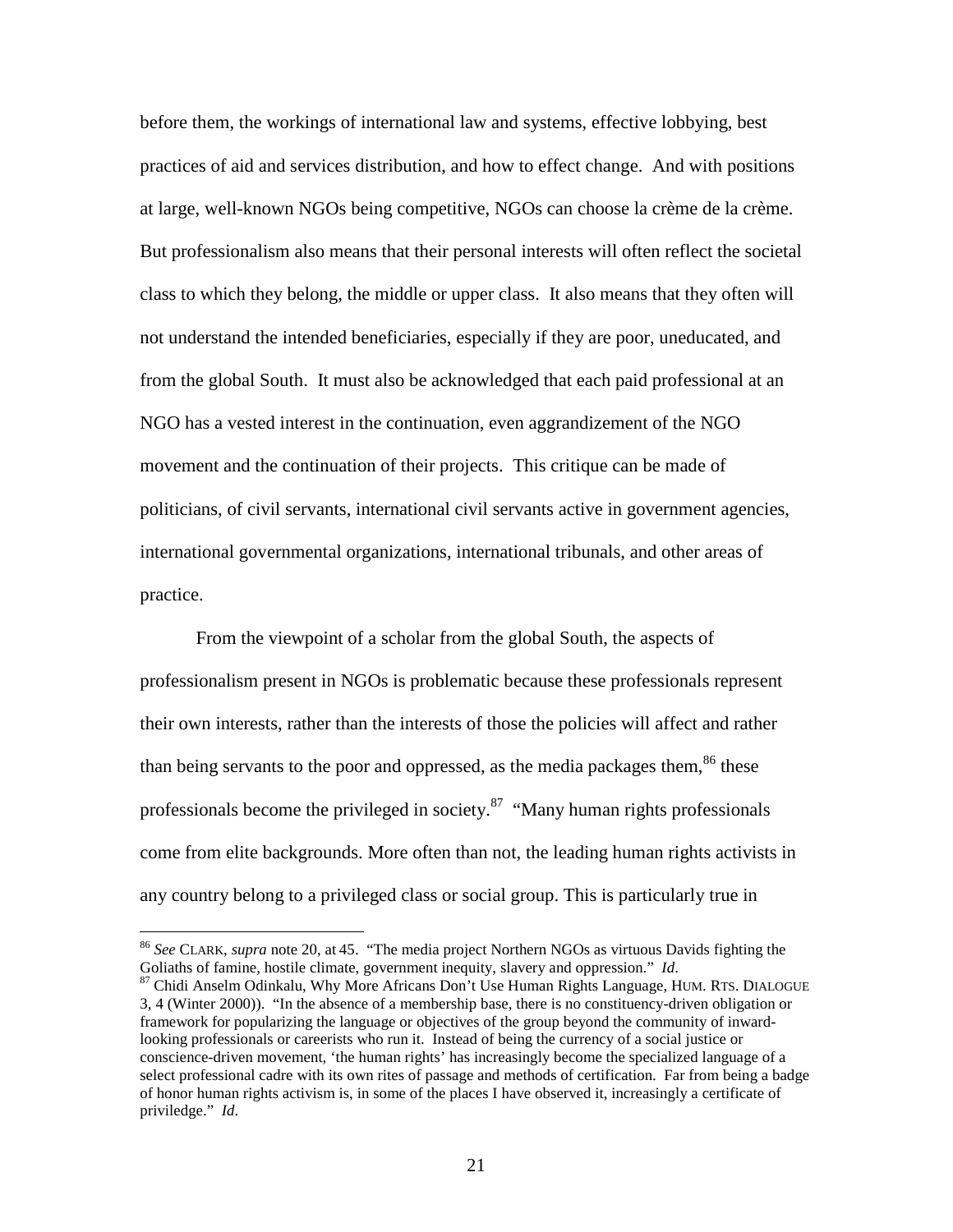before them, the workings of international law and systems, effective lobbying, best practices of aid and services distribution, and how to effect change. And with positions at large, well-known NGOs being competitive, NGOs can choose la crème de la crème. But professionalism also means that their personal interests will often reflect the societal class to which they belong, the middle or upper class. It also means that they often will not understand the intended beneficiaries, especially if they are poor, uneducated, and from the global South. It must also be acknowledged that each paid professional at an NGO has a vested interest in the continuation, even aggrandizement of the NGO movement and the continuation of their projects. This critique can be made of politicians, of civil servants, international civil servants active in government agencies, international governmental organizations, international tribunals, and other areas of practice.

From the viewpoint of a scholar from the global South, the aspects of professionalism present in NGOs is problematic because these professionals represent their own interests, rather than the interests of those the policies will affect and rather than being servants to the poor and oppressed, as the media packages them,[86] these professionals become the privileged in society.[87] "Many human rights professionals come from elite backgrounds. More often than not, the leading human rights activists in any country belong to a privileged class or social group. This is particularly true in

---

[86] *See* CLARK, *supra* note 20, at 45. "The media project Northern NGOs as virtuous Davids fighting the Goliaths of famine, hostile climate, government inequity, slavery and oppression." *Id*.

[87] Chidi Anselm Odinkalu, Why More Africans Don't Use Human Rights Language, HUM. RTS. DIALOGUE 3, 4 (Winter 2000)). "In the absence of a membership base, there is no constituency-driven obligation or framework for popularizing the language or objectives of the group beyond the community of inward-looking professionals or careerists who run it. Instead of being the currency of a social justice or conscience-driven movement, 'the human rights' has increasingly become the specialized language of a select professional cadre with its own rites of passage and methods of certification. Far from being a badge of honor human rights activism is, in some of the places I have observed it, increasingly a certificate of priviledge." *Id*.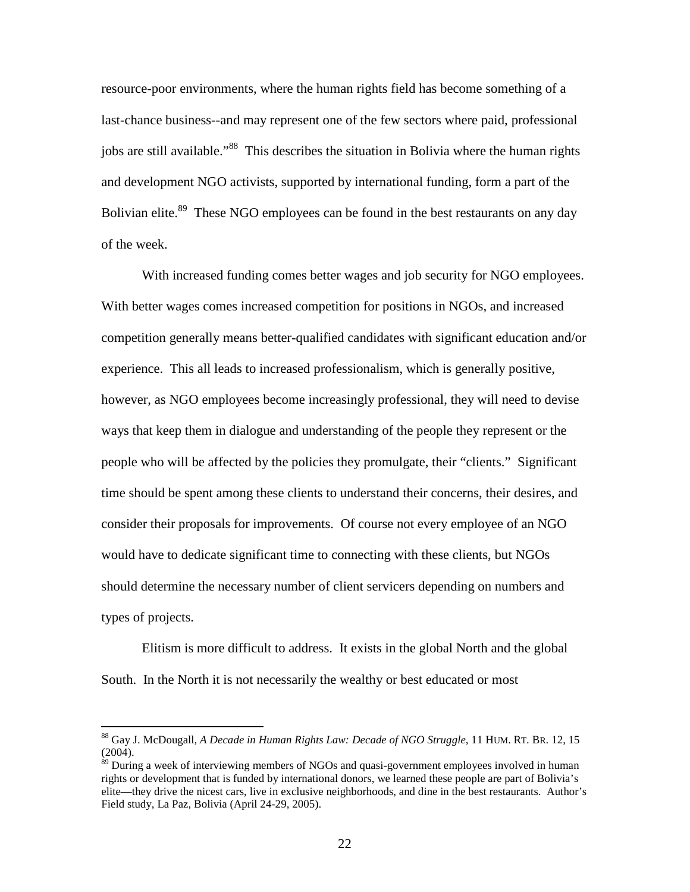resource-poor environments, where the human rights field has become something of a last-chance business--and may represent one of the few sectors where paid, professional jobs are still available."[88] This describes the situation in Bolivia where the human rights and development NGO activists, supported by international funding, form a part of the Bolivian elite.[89] These NGO employees can be found in the best restaurants on any day of the week.

With increased funding comes better wages and job security for NGO employees. With better wages comes increased competition for positions in NGOs, and increased competition generally means better-qualified candidates with significant education and/or experience. This all leads to increased professionalism, which is generally positive, however, as NGO employees become increasingly professional, they will need to devise ways that keep them in dialogue and understanding of the people they represent or the people who will be affected by the policies they promulgate, their "clients." Significant time should be spent among these clients to understand their concerns, their desires, and consider their proposals for improvements. Of course not every employee of an NGO would have to dedicate significant time to connecting with these clients, but NGOs should determine the necessary number of client servicers depending on numbers and types of projects.

Elitism is more difficult to address. It exists in the global North and the global South. In the North it is not necessarily the wealthy or best educated or most

---

[88] Gay J. McDougall, *A Decade in Human Rights Law: Decade of NGO Struggle*, 11 HUM. RT. BR. 12, 15 (2004).

[89] During a week of interviewing members of NGOs and quasi-government employees involved in human rights or development that is funded by international donors, we learned these people are part of Bolivia's elite—they drive the nicest cars, live in exclusive neighborhoods, and dine in the best restaurants. Author's Field study, La Paz, Bolivia (April 24-29, 2005).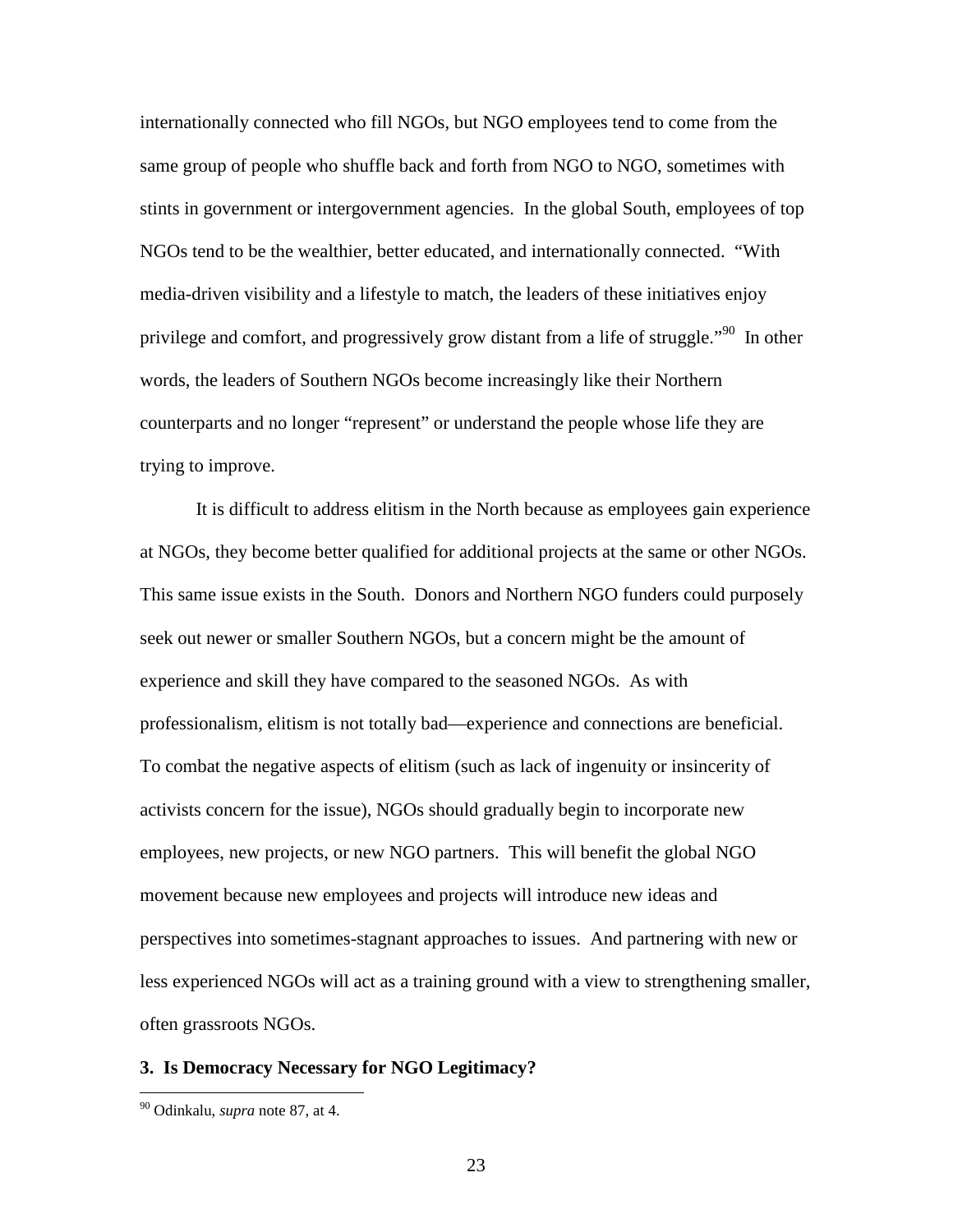internationally connected who fill NGOs, but NGO employees tend to come from the same group of people who shuffle back and forth from NGO to NGO, sometimes with stints in government or intergovernment agencies. In the global South, employees of top NGOs tend to be the wealthier, better educated, and internationally connected. "With media-driven visibility and a lifestyle to match, the leaders of these initiatives enjoy privilege and comfort, and progressively grow distant from a life of struggle."[90] In other words, the leaders of Southern NGOs become increasingly like their Northern counterparts and no longer "represent" or understand the people whose life they are trying to improve.

It is difficult to address elitism in the North because as employees gain experience at NGOs, they become better qualified for additional projects at the same or other NGOs. This same issue exists in the South. Donors and Northern NGO funders could purposely seek out newer or smaller Southern NGOs, but a concern might be the amount of experience and skill they have compared to the seasoned NGOs. As with professionalism, elitism is not totally bad—experience and connections are beneficial. To combat the negative aspects of elitism (such as lack of ingenuity or insincerity of activists concern for the issue), NGOs should gradually begin to incorporate new employees, new projects, or new NGO partners. This will benefit the global NGO movement because new employees and projects will introduce new ideas and perspectives into sometimes-stagnant approaches to issues. And partnering with new or less experienced NGOs will act as a training ground with a view to strengthening smaller, often grassroots NGOs.

**3. Is Democracy Necessary for NGO Legitimacy?**

[90] Odinkalu, *supra* note 87, at 4.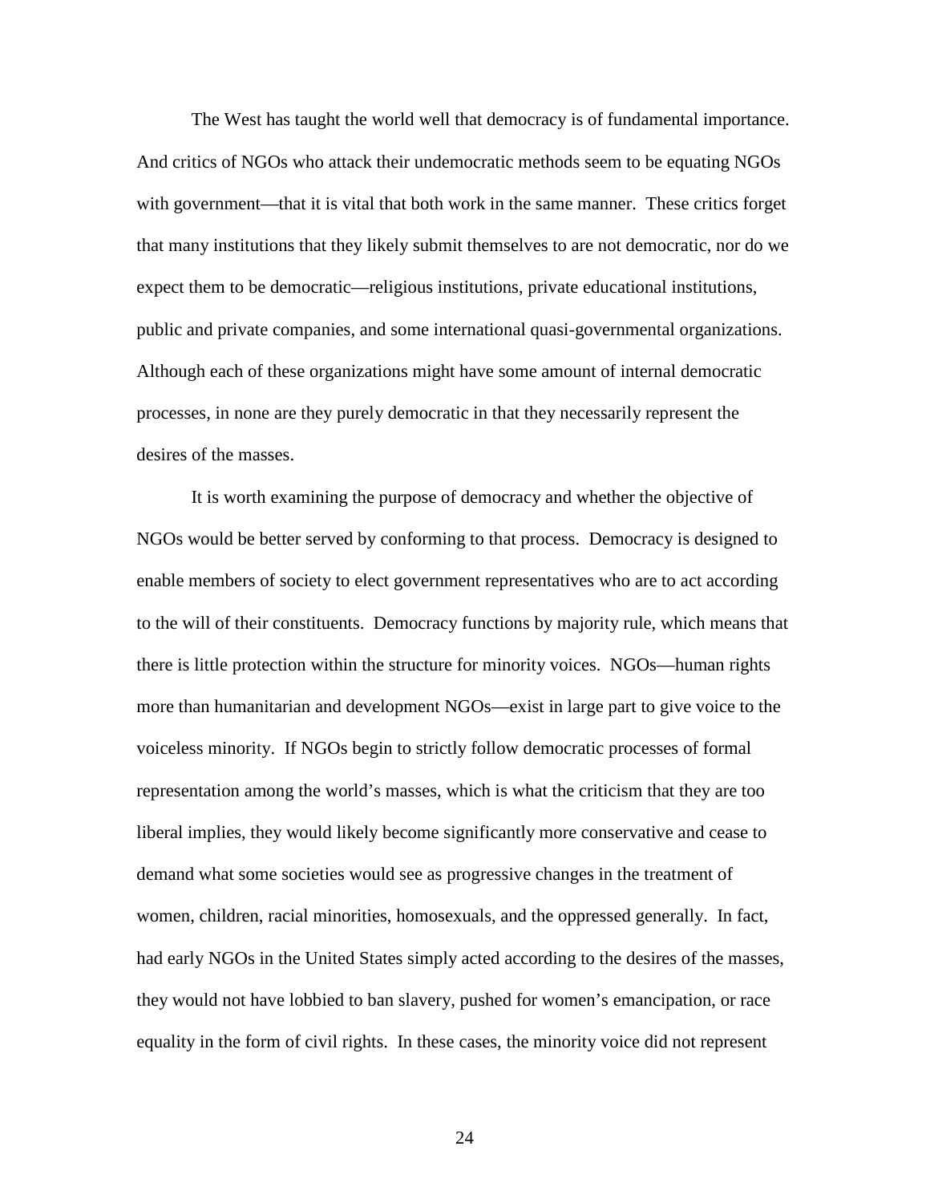The West has taught the world well that democracy is of fundamental importance. And critics of NGOs who attack their undemocratic methods seem to be equating NGOs with government—that it is vital that both work in the same manner. These critics forget that many institutions that they likely submit themselves to are not democratic, nor do we expect them to be democratic—religious institutions, private educational institutions, public and private companies, and some international quasi-governmental organizations. Although each of these organizations might have some amount of internal democratic processes, in none are they purely democratic in that they necessarily represent the desires of the masses.

It is worth examining the purpose of democracy and whether the objective of NGOs would be better served by conforming to that process. Democracy is designed to enable members of society to elect government representatives who are to act according to the will of their constituents. Democracy functions by majority rule, which means that there is little protection within the structure for minority voices. NGOs—human rights more than humanitarian and development NGOs—exist in large part to give voice to the voiceless minority. If NGOs begin to strictly follow democratic processes of formal representation among the world's masses, which is what the criticism that they are too liberal implies, they would likely become significantly more conservative and cease to demand what some societies would see as progressive changes in the treatment of women, children, racial minorities, homosexuals, and the oppressed generally. In fact, had early NGOs in the United States simply acted according to the desires of the masses, they would not have lobbied to ban slavery, pushed for women's emancipation, or race equality in the form of civil rights. In these cases, the minority voice did not represent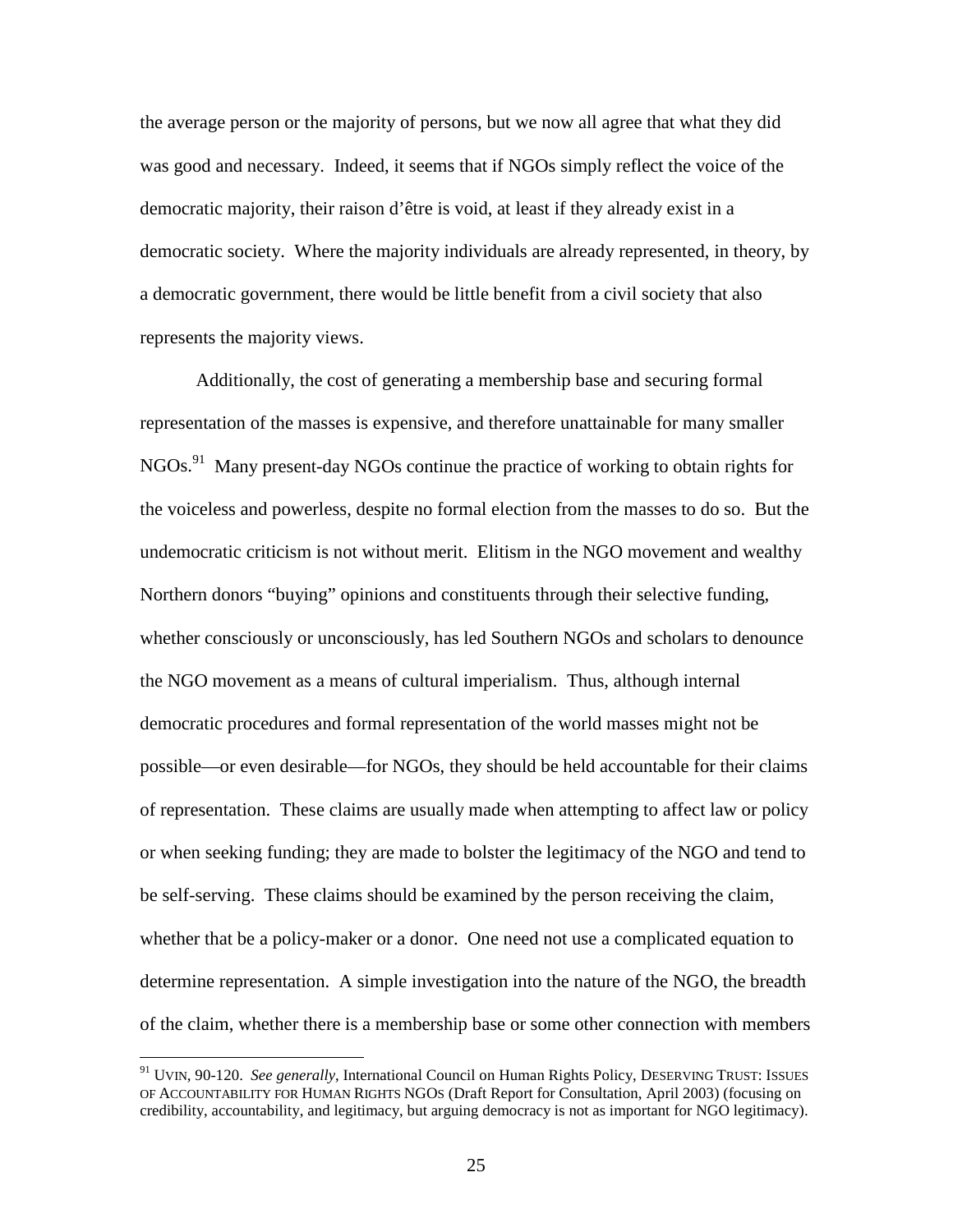the average person or the majority of persons, but we now all agree that what they did was good and necessary. Indeed, it seems that if NGOs simply reflect the voice of the democratic majority, their raison d'être is void, at least if they already exist in a democratic society. Where the majority individuals are already represented, in theory, by a democratic government, there would be little benefit from a civil society that also represents the majority views.

Additionally, the cost of generating a membership base and securing formal representation of the masses is expensive, and therefore unattainable for many smaller NGOs.[91] Many present-day NGOs continue the practice of working to obtain rights for the voiceless and powerless, despite no formal election from the masses to do so. But the undemocratic criticism is not without merit. Elitism in the NGO movement and wealthy Northern donors "buying" opinions and constituents through their selective funding, whether consciously or unconsciously, has led Southern NGOs and scholars to denounce the NGO movement as a means of cultural imperialism. Thus, although internal democratic procedures and formal representation of the world masses might not be possible—or even desirable—for NGOs, they should be held accountable for their claims of representation. These claims are usually made when attempting to affect law or policy or when seeking funding; they are made to bolster the legitimacy of the NGO and tend to be self-serving. These claims should be examined by the person receiving the claim, whether that be a policy-maker or a donor. One need not use a complicated equation to determine representation. A simple investigation into the nature of the NGO, the breadth of the claim, whether there is a membership base or some other connection with members

---

[91] UVIN, 90-120. *See generally*, International Council on Human Rights Policy, DESERVING TRUST: ISSUES OF ACCOUNTABILITY FOR HUMAN RIGHTS NGOS (Draft Report for Consultation, April 2003) (focusing on credibility, accountability, and legitimacy, but arguing democracy is not as important for NGO legitimacy).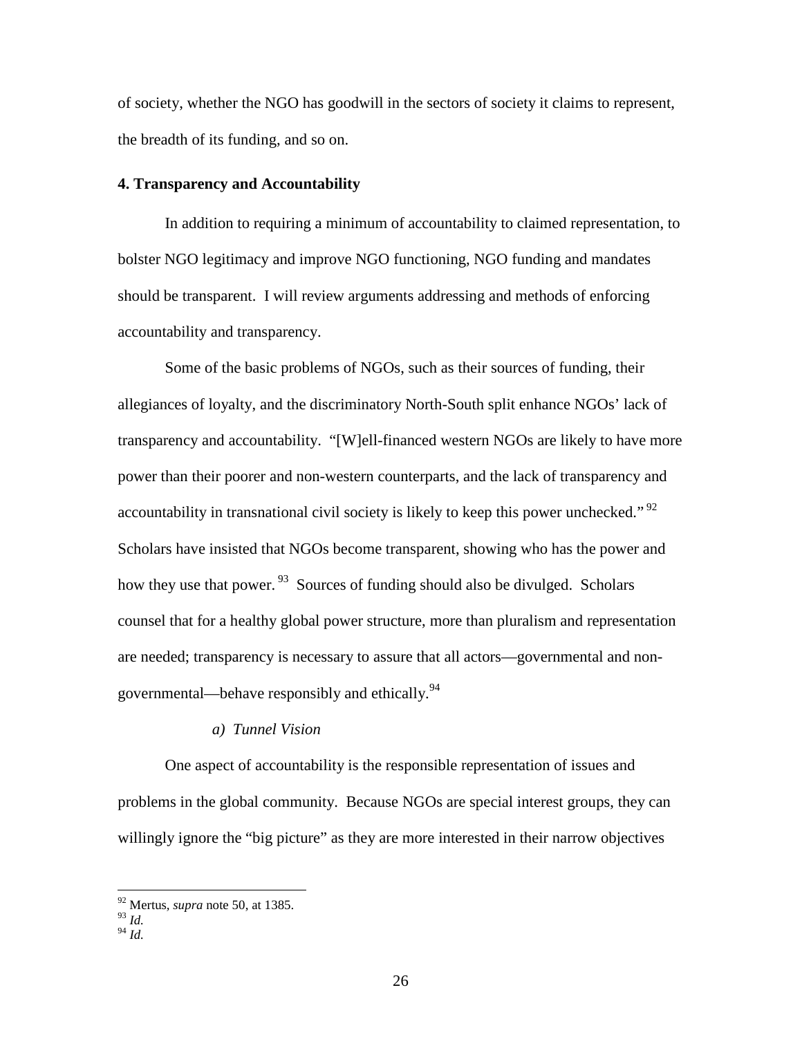of society, whether the NGO has goodwill in the sectors of society it claims to represent, the breadth of its funding, and so on.

### 4. Transparency and Accountability

In addition to requiring a minimum of accountability to claimed representation, to bolster NGO legitimacy and improve NGO functioning, NGO funding and mandates should be transparent. I will review arguments addressing and methods of enforcing accountability and transparency.

Some of the basic problems of NGOs, such as their sources of funding, their allegiances of loyalty, and the discriminatory North-South split enhance NGOs' lack of transparency and accountability. "[W]ell-financed western NGOs are likely to have more power than their poorer and non-western counterparts, and the lack of transparency and accountability in transnational civil society is likely to keep this power unchecked."[92] Scholars have insisted that NGOs become transparent, showing who has the power and how they use that power.[93] Sources of funding should also be divulged. Scholars counsel that for a healthy global power structure, more than pluralism and representation are needed; transparency is necessary to assure that all actors—governmental and non-governmental—behave responsibly and ethically.[94]

#### *a) Tunnel Vision*

One aspect of accountability is the responsible representation of issues and problems in the global community. Because NGOs are special interest groups, they can willingly ignore the "big picture" as they are more interested in their narrow objectives

---

[92] Mertus, *supra* note 50, at 1385.
[93] *Id.*
[94] *Id.*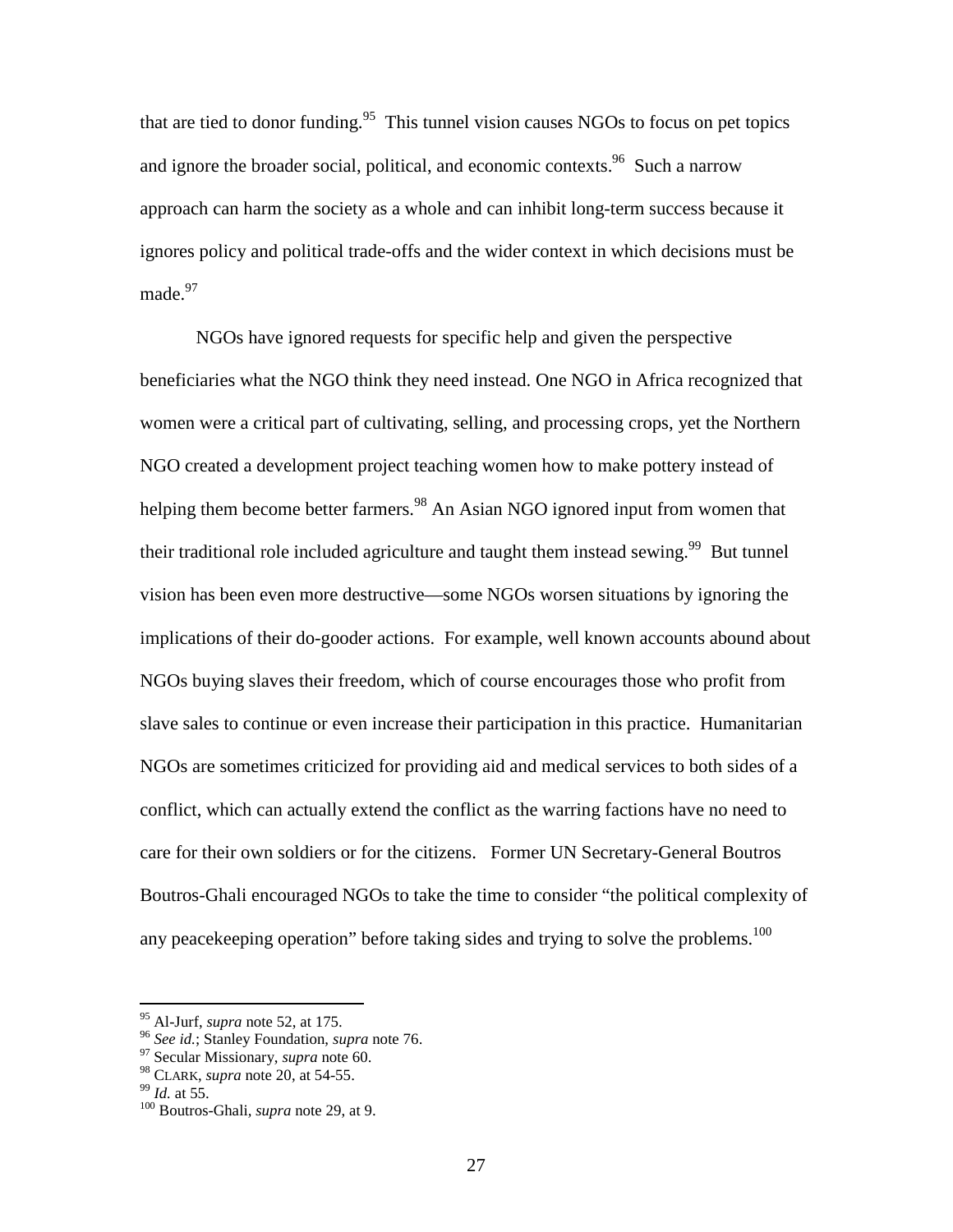that are tied to donor funding.[95] This tunnel vision causes NGOs to focus on pet topics and ignore the broader social, political, and economic contexts.[96] Such a narrow approach can harm the society as a whole and can inhibit long-term success because it ignores policy and political trade-offs and the wider context in which decisions must be made.[97]

NGOs have ignored requests for specific help and given the perspective beneficiaries what the NGO think they need instead. One NGO in Africa recognized that women were a critical part of cultivating, selling, and processing crops, yet the Northern NGO created a development project teaching women how to make pottery instead of helping them become better farmers.[98] An Asian NGO ignored input from women that their traditional role included agriculture and taught them instead sewing.[99] But tunnel vision has been even more destructive—some NGOs worsen situations by ignoring the implications of their do-gooder actions. For example, well known accounts abound about NGOs buying slaves their freedom, which of course encourages those who profit from slave sales to continue or even increase their participation in this practice. Humanitarian NGOs are sometimes criticized for providing aid and medical services to both sides of a conflict, which can actually extend the conflict as the warring factions have no need to care for their own soldiers or for the citizens. Former UN Secretary-General Boutros Boutros-Ghali encouraged NGOs to take the time to consider "the political complexity of any peacekeeping operation" before taking sides and trying to solve the problems.[100]

---

[95] Al-Jurf, *supra* note 52, at 175.
[96] *See id.*; Stanley Foundation, *supra* note 76.
[97] Secular Missionary, *supra* note 60.
[98] CLARK, *supra* note 20, at 54-55.
[99] *Id.* at 55.
[100] Boutros-Ghali, *supra* note 29, at 9.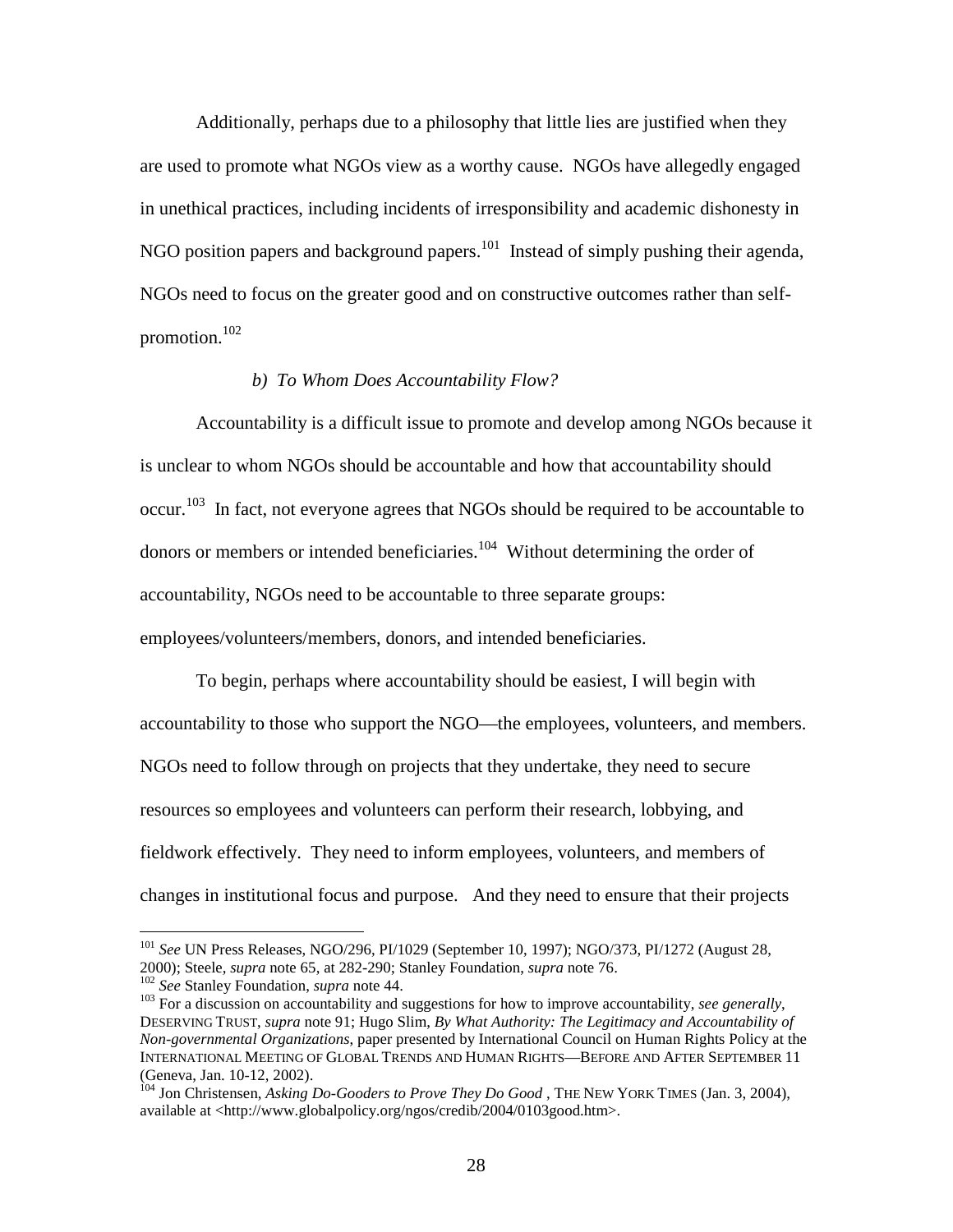Additionally, perhaps due to a philosophy that little lies are justified when they are used to promote what NGOs view as a worthy cause. NGOs have allegedly engaged in unethical practices, including incidents of irresponsibility and academic dishonesty in NGO position papers and background papers.[101] Instead of simply pushing their agenda, NGOs need to focus on the greater good and on constructive outcomes rather than self-promotion.[102]

*b) To Whom Does Accountability Flow?*

Accountability is a difficult issue to promote and develop among NGOs because it is unclear to whom NGOs should be accountable and how that accountability should occur.[103] In fact, not everyone agrees that NGOs should be required to be accountable to donors or members or intended beneficiaries.[104] Without determining the order of accountability, NGOs need to be accountable to three separate groups: employees/volunteers/members, donors, and intended beneficiaries.

To begin, perhaps where accountability should be easiest, I will begin with accountability to those who support the NGO—the employees, volunteers, and members. NGOs need to follow through on projects that they undertake, they need to secure resources so employees and volunteers can perform their research, lobbying, and fieldwork effectively. They need to inform employees, volunteers, and members of changes in institutional focus and purpose. And they need to ensure that their projects

---

[101] *See* UN Press Releases, NGO/296, PI/1029 (September 10, 1997); NGO/373, PI/1272 (August 28, 2000); Steele, *supra* note 65, at 282-290; Stanley Foundation, *supra* note 76.

[102] *See* Stanley Foundation, *supra* note 44.

[103] For a discussion on accountability and suggestions for how to improve accountability, *see generally*, DESERVING TRUST, *supra* note 91; Hugo Slim, *By What Authority: The Legitimacy and Accountability of Non-governmental Organizations*, paper presented by International Council on Human Rights Policy at the INTERNATIONAL MEETING OF GLOBAL TRENDS AND HUMAN RIGHTS—BEFORE AND AFTER SEPTEMBER 11 (Geneva, Jan. 10-12, 2002).

[104] Jon Christensen, *Asking Do-Gooders to Prove They Do Good* , THE NEW YORK TIMES (Jan. 3, 2004), available at <http://www.globalpolicy.org/ngos/credib/2004/0103good.htm>.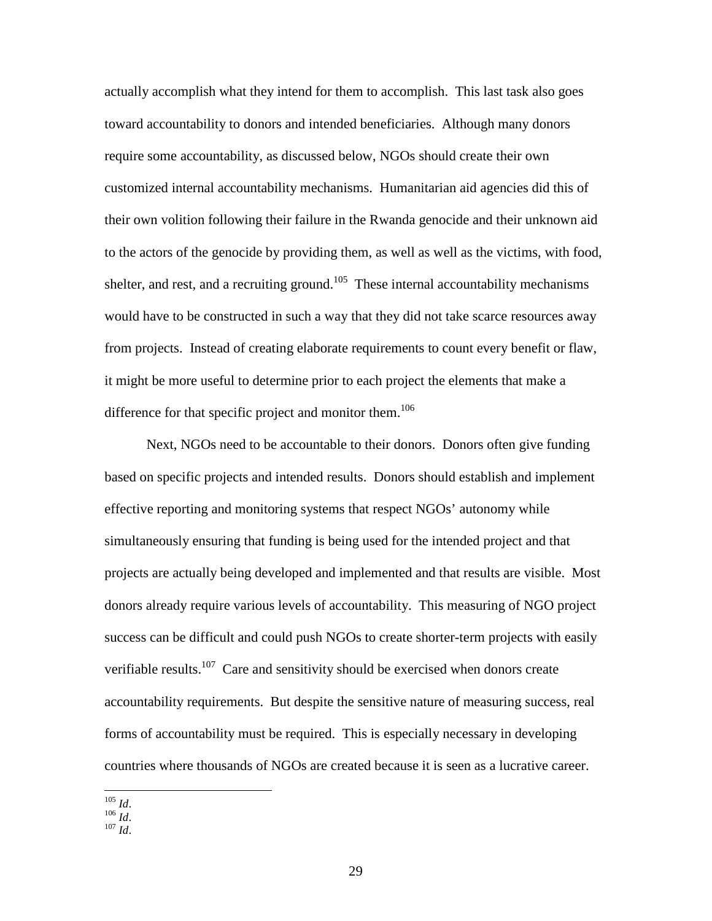actually accomplish what they intend for them to accomplish. This last task also goes toward accountability to donors and intended beneficiaries. Although many donors require some accountability, as discussed below, NGOs should create their own customized internal accountability mechanisms. Humanitarian aid agencies did this of their own volition following their failure in the Rwanda genocide and their unknown aid to the actors of the genocide by providing them, as well as well as the victims, with food, shelter, and rest, and a recruiting ground.[105] These internal accountability mechanisms would have to be constructed in such a way that they did not take scarce resources away from projects. Instead of creating elaborate requirements to count every benefit or flaw, it might be more useful to determine prior to each project the elements that make a difference for that specific project and monitor them.[106]

Next, NGOs need to be accountable to their donors. Donors often give funding based on specific projects and intended results. Donors should establish and implement effective reporting and monitoring systems that respect NGOs' autonomy while simultaneously ensuring that funding is being used for the intended project and that projects are actually being developed and implemented and that results are visible. Most donors already require various levels of accountability. This measuring of NGO project success can be difficult and could push NGOs to create shorter-term projects with easily verifiable results.[107] Care and sensitivity should be exercised when donors create accountability requirements. But despite the sensitive nature of measuring success, real forms of accountability must be required. This is especially necessary in developing countries where thousands of NGOs are created because it is seen as a lucrative career.

---

[105] *Id*.
[106] *Id*.
[107] *Id*.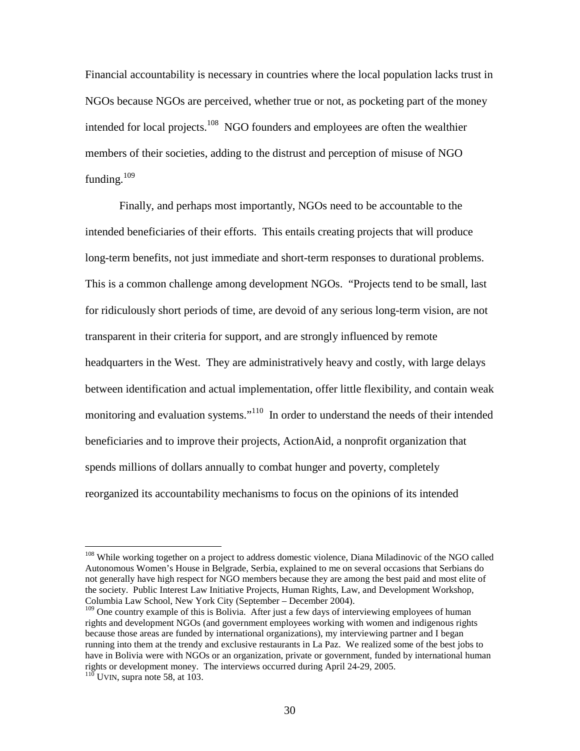Financial accountability is necessary in countries where the local population lacks trust in NGOs because NGOs are perceived, whether true or not, as pocketing part of the money intended for local projects.[108] NGO founders and employees are often the wealthier members of their societies, adding to the distrust and perception of misuse of NGO funding.[109]

Finally, and perhaps most importantly, NGOs need to be accountable to the intended beneficiaries of their efforts. This entails creating projects that will produce long-term benefits, not just immediate and short-term responses to durational problems. This is a common challenge among development NGOs. "Projects tend to be small, last for ridiculously short periods of time, are devoid of any serious long-term vision, are not transparent in their criteria for support, and are strongly influenced by remote headquarters in the West. They are administratively heavy and costly, with large delays between identification and actual implementation, offer little flexibility, and contain weak monitoring and evaluation systems."[110] In order to understand the needs of their intended beneficiaries and to improve their projects, ActionAid, a nonprofit organization that spends millions of dollars annually to combat hunger and poverty, completely reorganized its accountability mechanisms to focus on the opinions of its intended

---

[108] While working together on a project to address domestic violence, Diana Miladinovic of the NGO called Autonomous Women's House in Belgrade, Serbia, explained to me on several occasions that Serbians do not generally have high respect for NGO members because they are among the best paid and most elite of the society. Public Interest Law Initiative Projects, Human Rights, Law, and Development Workshop, Columbia Law School, New York City (September – December 2004).

[109] One country example of this is Bolivia. After just a few days of interviewing employees of human rights and development NGOs (and government employees working with women and indigenous rights because those areas are funded by international organizations), my interviewing partner and I began running into them at the trendy and exclusive restaurants in La Paz. We realized some of the best jobs to have in Bolivia were with NGOs or an organization, private or government, funded by international human rights or development money. The interviews occurred during April 24-29, 2005.

[110] UVIN, supra note 58, at 103.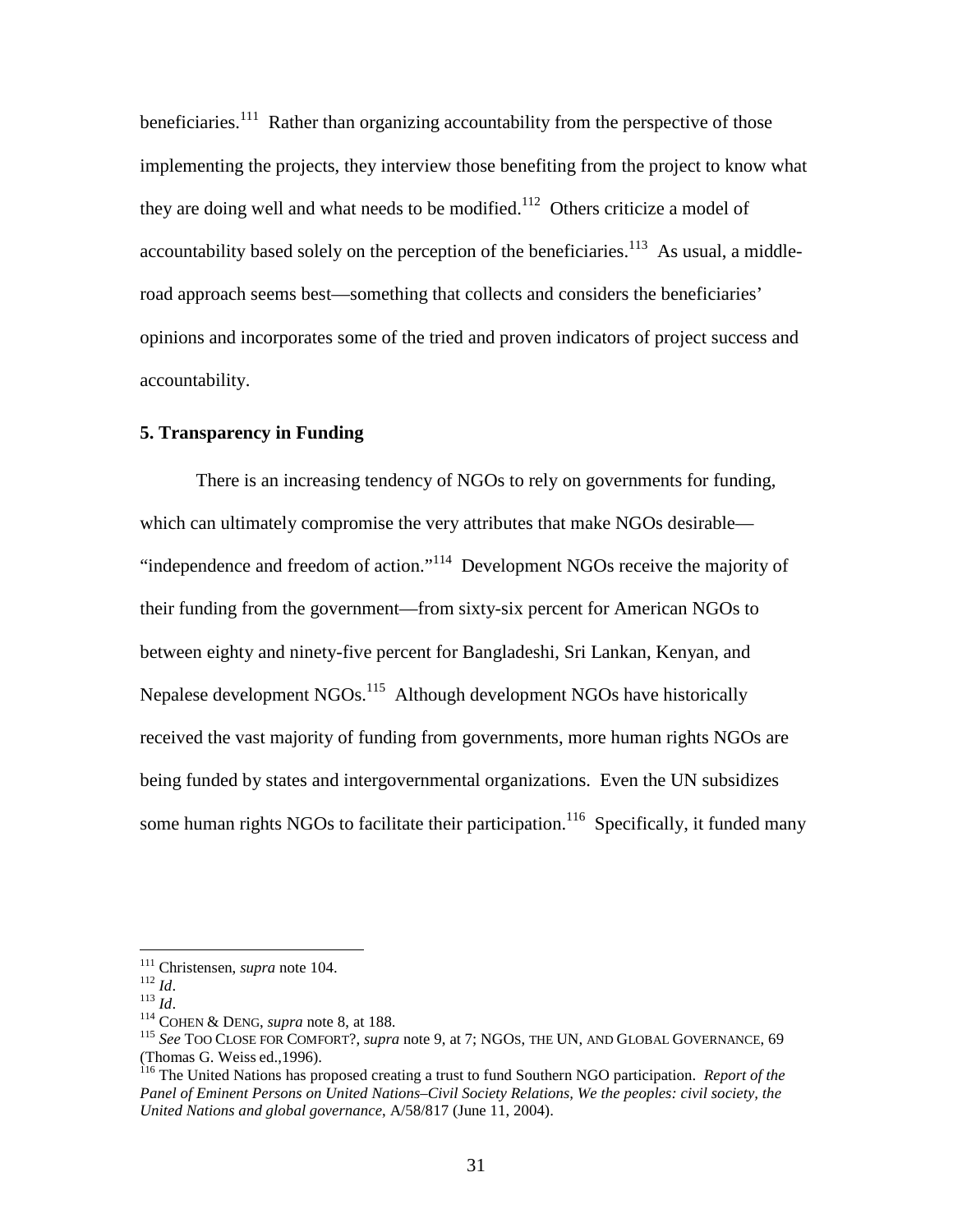beneficiaries.[111] Rather than organizing accountability from the perspective of those implementing the projects, they interview those benefiting from the project to know what they are doing well and what needs to be modified.[112] Others criticize a model of accountability based solely on the perception of the beneficiaries.[113] As usual, a middle-road approach seems best—something that collects and considers the beneficiaries' opinions and incorporates some of the tried and proven indicators of project success and accountability.

### 5. Transparency in Funding

There is an increasing tendency of NGOs to rely on governments for funding, which can ultimately compromise the very attributes that make NGOs desirable—"independence and freedom of action."[114] Development NGOs receive the majority of their funding from the government—from sixty-six percent for American NGOs to between eighty and ninety-five percent for Bangladeshi, Sri Lankan, Kenyan, and Nepalese development NGOs.[115] Although development NGOs have historically received the vast majority of funding from governments, more human rights NGOs are being funded by states and intergovernmental organizations. Even the UN subsidizes some human rights NGOs to facilitate their participation.[116] Specifically, it funded many

---

[111] Christensen, *supra* note 104.
[112] *Id*.
[113] *Id*.
[114] COHEN & DENG, *supra* note 8, at 188.
[115] *See* TOO CLOSE FOR COMFORT?, *supra* note 9, at 7; NGOS, THE UN, AND GLOBAL GOVERNANCE, 69 (Thomas G. Weiss ed.,1996).
[116] The United Nations has proposed creating a trust to fund Southern NGO participation. *Report of the Panel of Eminent Persons on United Nations–Civil Society Relations, We the peoples: civil society, the United Nations and global governance*, A/58/817 (June 11, 2004).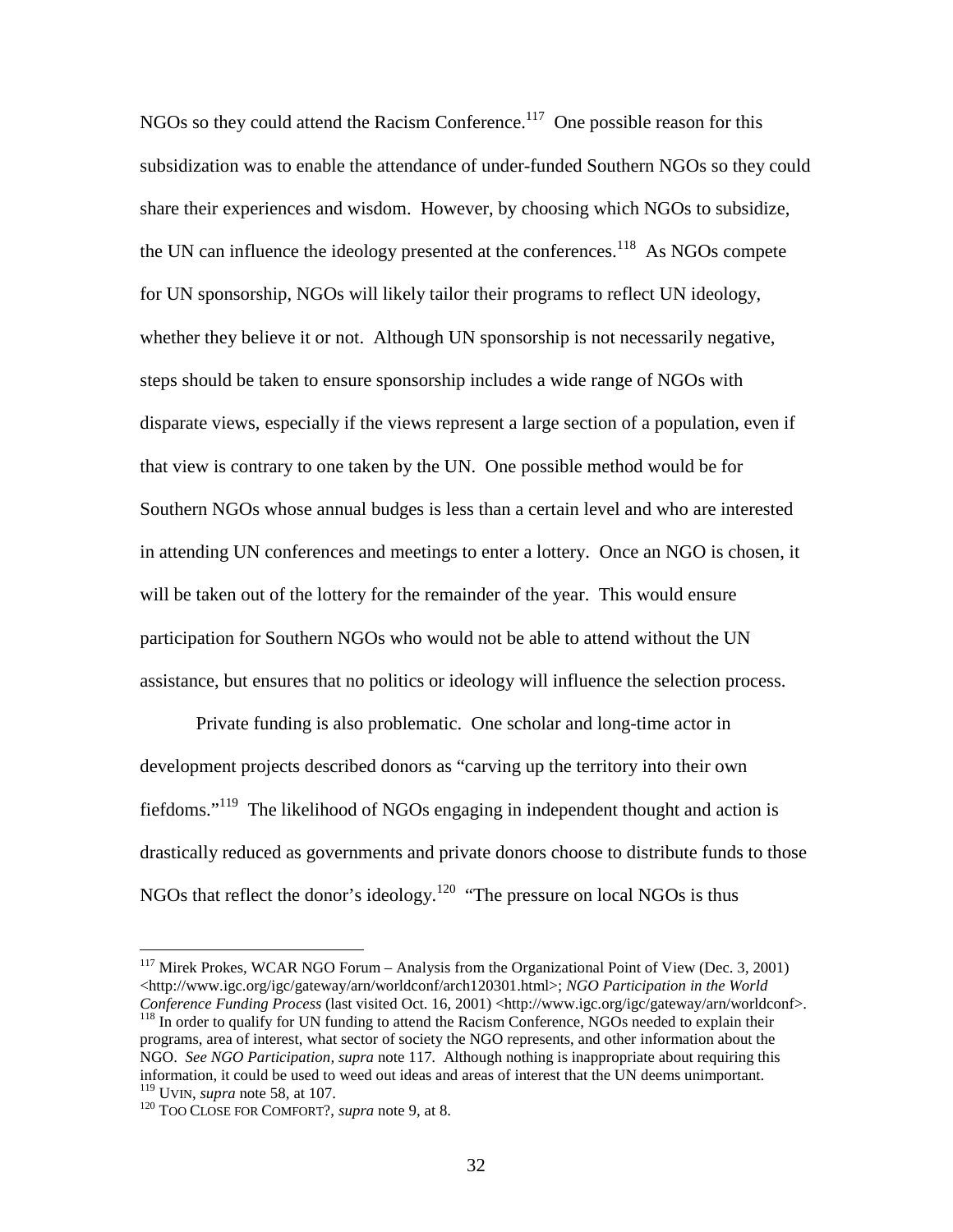NGOs so they could attend the Racism Conference.[117] One possible reason for this subsidization was to enable the attendance of under-funded Southern NGOs so they could share their experiences and wisdom. However, by choosing which NGOs to subsidize, the UN can influence the ideology presented at the conferences.[118] As NGOs compete for UN sponsorship, NGOs will likely tailor their programs to reflect UN ideology, whether they believe it or not. Although UN sponsorship is not necessarily negative, steps should be taken to ensure sponsorship includes a wide range of NGOs with disparate views, especially if the views represent a large section of a population, even if that view is contrary to one taken by the UN. One possible method would be for Southern NGOs whose annual budges is less than a certain level and who are interested in attending UN conferences and meetings to enter a lottery. Once an NGO is chosen, it will be taken out of the lottery for the remainder of the year. This would ensure participation for Southern NGOs who would not be able to attend without the UN assistance, but ensures that no politics or ideology will influence the selection process.

Private funding is also problematic. One scholar and long-time actor in development projects described donors as "carving up the territory into their own fiefdoms."[119] The likelihood of NGOs engaging in independent thought and action is drastically reduced as governments and private donors choose to distribute funds to those NGOs that reflect the donor's ideology.[120] "The pressure on local NGOs is thus

---

[117] Mirek Prokes, WCAR NGO Forum – Analysis from the Organizational Point of View (Dec. 3, 2001) <http://www.igc.org/igc/gateway/arn/worldconf/arch120301.html>; *NGO Participation in the World Conference Funding Process* (last visited Oct. 16, 2001) <http://www.igc.org/igc/gateway/arn/worldconf>.

[118] In order to qualify for UN funding to attend the Racism Conference, NGOs needed to explain their programs, area of interest, what sector of society the NGO represents, and other information about the NGO. *See NGO Participation, supra* note 117. Although nothing is inappropriate about requiring this information, it could be used to weed out ideas and areas of interest that the UN deems unimportant.

[119] UVIN, *supra* note 58, at 107.

[120] TOO CLOSE FOR COMFORT?, *supra* note 9, at 8.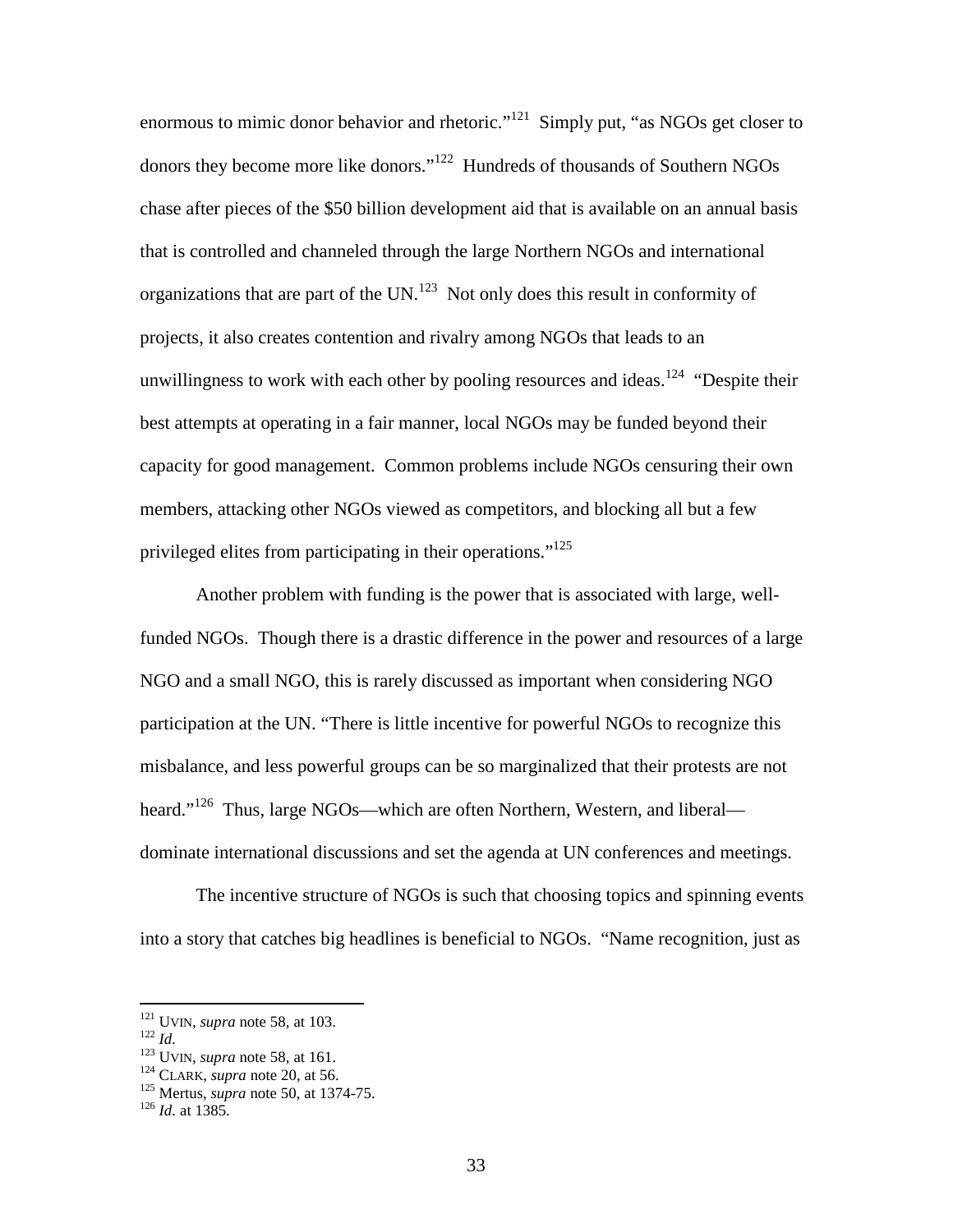enormous to mimic donor behavior and rhetoric."[121] Simply put, "as NGOs get closer to donors they become more like donors."[122] Hundreds of thousands of Southern NGOs chase after pieces of the $50 billion development aid that is available on an annual basis that is controlled and channeled through the large Northern NGOs and international organizations that are part of the UN.[123] Not only does this result in conformity of projects, it also creates contention and rivalry among NGOs that leads to an unwillingness to work with each other by pooling resources and ideas.[124] "Despite their best attempts at operating in a fair manner, local NGOs may be funded beyond their capacity for good management. Common problems include NGOs censuring their own members, attacking other NGOs viewed as competitors, and blocking all but a few privileged elites from participating in their operations."[125]

Another problem with funding is the power that is associated with large, well-funded NGOs. Though there is a drastic difference in the power and resources of a large NGO and a small NGO, this is rarely discussed as important when considering NGO participation at the UN. "There is little incentive for powerful NGOs to recognize this misbalance, and less powerful groups can be so marginalized that their protests are not heard."[126] Thus, large NGOs—which are often Northern, Western, and liberal—dominate international discussions and set the agenda at UN conferences and meetings.

The incentive structure of NGOs is such that choosing topics and spinning events into a story that catches big headlines is beneficial to NGOs. "Name recognition, just as

---

[121] UVIN, *supra* note 58, at 103.
[122] *Id.*
[123] UVIN, *supra* note 58, at 161.
[124] CLARK, *supra* note 20, at 56.
[125] Mertus, *supra* note 50, at 1374-75.
[126] *Id.* at 1385.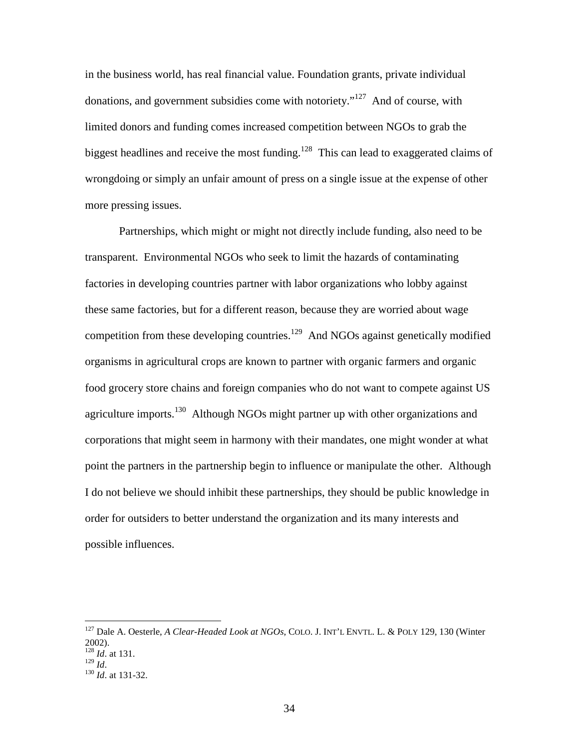in the business world, has real financial value. Foundation grants, private individual donations, and government subsidies come with notoriety."[127] And of course, with limited donors and funding comes increased competition between NGOs to grab the biggest headlines and receive the most funding.[128] This can lead to exaggerated claims of wrongdoing or simply an unfair amount of press on a single issue at the expense of other more pressing issues.

Partnerships, which might or might not directly include funding, also need to be transparent. Environmental NGOs who seek to limit the hazards of contaminating factories in developing countries partner with labor organizations who lobby against these same factories, but for a different reason, because they are worried about wage competition from these developing countries.[129] And NGOs against genetically modified organisms in agricultural crops are known to partner with organic farmers and organic food grocery store chains and foreign companies who do not want to compete against US agriculture imports.[130] Although NGOs might partner up with other organizations and corporations that might seem in harmony with their mandates, one might wonder at what point the partners in the partnership begin to influence or manipulate the other. Although I do not believe we should inhibit these partnerships, they should be public knowledge in order for outsiders to better understand the organization and its many interests and possible influences.

---

[127] Dale A. Oesterle, *A Clear-Headed Look at NGOs*, COLO. J. INT'L ENVTL. L. & POLY 129, 130 (Winter 2002).

[128] *Id*. at 131.

[129] *Id*.

[130] *Id*. at 131-32.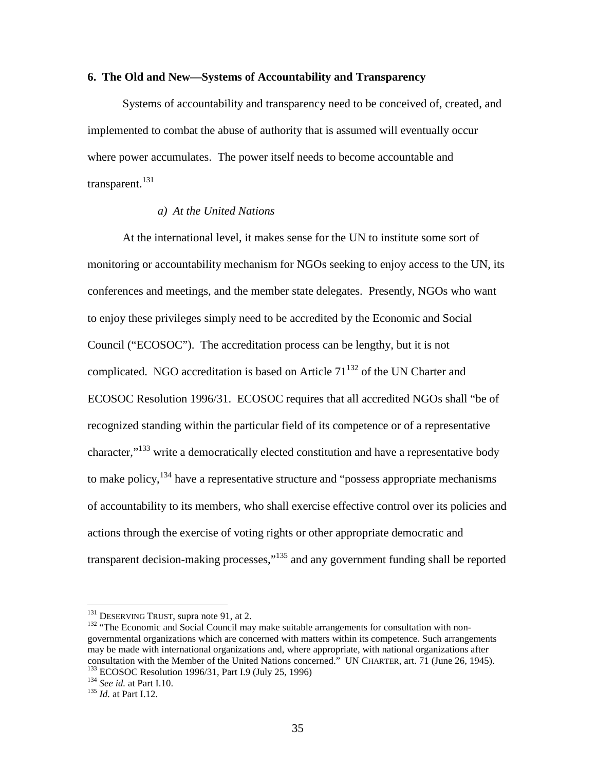### 6. The Old and New—Systems of Accountability and Transparency

Systems of accountability and transparency need to be conceived of, created, and implemented to combat the abuse of authority that is assumed will eventually occur where power accumulates. The power itself needs to become accountable and transparent.[131]

#### *a) At the United Nations*

At the international level, it makes sense for the UN to institute some sort of monitoring or accountability mechanism for NGOs seeking to enjoy access to the UN, its conferences and meetings, and the member state delegates. Presently, NGOs who want to enjoy these privileges simply need to be accredited by the Economic and Social Council ("ECOSOC"). The accreditation process can be lengthy, but it is not complicated. NGO accreditation is based on Article 71[132] of the UN Charter and ECOSOC Resolution 1996/31. ECOSOC requires that all accredited NGOs shall "be of recognized standing within the particular field of its competence or of a representative character,"[133] write a democratically elected constitution and have a representative body to make policy,[134] have a representative structure and "possess appropriate mechanisms of accountability to its members, who shall exercise effective control over its policies and actions through the exercise of voting rights or other appropriate democratic and transparent decision-making processes,"[135] and any government funding shall be reported

---

[131] DESERVING TRUST, supra note 91, at 2.

[132] "The Economic and Social Council may make suitable arrangements for consultation with non-governmental organizations which are concerned with matters within its competence. Such arrangements may be made with international organizations and, where appropriate, with national organizations after consultation with the Member of the United Nations concerned." UN CHARTER, art. 71 (June 26, 1945).

[133] ECOSOC Resolution 1996/31, Part I.9 (July 25, 1996)

[134] *See id.* at Part I.10.

[135] *Id.* at Part I.12.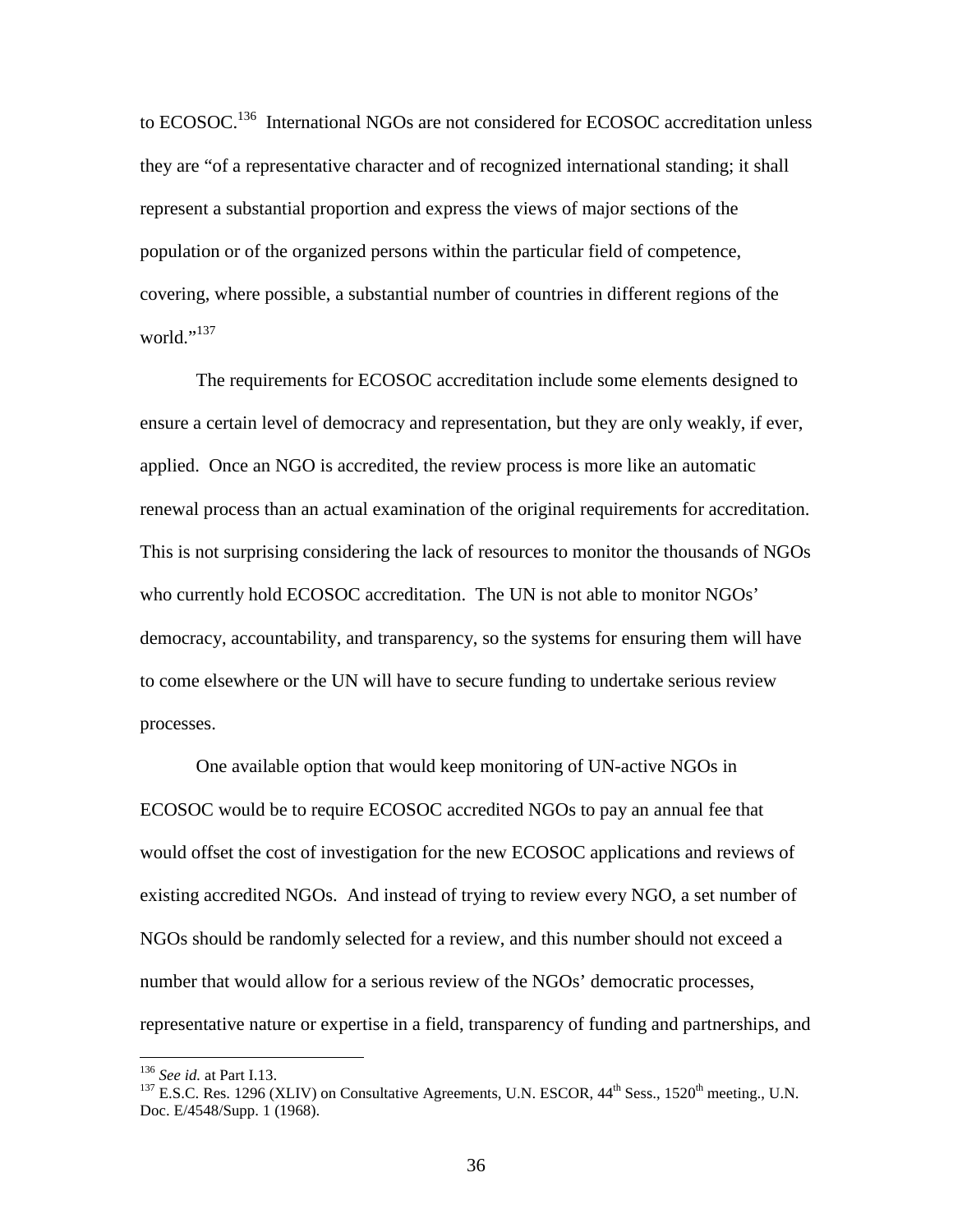to ECOSOC.[136] International NGOs are not considered for ECOSOC accreditation unless they are "of a representative character and of recognized international standing; it shall represent a substantial proportion and express the views of major sections of the population or of the organized persons within the particular field of competence, covering, where possible, a substantial number of countries in different regions of the world."[137]

The requirements for ECOSOC accreditation include some elements designed to ensure a certain level of democracy and representation, but they are only weakly, if ever, applied. Once an NGO is accredited, the review process is more like an automatic renewal process than an actual examination of the original requirements for accreditation. This is not surprising considering the lack of resources to monitor the thousands of NGOs who currently hold ECOSOC accreditation. The UN is not able to monitor NGOs' democracy, accountability, and transparency, so the systems for ensuring them will have to come elsewhere or the UN will have to secure funding to undertake serious review processes.

One available option that would keep monitoring of UN-active NGOs in ECOSOC would be to require ECOSOC accredited NGOs to pay an annual fee that would offset the cost of investigation for the new ECOSOC applications and reviews of existing accredited NGOs. And instead of trying to review every NGO, a set number of NGOs should be randomly selected for a review, and this number should not exceed a number that would allow for a serious review of the NGOs' democratic processes, representative nature or expertise in a field, transparency of funding and partnerships, and

---

[136] *See id.* at Part I.13.

[137] E.S.C. Res. 1296 (XLIV) on Consultative Agreements, U.N. ESCOR, 44th Sess., 1520th meeting., U.N. Doc. E/4548/Supp. 1 (1968).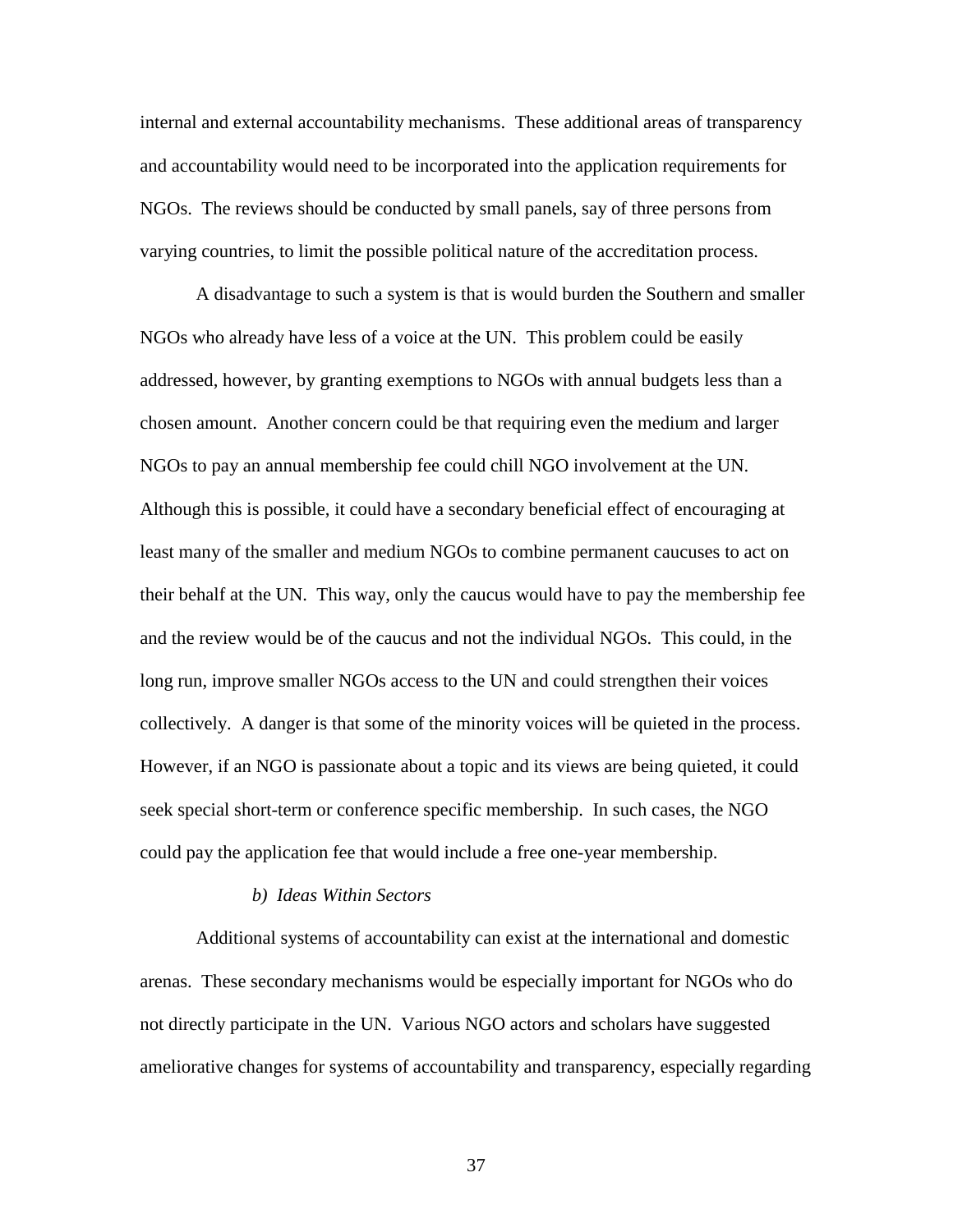internal and external accountability mechanisms. These additional areas of transparency and accountability would need to be incorporated into the application requirements for NGOs. The reviews should be conducted by small panels, say of three persons from varying countries, to limit the possible political nature of the accreditation process.

A disadvantage to such a system is that is would burden the Southern and smaller NGOs who already have less of a voice at the UN. This problem could be easily addressed, however, by granting exemptions to NGOs with annual budgets less than a chosen amount. Another concern could be that requiring even the medium and larger NGOs to pay an annual membership fee could chill NGO involvement at the UN. Although this is possible, it could have a secondary beneficial effect of encouraging at least many of the smaller and medium NGOs to combine permanent caucuses to act on their behalf at the UN. This way, only the caucus would have to pay the membership fee and the review would be of the caucus and not the individual NGOs. This could, in the long run, improve smaller NGOs access to the UN and could strengthen their voices collectively. A danger is that some of the minority voices will be quieted in the process. However, if an NGO is passionate about a topic and its views are being quieted, it could seek special short-term or conference specific membership. In such cases, the NGO could pay the application fee that would include a free one-year membership.

*b) Ideas Within Sectors*

Additional systems of accountability can exist at the international and domestic arenas. These secondary mechanisms would be especially important for NGOs who do not directly participate in the UN. Various NGO actors and scholars have suggested ameliorative changes for systems of accountability and transparency, especially regarding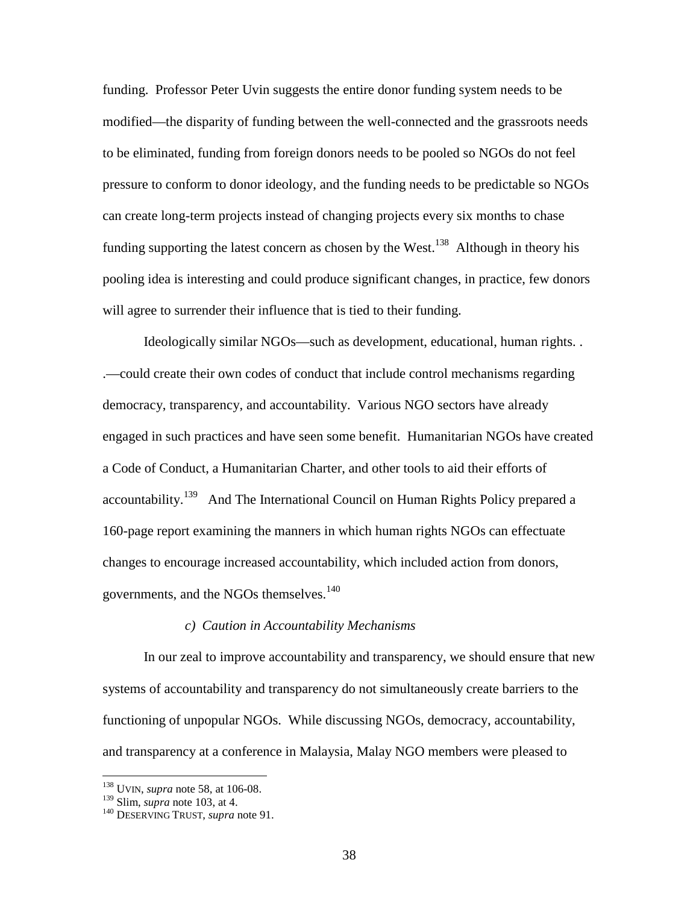funding. Professor Peter Uvin suggests the entire donor funding system needs to be modified—the disparity of funding between the well-connected and the grassroots needs to be eliminated, funding from foreign donors needs to be pooled so NGOs do not feel pressure to conform to donor ideology, and the funding needs to be predictable so NGOs can create long-term projects instead of changing projects every six months to chase funding supporting the latest concern as chosen by the West.[138] Although in theory his pooling idea is interesting and could produce significant changes, in practice, few donors will agree to surrender their influence that is tied to their funding.

Ideologically similar NGOs—such as development, educational, human rights. . .—could create their own codes of conduct that include control mechanisms regarding democracy, transparency, and accountability. Various NGO sectors have already engaged in such practices and have seen some benefit. Humanitarian NGOs have created a Code of Conduct, a Humanitarian Charter, and other tools to aid their efforts of accountability.[139] And The International Council on Human Rights Policy prepared a 160-page report examining the manners in which human rights NGOs can effectuate changes to encourage increased accountability, which included action from donors, governments, and the NGOs themselves.[140]

*c) Caution in Accountability Mechanisms*

In our zeal to improve accountability and transparency, we should ensure that new systems of accountability and transparency do not simultaneously create barriers to the functioning of unpopular NGOs. While discussing NGOs, democracy, accountability, and transparency at a conference in Malaysia, Malay NGO members were pleased to

---

[138] UVIN, *supra* note 58, at 106-08.

[139] Slim, *supra* note 103, at 4.

[140] DESERVING TRUST, *supra* note 91.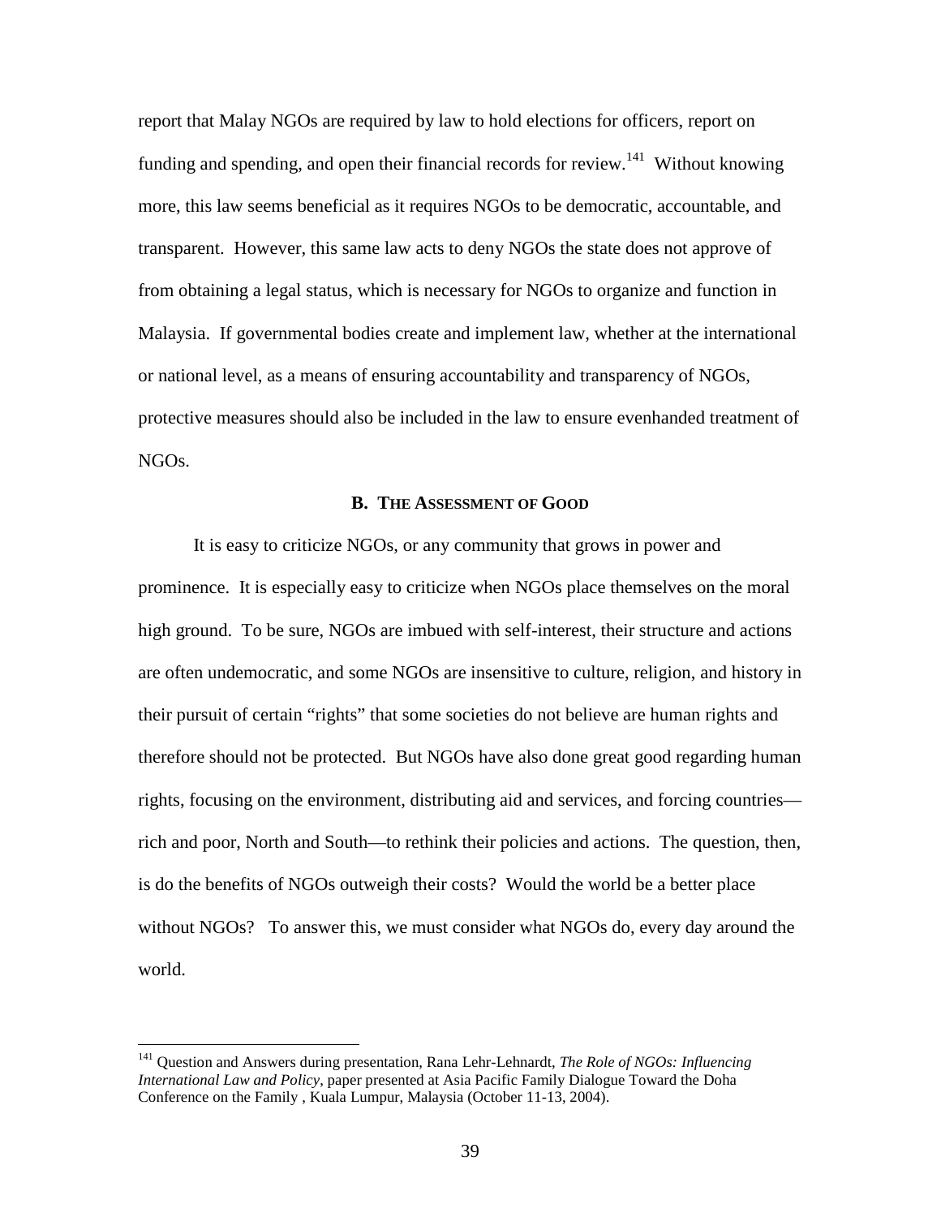report that Malay NGOs are required by law to hold elections for officers, report on funding and spending, and open their financial records for review.[141] Without knowing more, this law seems beneficial as it requires NGOs to be democratic, accountable, and transparent. However, this same law acts to deny NGOs the state does not approve of from obtaining a legal status, which is necessary for NGOs to organize and function in Malaysia. If governmental bodies create and implement law, whether at the international or national level, as a means of ensuring accountability and transparency of NGOs, protective measures should also be included in the law to ensure evenhanded treatment of NGOs.

### B. The Assessment of Good

It is easy to criticize NGOs, or any community that grows in power and prominence. It is especially easy to criticize when NGOs place themselves on the moral high ground. To be sure, NGOs are imbued with self-interest, their structure and actions are often undemocratic, and some NGOs are insensitive to culture, religion, and history in their pursuit of certain "rights" that some societies do not believe are human rights and therefore should not be protected. But NGOs have also done great good regarding human rights, focusing on the environment, distributing aid and services, and forcing countries—rich and poor, North and South—to rethink their policies and actions. The question, then, is do the benefits of NGOs outweigh their costs? Would the world be a better place without NGOs? To answer this, we must consider what NGOs do, every day around the world.

---

[141] Question and Answers during presentation, Rana Lehr-Lehnardt, *The Role of NGOs: Influencing International Law and Policy*, paper presented at Asia Pacific Family Dialogue Toward the Doha Conference on the Family , Kuala Lumpur, Malaysia (October 11-13, 2004).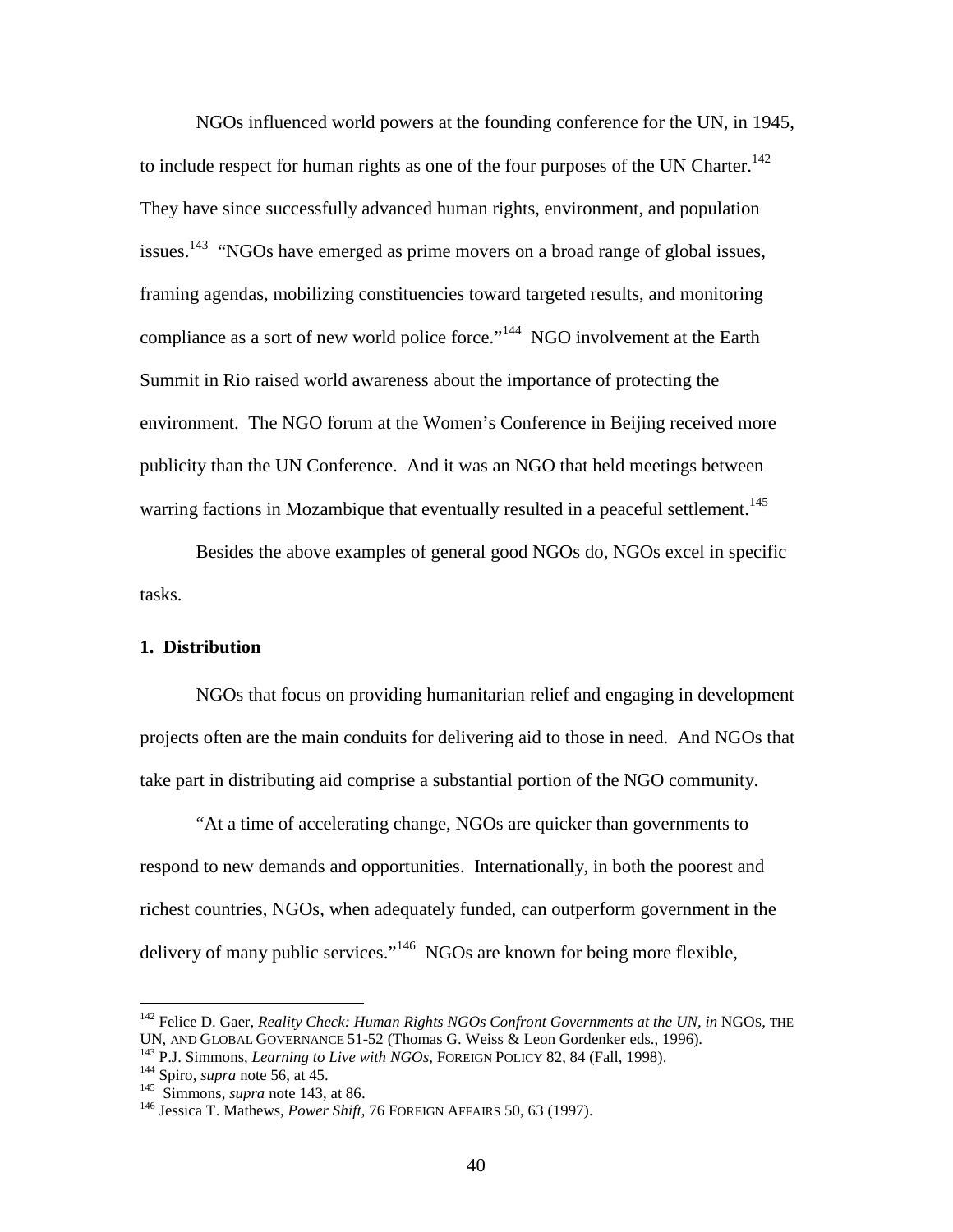NGOs influenced world powers at the founding conference for the UN, in 1945, to include respect for human rights as one of the four purposes of the UN Charter.[142] They have since successfully advanced human rights, environment, and population issues.[143] "NGOs have emerged as prime movers on a broad range of global issues, framing agendas, mobilizing constituencies toward targeted results, and monitoring compliance as a sort of new world police force."[144] NGO involvement at the Earth Summit in Rio raised world awareness about the importance of protecting the environment. The NGO forum at the Women's Conference in Beijing received more publicity than the UN Conference. And it was an NGO that held meetings between warring factions in Mozambique that eventually resulted in a peaceful settlement.[145]

Besides the above examples of general good NGOs do, NGOs excel in specific tasks.

**1. Distribution**

NGOs that focus on providing humanitarian relief and engaging in development projects often are the main conduits for delivering aid to those in need. And NGOs that take part in distributing aid comprise a substantial portion of the NGO community.

"At a time of accelerating change, NGOs are quicker than governments to respond to new demands and opportunities. Internationally, in both the poorest and richest countries, NGOs, when adequately funded, can outperform government in the delivery of many public services."[146] NGOs are known for being more flexible,

---

[142] Felice D. Gaer, *Reality Check: Human Rights NGOs Confront Governments at the UN, in* NGOS, THE UN, AND GLOBAL GOVERNANCE 51-52 (Thomas G. Weiss & Leon Gordenker eds., 1996).

[143] P.J. Simmons, *Learning to Live with NGOs,* FOREIGN POLICY 82, 84 (Fall, 1998).

[144] Spiro, *supra* note 56, at 45.

[145] Simmons, *supra* note 143, at 86.

[146] Jessica T. Mathews, *Power Shift,* 76 FOREIGN AFFAIRS 50, 63 (1997).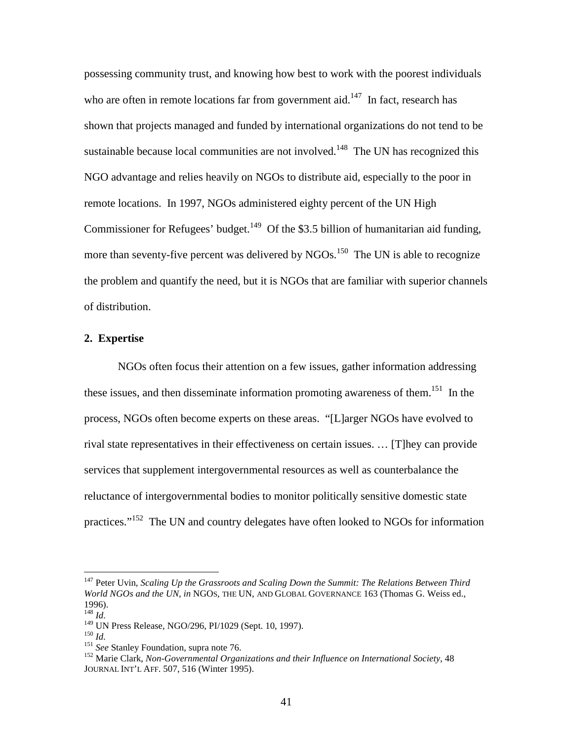possessing community trust, and knowing how best to work with the poorest individuals who are often in remote locations far from government aid.[147] In fact, research has shown that projects managed and funded by international organizations do not tend to be sustainable because local communities are not involved.[148] The UN has recognized this NGO advantage and relies heavily on NGOs to distribute aid, especially to the poor in remote locations. In 1997, NGOs administered eighty percent of the UN High Commissioner for Refugees' budget.[149] Of the $3.5 billion of humanitarian aid funding, more than seventy-five percent was delivered by NGOs.[150] The UN is able to recognize the problem and quantify the need, but it is NGOs that are familiar with superior channels of distribution.

**2. Expertise**

NGOs often focus their attention on a few issues, gather information addressing these issues, and then disseminate information promoting awareness of them.[151] In the process, NGOs often become experts on these areas. "[L]arger NGOs have evolved to rival state representatives in their effectiveness on certain issues. … [T]hey can provide services that supplement intergovernmental resources as well as counterbalance the reluctance of intergovernmental bodies to monitor politically sensitive domestic state practices."[152] The UN and country delegates have often looked to NGOs for information

---

[147] Peter Uvin, *Scaling Up the Grassroots and Scaling Down the Summit: The Relations Between Third World NGOs and the UN, in* NGOS, THE UN, AND GLOBAL GOVERNANCE 163 (Thomas G. Weiss ed., 1996).
[148] *Id.*
[149] UN Press Release, NGO/296, PI/1029 (Sept. 10, 1997).
[150] *Id.*
[151] *See* Stanley Foundation, supra note 76.
[152] Marie Clark, *Non-Governmental Organizations and their Influence on International Society,* 48 JOURNAL INT'L AFF. 507, 516 (Winter 1995).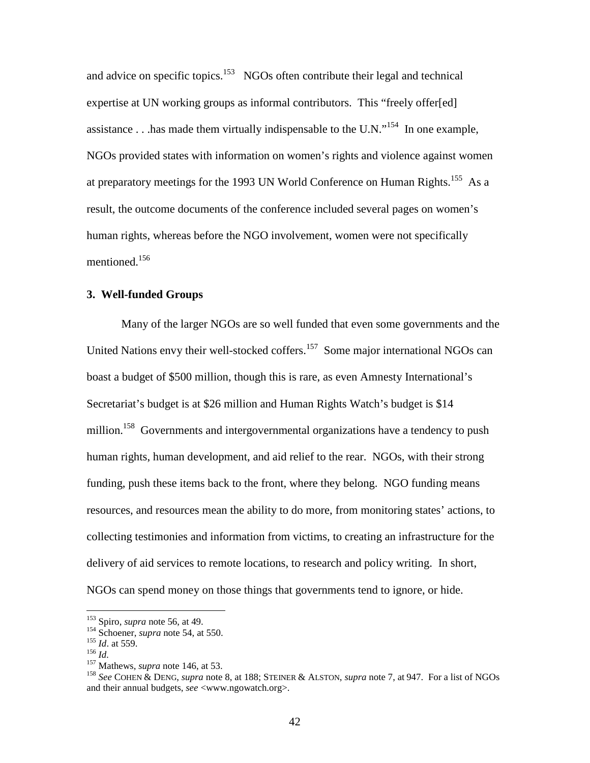and advice on specific topics.[153] NGOs often contribute their legal and technical expertise at UN working groups as informal contributors. This "freely offer[ed] assistance . . .has made them virtually indispensable to the U.N."[154] In one example, NGOs provided states with information on women's rights and violence against women at preparatory meetings for the 1993 UN World Conference on Human Rights.[155] As a result, the outcome documents of the conference included several pages on women's human rights, whereas before the NGO involvement, women were not specifically mentioned.[156]

### 3. Well-funded Groups

Many of the larger NGOs are so well funded that even some governments and the United Nations envy their well-stocked coffers.[157] Some major international NGOs can boast a budget of $500 million, though this is rare, as even Amnesty International's Secretariat's budget is at $26 million and Human Rights Watch's budget is $14 million.[158] Governments and intergovernmental organizations have a tendency to push human rights, human development, and aid relief to the rear. NGOs, with their strong funding, push these items back to the front, where they belong. NGO funding means resources, and resources mean the ability to do more, from monitoring states' actions, to collecting testimonies and information from victims, to creating an infrastructure for the delivery of aid services to remote locations, to research and policy writing. In short, NGOs can spend money on those things that governments tend to ignore, or hide.

---

[153] Spiro, *supra* note 56, at 49.
[154] Schoener, *supra* note 54, at 550.
[155] *Id*. at 559.
[156] *Id*.
[157] Mathews, *supra* note 146, at 53.
[158] *See* COHEN & DENG, *supra* note 8, at 188; STEINER & ALSTON, *supra* note 7, at 947. For a list of NGOs and their annual budgets, *see* <www.ngowatch.org>.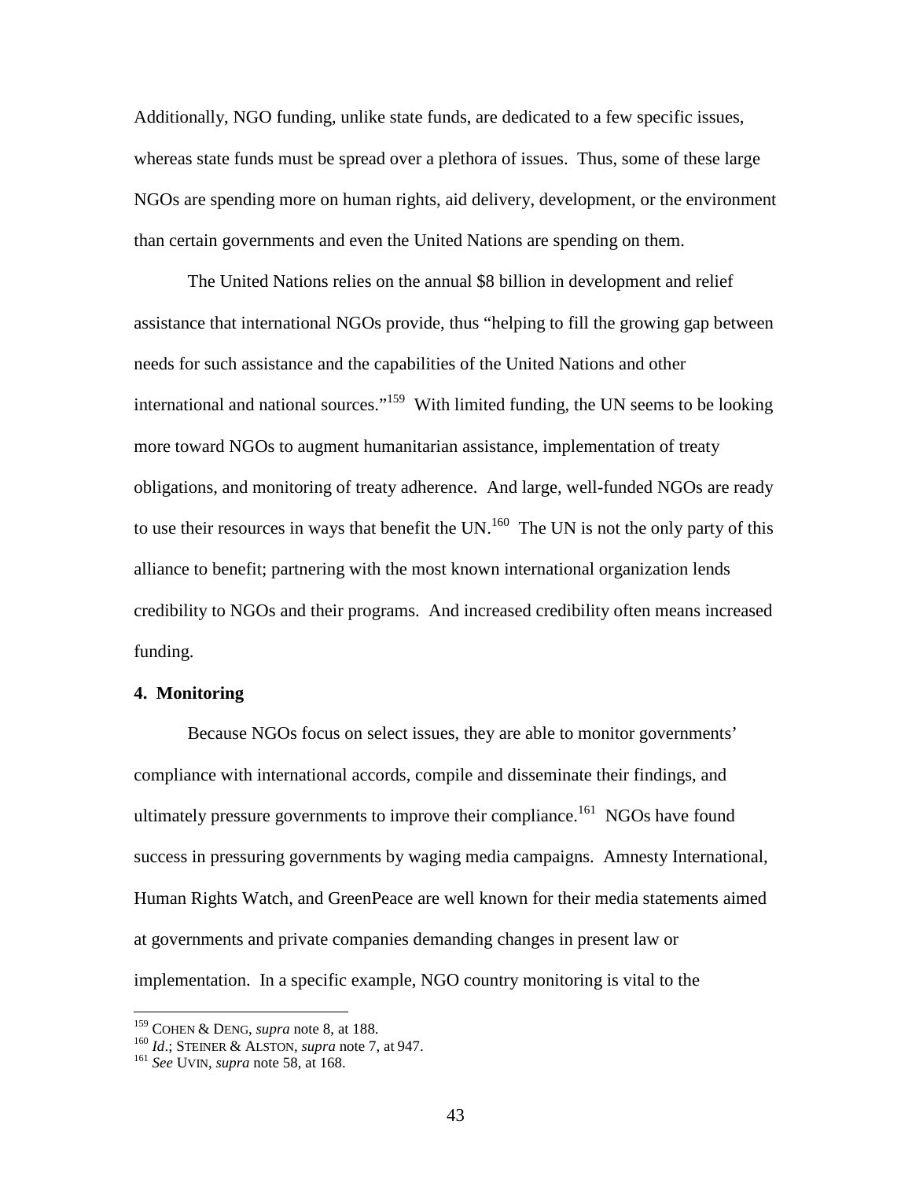Additionally, NGO funding, unlike state funds, are dedicated to a few specific issues, whereas state funds must be spread over a plethora of issues. Thus, some of these large NGOs are spending more on human rights, aid delivery, development, or the environment than certain governments and even the United Nations are spending on them.

The United Nations relies on the annual $8 billion in development and relief assistance that international NGOs provide, thus "helping to fill the growing gap between needs for such assistance and the capabilities of the United Nations and other international and national sources."[159] With limited funding, the UN seems to be looking more toward NGOs to augment humanitarian assistance, implementation of treaty obligations, and monitoring of treaty adherence. And large, well-funded NGOs are ready to use their resources in ways that benefit the UN.[160] The UN is not the only party of this alliance to benefit; partnering with the most known international organization lends credibility to NGOs and their programs. And increased credibility often means increased funding.

**4. Monitoring**

Because NGOs focus on select issues, they are able to monitor governments' compliance with international accords, compile and disseminate their findings, and ultimately pressure governments to improve their compliance.[161] NGOs have found success in pressuring governments by waging media campaigns. Amnesty International, Human Rights Watch, and GreenPeace are well known for their media statements aimed at governments and private companies demanding changes in present law or implementation. In a specific example, NGO country monitoring is vital to the

[159] COHEN & DENG, *supra* note 8, at 188.
[160] *Id*.; STEINER & ALSTON, *supra* note 7, at 947.
[161] *See* UVIN, *supra* note 58, at 168.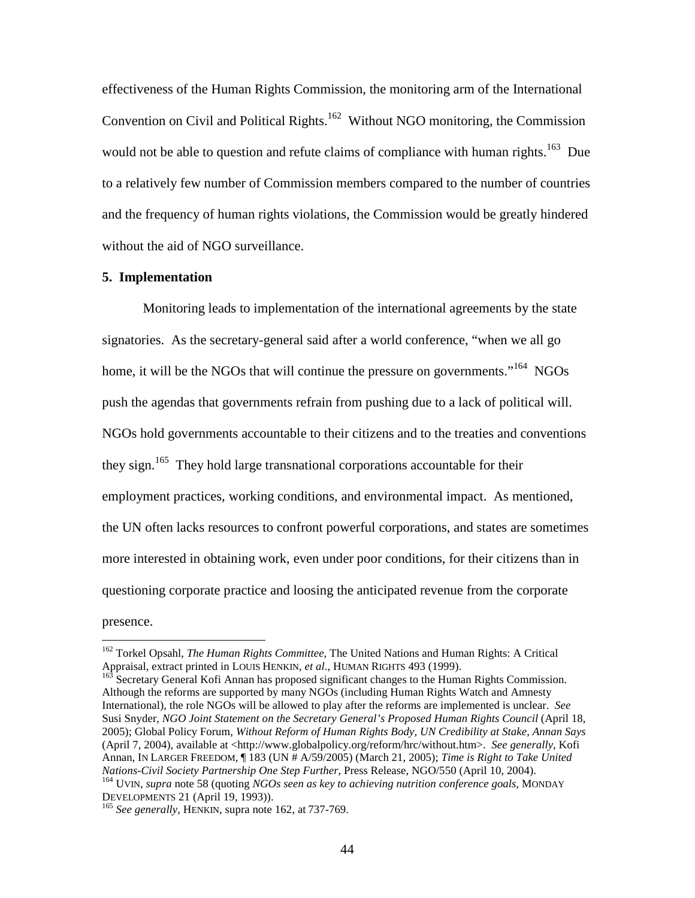effectiveness of the Human Rights Commission, the monitoring arm of the International Convention on Civil and Political Rights.[162] Without NGO monitoring, the Commission would not be able to question and refute claims of compliance with human rights.[163] Due to a relatively few number of Commission members compared to the number of countries and the frequency of human rights violations, the Commission would be greatly hindered without the aid of NGO surveillance.

**5. Implementation**

Monitoring leads to implementation of the international agreements by the state signatories. As the secretary-general said after a world conference, "when we all go home, it will be the NGOs that will continue the pressure on governments."[164] NGOs push the agendas that governments refrain from pushing due to a lack of political will. NGOs hold governments accountable to their citizens and to the treaties and conventions they sign.[165] They hold large transnational corporations accountable for their employment practices, working conditions, and environmental impact. As mentioned, the UN often lacks resources to confront powerful corporations, and states are sometimes more interested in obtaining work, even under poor conditions, for their citizens than in questioning corporate practice and loosing the anticipated revenue from the corporate presence.

---

[162] Torkel Opsahl, *The Human Rights Committee*, The United Nations and Human Rights: A Critical Appraisal, extract printed in LOUIS HENKIN, *et al*., HUMAN RIGHTS 493 (1999).

[163] Secretary General Kofi Annan has proposed significant changes to the Human Rights Commission. Although the reforms are supported by many NGOs (including Human Rights Watch and Amnesty International), the role NGOs will be allowed to play after the reforms are implemented is unclear. *See* Susi Snyder, *NGO Joint Statement on the Secretary General's Proposed Human Rights Council* (April 18, 2005); Global Policy Forum, *Without Reform of Human Rights Body, UN Credibility at Stake, Annan Says* (April 7, 2004), available at <http://www.globalpolicy.org/reform/hrc/without.htm>. *See generally*, Kofi Annan, IN LARGER FREEDOM, ¶ 183 (UN # A/59/2005) (March 21, 2005); *Time is Right to Take United Nations-Civil Society Partnership One Step Further*, Press Release, NGO/550 (April 10, 2004).

[164] UVIN, *supra* note 58 (quoting *NGOs seen as key to achieving nutrition conference goals*, MONDAY DEVELOPMENTS 21 (April 19, 1993)).

[165] *See generally*, HENKIN, supra note 162, at 737-769.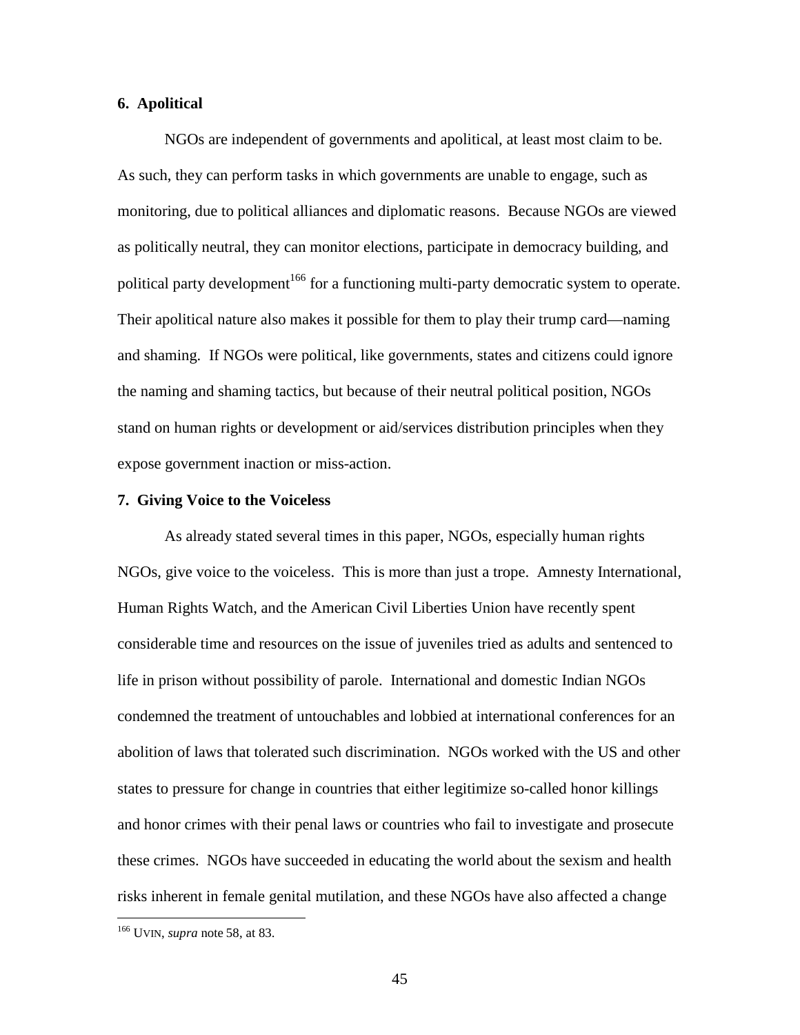### 6. Apolitical

NGOs are independent of governments and apolitical, at least most claim to be. As such, they can perform tasks in which governments are unable to engage, such as monitoring, due to political alliances and diplomatic reasons. Because NGOs are viewed as politically neutral, they can monitor elections, participate in democracy building, and political party development[166] for a functioning multi-party democratic system to operate. Their apolitical nature also makes it possible for them to play their trump card—naming and shaming. If NGOs were political, like governments, states and citizens could ignore the naming and shaming tactics, but because of their neutral political position, NGOs stand on human rights or development or aid/services distribution principles when they expose government inaction or miss-action.

### 7. Giving Voice to the Voiceless

As already stated several times in this paper, NGOs, especially human rights NGOs, give voice to the voiceless. This is more than just a trope. Amnesty International, Human Rights Watch, and the American Civil Liberties Union have recently spent considerable time and resources on the issue of juveniles tried as adults and sentenced to life in prison without possibility of parole. International and domestic Indian NGOs condemned the treatment of untouchables and lobbied at international conferences for an abolition of laws that tolerated such discrimination. NGOs worked with the US and other states to pressure for change in countries that either legitimize so-called honor killings and honor crimes with their penal laws or countries who fail to investigate and prosecute these crimes. NGOs have succeeded in educating the world about the sexism and health risks inherent in female genital mutilation, and these NGOs have also affected a change

---

[166] UVIN, *supra* note 58, at 83.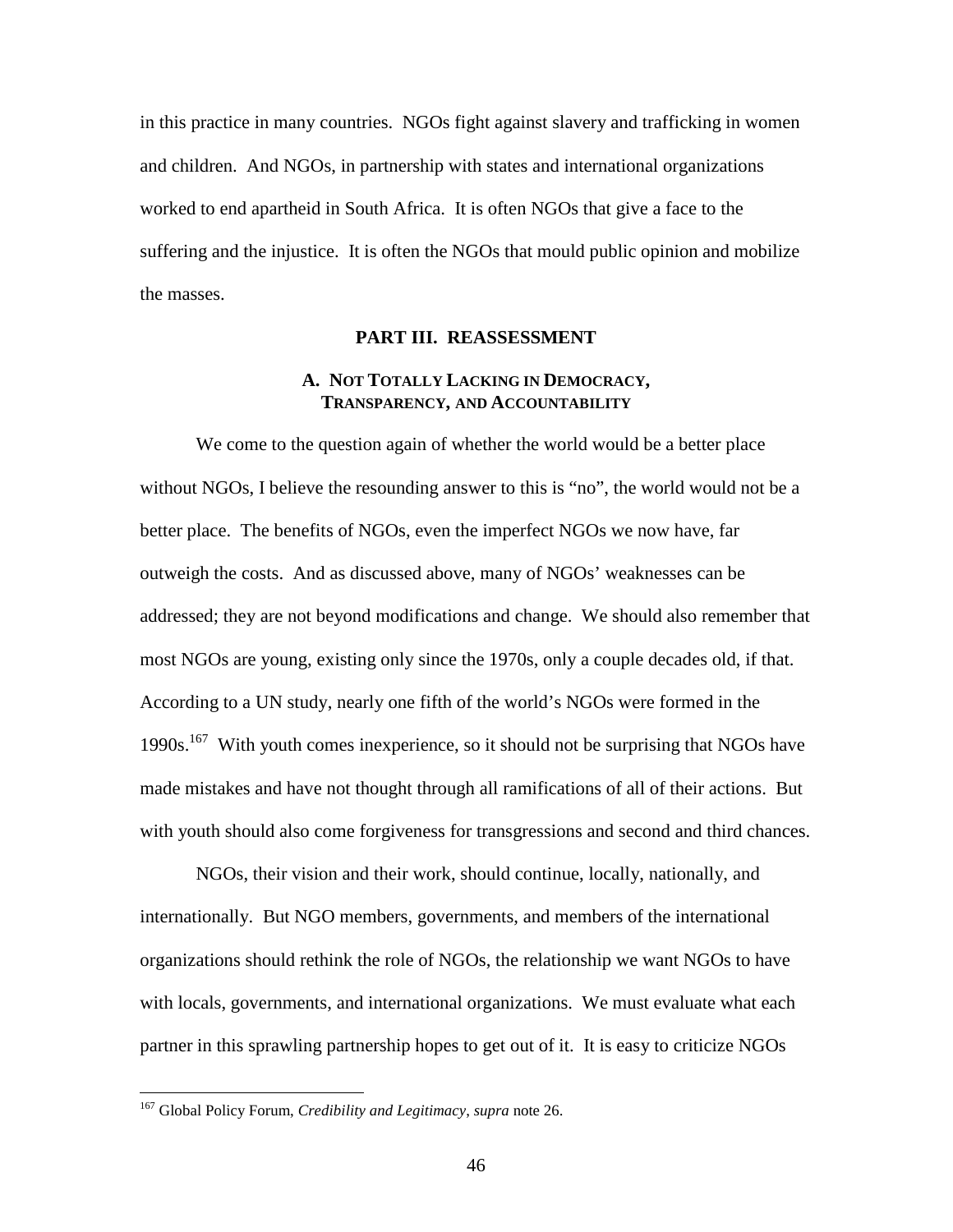in this practice in many countries. NGOs fight against slavery and trafficking in women and children. And NGOs, in partnership with states and international organizations worked to end apartheid in South Africa. It is often NGOs that give a face to the suffering and the injustice. It is often the NGOs that mould public opinion and mobilize the masses.

## PART III. REASSESSMENT

### A. NOT TOTALLY LACKING IN DEMOCRACY, TRANSPARENCY, AND ACCOUNTABILITY

We come to the question again of whether the world would be a better place without NGOs, I believe the resounding answer to this is "no", the world would not be a better place. The benefits of NGOs, even the imperfect NGOs we now have, far outweigh the costs. And as discussed above, many of NGOs' weaknesses can be addressed; they are not beyond modifications and change. We should also remember that most NGOs are young, existing only since the 1970s, only a couple decades old, if that. According to a UN study, nearly one fifth of the world's NGOs were formed in the 1990s.[167] With youth comes inexperience, so it should not be surprising that NGOs have made mistakes and have not thought through all ramifications of all of their actions. But with youth should also come forgiveness for transgressions and second and third chances.

NGOs, their vision and their work, should continue, locally, nationally, and internationally. But NGO members, governments, and members of the international organizations should rethink the role of NGOs, the relationship we want NGOs to have with locals, governments, and international organizations. We must evaluate what each partner in this sprawling partnership hopes to get out of it. It is easy to criticize NGOs

---

[167] Global Policy Forum, *Credibility and Legitimacy*, *supra* note 26.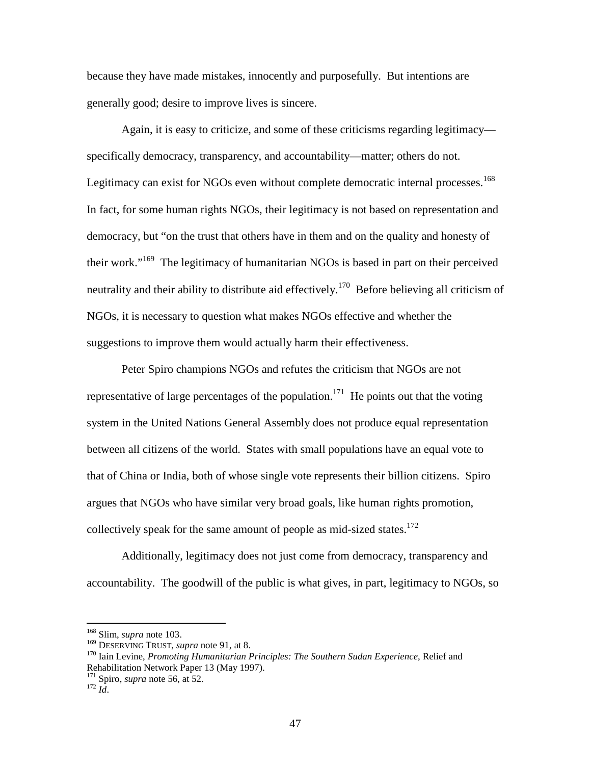because they have made mistakes, innocently and purposefully. But intentions are generally good; desire to improve lives is sincere.

Again, it is easy to criticize, and some of these criticisms regarding legitimacy—specifically democracy, transparency, and accountability—matter; others do not. Legitimacy can exist for NGOs even without complete democratic internal processes.[168] In fact, for some human rights NGOs, their legitimacy is not based on representation and democracy, but "on the trust that others have in them and on the quality and honesty of their work."[169] The legitimacy of humanitarian NGOs is based in part on their perceived neutrality and their ability to distribute aid effectively.[170] Before believing all criticism of NGOs, it is necessary to question what makes NGOs effective and whether the suggestions to improve them would actually harm their effectiveness.

Peter Spiro champions NGOs and refutes the criticism that NGOs are not representative of large percentages of the population.[171] He points out that the voting system in the United Nations General Assembly does not produce equal representation between all citizens of the world. States with small populations have an equal vote to that of China or India, both of whose single vote represents their billion citizens. Spiro argues that NGOs who have similar very broad goals, like human rights promotion, collectively speak for the same amount of people as mid-sized states.[172]

Additionally, legitimacy does not just come from democracy, transparency and accountability. The goodwill of the public is what gives, in part, legitimacy to NGOs, so

---

[168] Slim, *supra* note 103.

[169] DESERVING TRUST, *supra* note 91, at 8.

[170] Iain Levine, *Promoting Humanitarian Principles: The Southern Sudan Experience*, Relief and Rehabilitation Network Paper 13 (May 1997).

[171] Spiro, *supra* note 56, at 52.

[172] *Id*.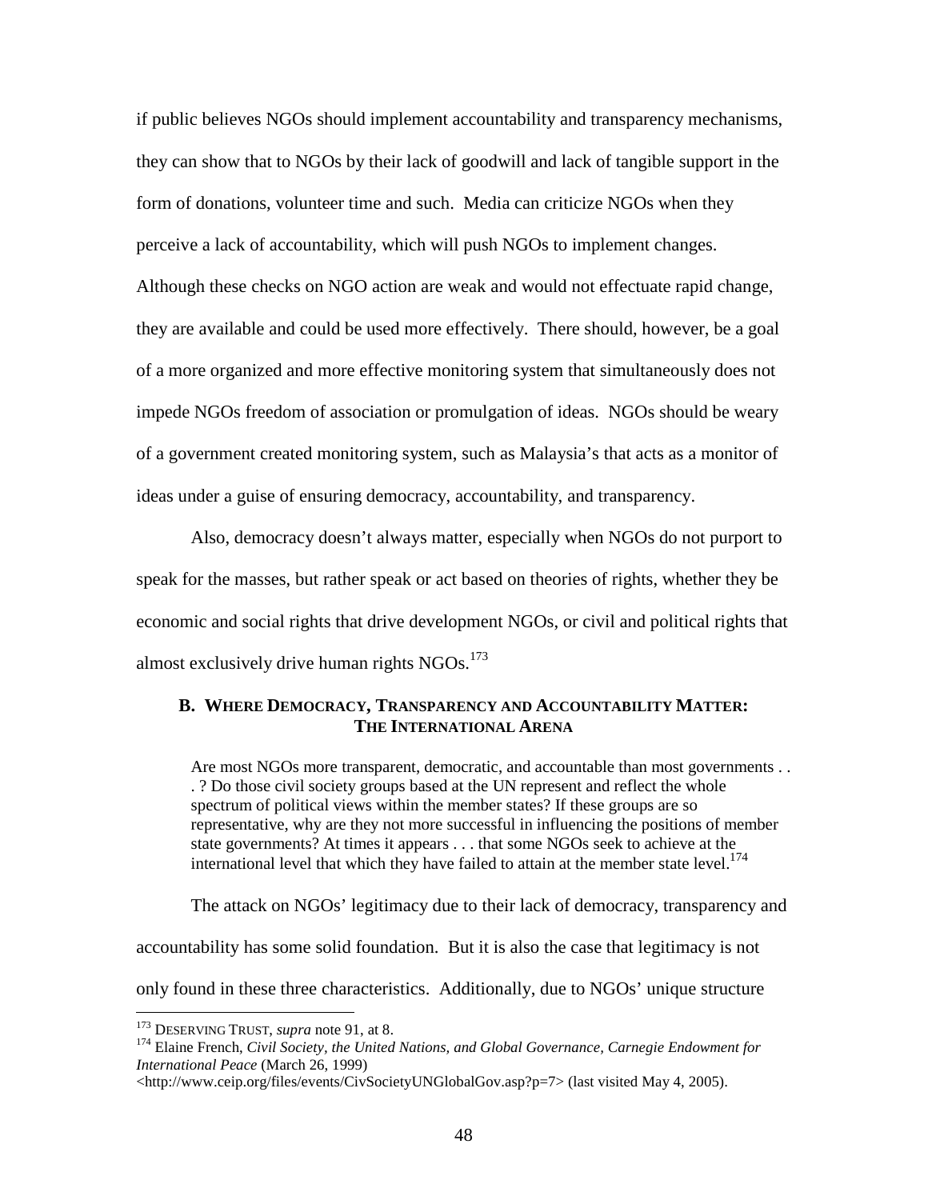if public believes NGOs should implement accountability and transparency mechanisms, they can show that to NGOs by their lack of goodwill and lack of tangible support in the form of donations, volunteer time and such. Media can criticize NGOs when they perceive a lack of accountability, which will push NGOs to implement changes. Although these checks on NGO action are weak and would not effectuate rapid change, they are available and could be used more effectively. There should, however, be a goal of a more organized and more effective monitoring system that simultaneously does not impede NGOs freedom of association or promulgation of ideas. NGOs should be weary of a government created monitoring system, such as Malaysia's that acts as a monitor of ideas under a guise of ensuring democracy, accountability, and transparency.

Also, democracy doesn't always matter, especially when NGOs do not purport to speak for the masses, but rather speak or act based on theories of rights, whether they be economic and social rights that drive development NGOs, or civil and political rights that almost exclusively drive human rights NGOs.[173]

### B. WHERE DEMOCRACY, TRANSPARENCY AND ACCOUNTABILITY MATTER: THE INTERNATIONAL ARENA

> Are most NGOs more transparent, democratic, and accountable than most governments . . . ? Do those civil society groups based at the UN represent and reflect the whole spectrum of political views within the member states? If these groups are so representative, why are they not more successful in influencing the positions of member state governments? At times it appears . . . that some NGOs seek to achieve at the international level that which they have failed to attain at the member state level.[174]

The attack on NGOs' legitimacy due to their lack of democracy, transparency and accountability has some solid foundation. But it is also the case that legitimacy is not only found in these three characteristics. Additionally, due to NGOs' unique structure

---

[173] DESERVING TRUST, *supra* note 91, at 8.

[174] Elaine French, *Civil Society, the United Nations, and Global Governance, Carnegie Endowment for International Peace* (March 26, 1999) <http://www.ceip.org/files/events/CivSocietyUNGlobalGov.asp?p=7> (last visited May 4, 2005).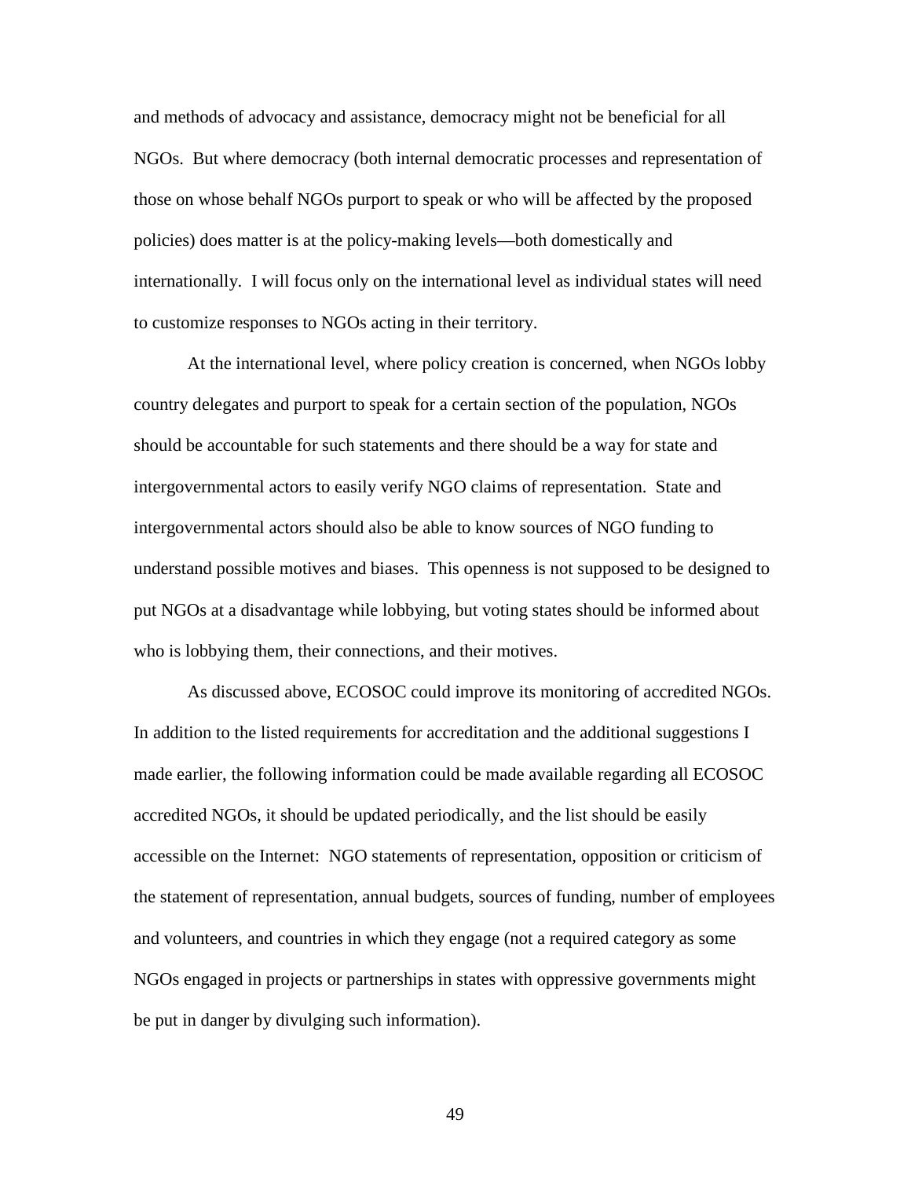and methods of advocacy and assistance, democracy might not be beneficial for all NGOs. But where democracy (both internal democratic processes and representation of those on whose behalf NGOs purport to speak or who will be affected by the proposed policies) does matter is at the policy-making levels—both domestically and internationally. I will focus only on the international level as individual states will need to customize responses to NGOs acting in their territory.

At the international level, where policy creation is concerned, when NGOs lobby country delegates and purport to speak for a certain section of the population, NGOs should be accountable for such statements and there should be a way for state and intergovernmental actors to easily verify NGO claims of representation. State and intergovernmental actors should also be able to know sources of NGO funding to understand possible motives and biases. This openness is not supposed to be designed to put NGOs at a disadvantage while lobbying, but voting states should be informed about who is lobbying them, their connections, and their motives.

As discussed above, ECOSOC could improve its monitoring of accredited NGOs. In addition to the listed requirements for accreditation and the additional suggestions I made earlier, the following information could be made available regarding all ECOSOC accredited NGOs, it should be updated periodically, and the list should be easily accessible on the Internet: NGO statements of representation, opposition or criticism of the statement of representation, annual budgets, sources of funding, number of employees and volunteers, and countries in which they engage (not a required category as some NGOs engaged in projects or partnerships in states with oppressive governments might be put in danger by divulging such information).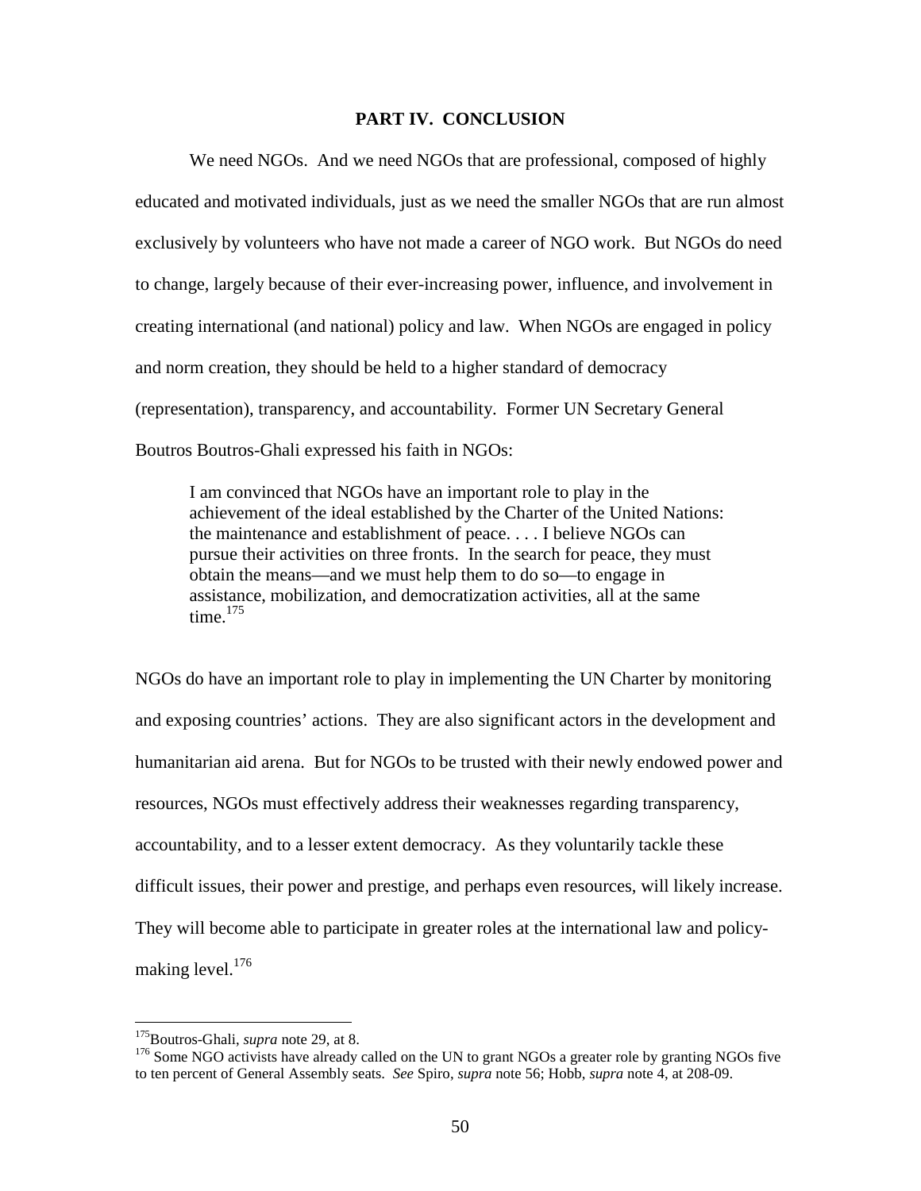## PART IV. CONCLUSION

We need NGOs. And we need NGOs that are professional, composed of highly educated and motivated individuals, just as we need the smaller NGOs that are run almost exclusively by volunteers who have not made a career of NGO work. But NGOs do need to change, largely because of their ever-increasing power, influence, and involvement in creating international (and national) policy and law. When NGOs are engaged in policy and norm creation, they should be held to a higher standard of democracy (representation), transparency, and accountability. Former UN Secretary General Boutros Boutros-Ghali expressed his faith in NGOs:

> I am convinced that NGOs have an important role to play in the achievement of the ideal established by the Charter of the United Nations: the maintenance and establishment of peace. . . . I believe NGOs can pursue their activities on three fronts. In the search for peace, they must obtain the means—and we must help them to do so—to engage in assistance, mobilization, and democratization activities, all at the same time.[175]

NGOs do have an important role to play in implementing the UN Charter by monitoring and exposing countries' actions. They are also significant actors in the development and humanitarian aid arena. But for NGOs to be trusted with their newly endowed power and resources, NGOs must effectively address their weaknesses regarding transparency, accountability, and to a lesser extent democracy. As they voluntarily tackle these difficult issues, their power and prestige, and perhaps even resources, will likely increase. They will become able to participate in greater roles at the international law and policy-making level.[176]

---

[175] Boutros-Ghali, *supra* note 29, at 8.

[176] Some NGO activists have already called on the UN to grant NGOs a greater role by granting NGOs five to ten percent of General Assembly seats. *See* Spiro, *supra* note 56; Hobb, *supra* note 4, at 208-09.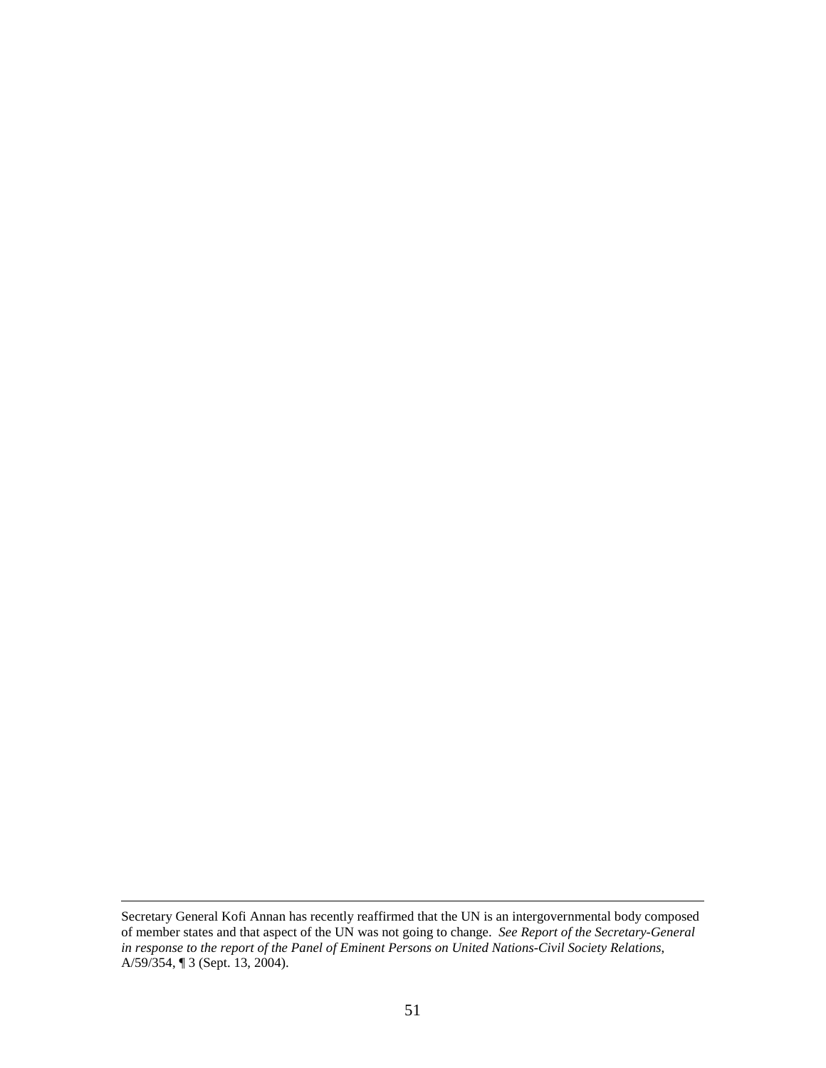Secretary General Kofi Annan has recently reaffirmed that the UN is an intergovernmental body composed of member states and that aspect of the UN was not going to change. *See Report of the Secretary-General in response to the report of the Panel of Eminent Persons on United Nations-Civil Society Relations*, A/59/354, ¶ 3 (Sept. 13, 2004).